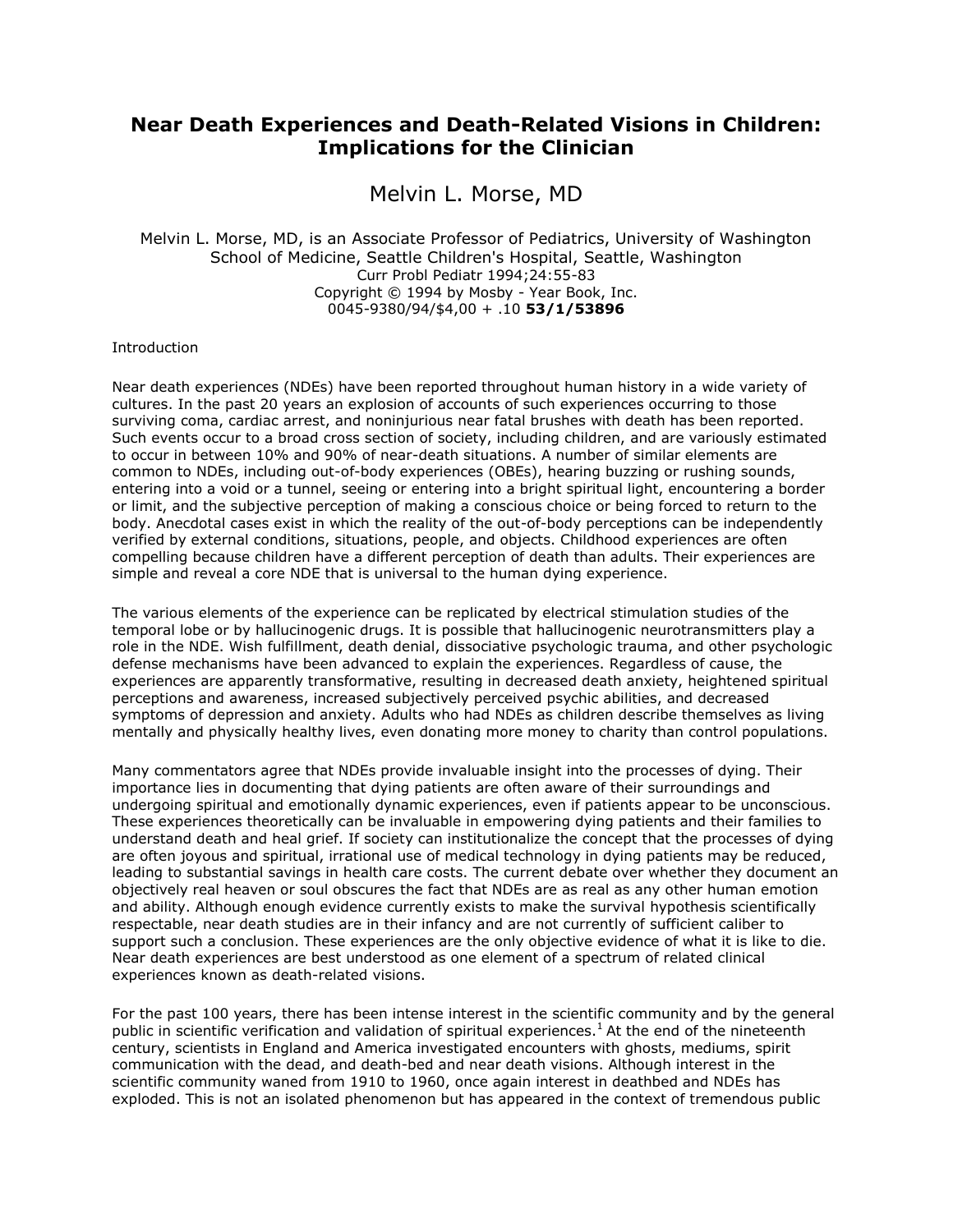# Near Death Experiences and Death-Related Visions in Children: Implications for the Clinician

Melvin L. Morse, MD

Melvin L. Morse, MD, is an Associate Professor of Pediatrics, University of Washington School of Medicine, Seattle Children's Hospital, Seattle, Washington
Curr Probl Pediatr 1994;24:55-83
Copyright © 1994 by Mosby - Year Book, Inc.
0045-9380/94/$4,00 + .10 **53/1/53896**

## Introduction

Near death experiences (NDEs) have been reported throughout human history in a wide variety of cultures. In the past 20 years an explosion of accounts of such experiences occurring to those surviving coma, cardiac arrest, and noninjurious near fatal brushes with death has been reported. Such events occur to a broad cross section of society, including children, and are variously estimated to occur in between 10% and 90% of near-death situations. A number of similar elements are common to NDEs, including out-of-body experiences (OBEs), hearing buzzing or rushing sounds, entering into a void or a tunnel, seeing or entering into a bright spiritual light, encountering a border or limit, and the subjective perception of making a conscious choice or being forced to return to the body. Anecdotal cases exist in which the reality of the out-of-body perceptions can be independently verified by external conditions, situations, people, and objects. Childhood experiences are often compelling because children have a different perception of death than adults. Their experiences are simple and reveal a core NDE that is universal to the human dying experience.

The various elements of the experience can be replicated by electrical stimulation studies of the temporal lobe or by hallucinogenic drugs. It is possible that hallucinogenic neurotransmitters play a role in the NDE. Wish fulfillment, death denial, dissociative psychologic trauma, and other psychologic defense mechanisms have been advanced to explain the experiences. Regardless of cause, the experiences are apparently transformative, resulting in decreased death anxiety, heightened spiritual perceptions and awareness, increased subjectively perceived psychic abilities, and decreased symptoms of depression and anxiety. Adults who had NDEs as children describe themselves as living mentally and physically healthy lives, even donating more money to charity than control populations.

Many commentators agree that NDEs provide invaluable insight into the processes of dying. Their importance lies in documenting that dying patients are often aware of their surroundings and undergoing spiritual and emotionally dynamic experiences, even if patients appear to be unconscious. These experiences theoretically can be invaluable in empowering dying patients and their families to understand death and heal grief. If society can institutionalize the concept that the processes of dying are often joyous and spiritual, irrational use of medical technology in dying patients may be reduced, leading to substantial savings in health care costs. The current debate over whether they document an objectively real heaven or soul obscures the fact that NDEs are as real as any other human emotion and ability. Although enough evidence currently exists to make the survival hypothesis scientifically respectable, near death studies are in their infancy and are not currently of sufficient caliber to support such a conclusion. These experiences are the only objective evidence of what it is like to die. Near death experiences are best understood as one element of a spectrum of related clinical experiences known as death-related visions.

For the past 100 years, there has been intense interest in the scientific community and by the general public in scientific verification and validation of spiritual experiences.[1] At the end of the nineteenth century, scientists in England and America investigated encounters with ghosts, mediums, spirit communication with the dead, and death-bed and near death visions. Although interest in the scientific community waned from 1910 to 1960, once again interest in deathbed and NDEs has exploded. This is not an isolated phenomenon but has appeared in the context of tremendous public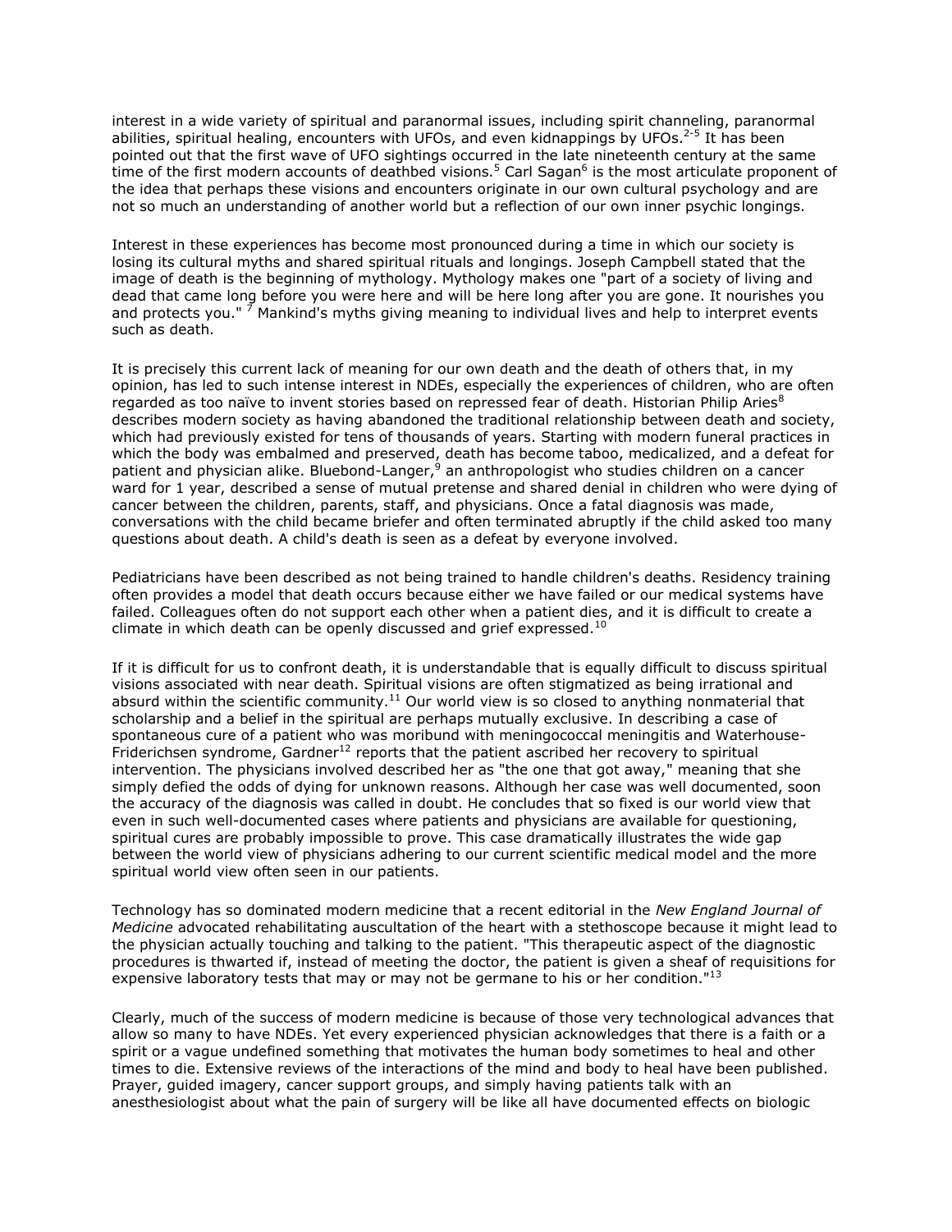interest in a wide variety of spiritual and paranormal issues, including spirit channeling, paranormal abilities, spiritual healing, encounters with UFOs, and even kidnappings by UFOs.[2-5] It has been pointed out that the first wave of UFO sightings occurred in the late nineteenth century at the same time of the first modern accounts of deathbed visions.[5] Carl Sagan[6] is the most articulate proponent of the idea that perhaps these visions and encounters originate in our own cultural psychology and are not so much an understanding of another world but a reflection of our own inner psychic longings.

Interest in these experiences has become most pronounced during a time in which our society is losing its cultural myths and shared spiritual rituals and longings. Joseph Campbell stated that the image of death is the beginning of mythology. Mythology makes one "part of a society of living and dead that came long before you were here and will be here long after you are gone. It nourishes you and protects you." [7] Mankind's myths giving meaning to individual lives and help to interpret events such as death.

It is precisely this current lack of meaning for our own death and the death of others that, in my opinion, has led to such intense interest in NDEs, especially the experiences of children, who are often regarded as too naïve to invent stories based on repressed fear of death. Historian Philip Aries[8] describes modern society as having abandoned the traditional relationship between death and society, which had previously existed for tens of thousands of years. Starting with modern funeral practices in which the body was embalmed and preserved, death has become taboo, medicalized, and a defeat for patient and physician alike. Bluebond-Langer,[9] an anthropologist who studies children on a cancer ward for 1 year, described a sense of mutual pretense and shared denial in children who were dying of cancer between the children, parents, staff, and physicians. Once a fatal diagnosis was made, conversations with the child became briefer and often terminated abruptly if the child asked too many questions about death. A child's death is seen as a defeat by everyone involved.

Pediatricians have been described as not being trained to handle children's deaths. Residency training often provides a model that death occurs because either we have failed or our medical systems have failed. Colleagues often do not support each other when a patient dies, and it is difficult to create a climate in which death can be openly discussed and grief expressed.[10]

If it is difficult for us to confront death, it is understandable that is equally difficult to discuss spiritual visions associated with near death. Spiritual visions are often stigmatized as being irrational and absurd within the scientific community.[11] Our world view is so closed to anything nonmaterial that scholarship and a belief in the spiritual are perhaps mutually exclusive. In describing a case of spontaneous cure of a patient who was moribund with meningococcal meningitis and Waterhouse-Friderichsen syndrome, Gardner[12] reports that the patient ascribed her recovery to spiritual intervention. The physicians involved described her as "the one that got away," meaning that she simply defied the odds of dying for unknown reasons. Although her case was well documented, soon the accuracy of the diagnosis was called in doubt. He concludes that so fixed is our world view that even in such well-documented cases where patients and physicians are available for questioning, spiritual cures are probably impossible to prove. This case dramatically illustrates the wide gap between the world view of physicians adhering to our current scientific medical model and the more spiritual world view often seen in our patients.

Technology has so dominated modern medicine that a recent editorial in the *New England Journal of Medicine* advocated rehabilitating auscultation of the heart with a stethoscope because it might lead to the physician actually touching and talking to the patient. "This therapeutic aspect of the diagnostic procedures is thwarted if, instead of meeting the doctor, the patient is given a sheaf of requisitions for expensive laboratory tests that may or may not be germane to his or her condition."[13]

Clearly, much of the success of modern medicine is because of those very technological advances that allow so many to have NDEs. Yet every experienced physician acknowledges that there is a faith or a spirit or a vague undefined something that motivates the human body sometimes to heal and other times to die. Extensive reviews of the interactions of the mind and body to heal have been published. Prayer, guided imagery, cancer support groups, and simply having patients talk with an anesthesiologist about what the pain of surgery will be like all have documented effects on biologic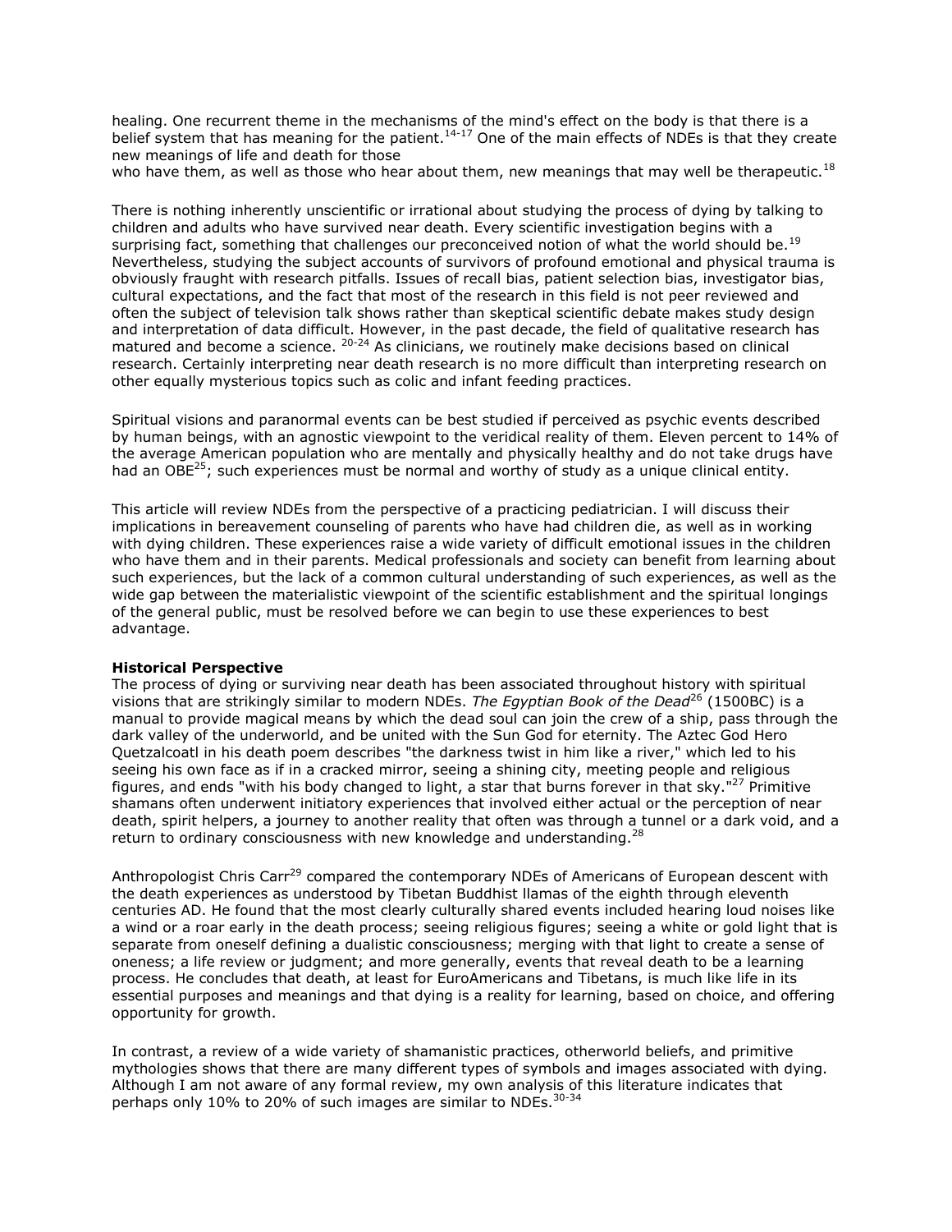healing. One recurrent theme in the mechanisms of the mind's effect on the body is that there is a belief system that has meaning for the patient.[14-17] One of the main effects of NDEs is that they create new meanings of life and death for those who have them, as well as those who hear about them, new meanings that may well be therapeutic.[18]

There is nothing inherently unscientific or irrational about studying the process of dying by talking to children and adults who have survived near death. Every scientific investigation begins with a surprising fact, something that challenges our preconceived notion of what the world should be.[19] Nevertheless, studying the subject accounts of survivors of profound emotional and physical trauma is obviously fraught with research pitfalls. Issues of recall bias, patient selection bias, investigator bias, cultural expectations, and the fact that most of the research in this field is not peer reviewed and often the subject of television talk shows rather than skeptical scientific debate makes study design and interpretation of data difficult. However, in the past decade, the field of qualitative research has matured and become a science. [20-24] As clinicians, we routinely make decisions based on clinical research. Certainly interpreting near death research is no more difficult than interpreting research on other equally mysterious topics such as colic and infant feeding practices.

Spiritual visions and paranormal events can be best studied if perceived as psychic events described by human beings, with an agnostic viewpoint to the veridical reality of them. Eleven percent to 14% of the average American population who are mentally and physically healthy and do not take drugs have had an OBE[25]; such experiences must be normal and worthy of study as a unique clinical entity.

This article will review NDEs from the perspective of a practicing pediatrician. I will discuss their implications in bereavement counseling of parents who have had children die, as well as in working with dying children. These experiences raise a wide variety of difficult emotional issues in the children who have them and in their parents. Medical professionals and society can benefit from learning about such experiences, but the lack of a common cultural understanding of such experiences, as well as the wide gap between the materialistic viewpoint of the scientific establishment and the spiritual longings of the general public, must be resolved before we can begin to use these experiences to best advantage.

**Historical Perspective**

The process of dying or surviving near death has been associated throughout history with spiritual visions that are strikingly similar to modern NDEs. *The Egyptian Book of the Dead*[26] (1500BC) is a manual to provide magical means by which the dead soul can join the crew of a ship, pass through the dark valley of the underworld, and be united with the Sun God for eternity. The Aztec God Hero Quetzalcoatl in his death poem describes "the darkness twist in him like a river," which led to his seeing his own face as if in a cracked mirror, seeing a shining city, meeting people and religious figures, and ends "with his body changed to light, a star that burns forever in that sky."[27] Primitive shamans often underwent initiatory experiences that involved either actual or the perception of near death, spirit helpers, a journey to another reality that often was through a tunnel or a dark void, and a return to ordinary consciousness with new knowledge and understanding.[28]

Anthropologist Chris Carr[29] compared the contemporary NDEs of Americans of European descent with the death experiences as understood by Tibetan Buddhist llamas of the eighth through eleventh centuries AD. He found that the most clearly culturally shared events included hearing loud noises like a wind or a roar early in the death process; seeing religious figures; seeing a white or gold light that is separate from oneself defining a dualistic consciousness; merging with that light to create a sense of oneness; a life review or judgment; and more generally, events that reveal death to be a learning process. He concludes that death, at least for EuroAmericans and Tibetans, is much like life in its essential purposes and meanings and that dying is a reality for learning, based on choice, and offering opportunity for growth.

In contrast, a review of a wide variety of shamanistic practices, otherworld beliefs, and primitive mythologies shows that there are many different types of symbols and images associated with dying. Although I am not aware of any formal review, my own analysis of this literature indicates that perhaps only 10% to 20% of such images are similar to NDEs.[30-34]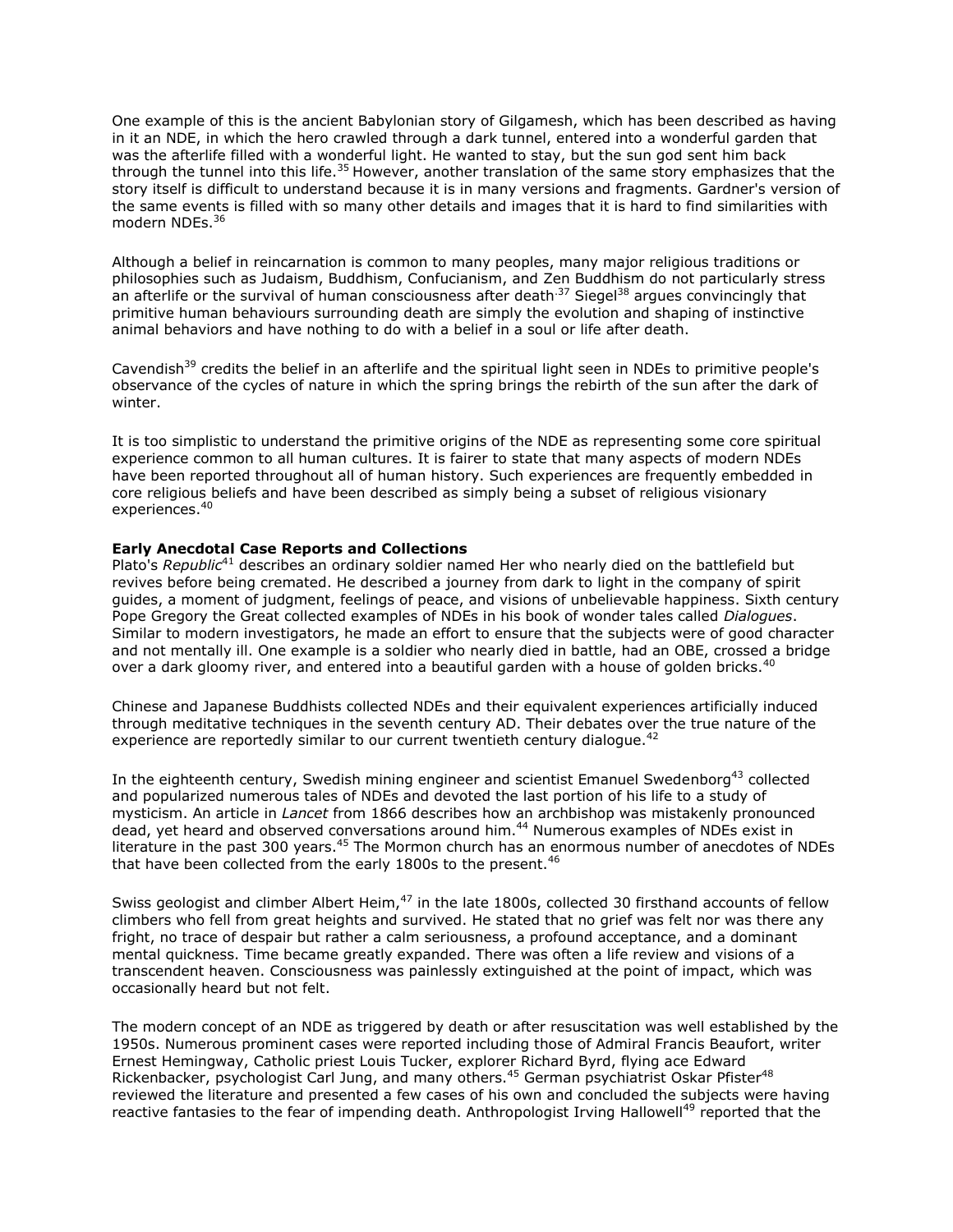One example of this is the ancient Babylonian story of Gilgamesh, which has been described as having in it an NDE, in which the hero crawled through a dark tunnel, entered into a wonderful garden that was the afterlife filled with a wonderful light. He wanted to stay, but the sun god sent him back through the tunnel into this life.[35] However, another translation of the same story emphasizes that the story itself is difficult to understand because it is in many versions and fragments. Gardner's version of the same events is filled with so many other details and images that it is hard to find similarities with modern NDEs.[36]

Although a belief in reincarnation is common to many peoples, many major religious traditions or philosophies such as Judaism, Buddhism, Confucianism, and Zen Buddhism do not particularly stress an afterlife or the survival of human consciousness after death.[37] Siegel[38] argues convincingly that primitive human behaviours surrounding death are simply the evolution and shaping of instinctive animal behaviors and have nothing to do with a belief in a soul or life after death.

Cavendish[39] credits the belief in an afterlife and the spiritual light seen in NDEs to primitive people's observance of the cycles of nature in which the spring brings the rebirth of the sun after the dark of winter.

It is too simplistic to understand the primitive origins of the NDE as representing some core spiritual experience common to all human cultures. It is fairer to state that many aspects of modern NDEs have been reported throughout all of human history. Such experiences are frequently embedded in core religious beliefs and have been described as simply being a subset of religious visionary experiences.[40]

**Early Anecdotal Case Reports and Collections**

Plato's *Republic*[41] describes an ordinary soldier named Her who nearly died on the battlefield but revives before being cremated. He described a journey from dark to light in the company of spirit guides, a moment of judgment, feelings of peace, and visions of unbelievable happiness. Sixth century Pope Gregory the Great collected examples of NDEs in his book of wonder tales called *Dialogues*. Similar to modern investigators, he made an effort to ensure that the subjects were of good character and not mentally ill. One example is a soldier who nearly died in battle, had an OBE, crossed a bridge over a dark gloomy river, and entered into a beautiful garden with a house of golden bricks.[40]

Chinese and Japanese Buddhists collected NDEs and their equivalent experiences artificially induced through meditative techniques in the seventh century AD. Their debates over the true nature of the experience are reportedly similar to our current twentieth century dialogue.[42]

In the eighteenth century, Swedish mining engineer and scientist Emanuel Swedenborg[43] collected and popularized numerous tales of NDEs and devoted the last portion of his life to a study of mysticism. An article in *Lancet* from 1866 describes how an archbishop was mistakenly pronounced dead, yet heard and observed conversations around him.[44] Numerous examples of NDEs exist in literature in the past 300 years.[45] The Mormon church has an enormous number of anecdotes of NDEs that have been collected from the early 1800s to the present.[46]

Swiss geologist and climber Albert Heim,[47] in the late 1800s, collected 30 firsthand accounts of fellow climbers who fell from great heights and survived. He stated that no grief was felt nor was there any fright, no trace of despair but rather a calm seriousness, a profound acceptance, and a dominant mental quickness. Time became greatly expanded. There was often a life review and visions of a transcendent heaven. Consciousness was painlessly extinguished at the point of impact, which was occasionally heard but not felt.

The modern concept of an NDE as triggered by death or after resuscitation was well established by the 1950s. Numerous prominent cases were reported including those of Admiral Francis Beaufort, writer Ernest Hemingway, Catholic priest Louis Tucker, explorer Richard Byrd, flying ace Edward Rickenbacker, psychologist Carl Jung, and many others.[45] German psychiatrist Oskar Pfister[48] reviewed the literature and presented a few cases of his own and concluded the subjects were having reactive fantasies to the fear of impending death. Anthropologist Irving Hallowell[49] reported that the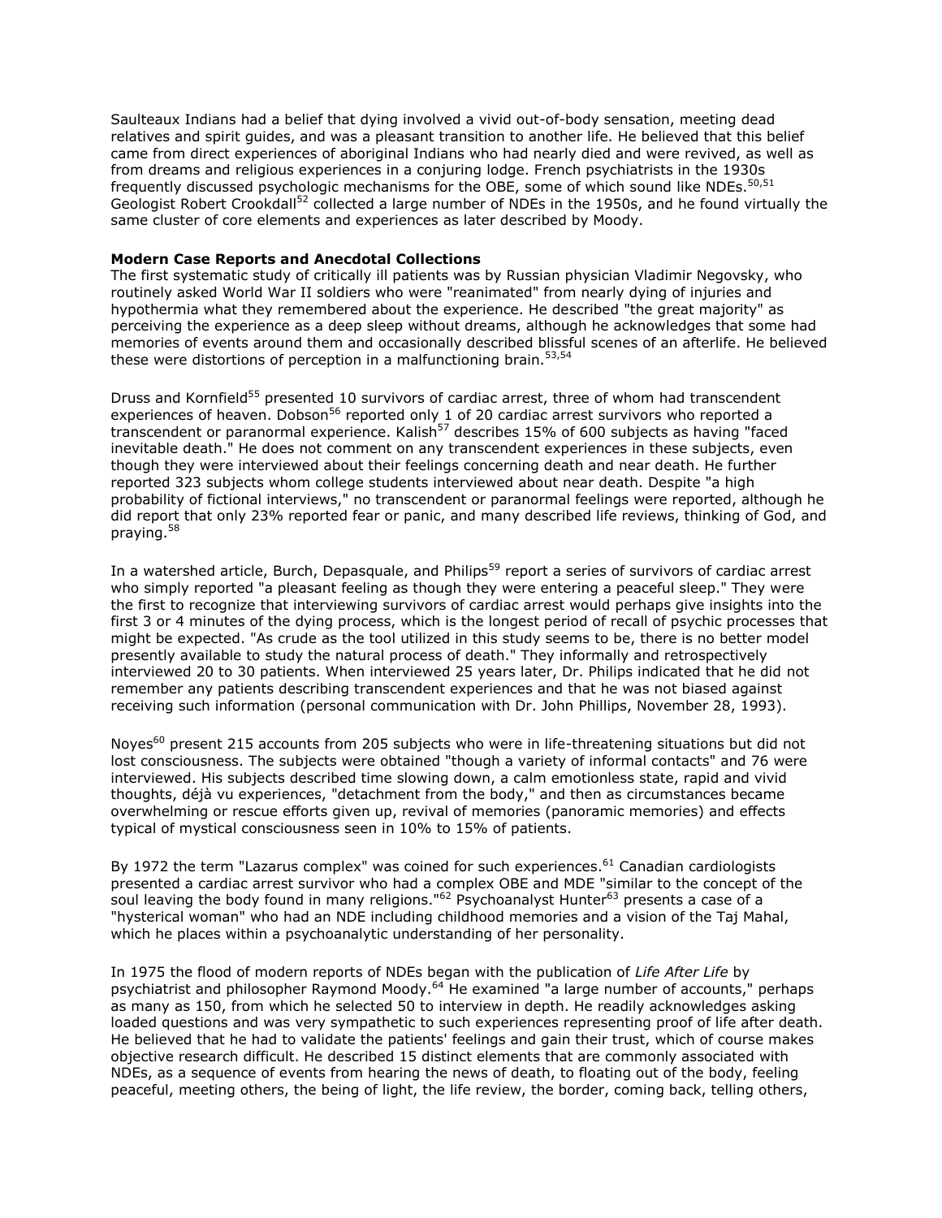Saulteaux Indians had a belief that dying involved a vivid out-of-body sensation, meeting dead relatives and spirit guides, and was a pleasant transition to another life. He believed that this belief came from direct experiences of aboriginal Indians who had nearly died and were revived, as well as from dreams and religious experiences in a conjuring lodge. French psychiatrists in the 1930s frequently discussed psychologic mechanisms for the OBE, some of which sound like NDEs.[50,51] Geologist Robert Crookdall[52] collected a large number of NDEs in the 1950s, and he found virtually the same cluster of core elements and experiences as later described by Moody.

**Modern Case Reports and Anecdotal Collections**

The first systematic study of critically ill patients was by Russian physician Vladimir Negovsky, who routinely asked World War II soldiers who were "reanimated" from nearly dying of injuries and hypothermia what they remembered about the experience. He described "the great majority" as perceiving the experience as a deep sleep without dreams, although he acknowledges that some had memories of events around them and occasionally described blissful scenes of an afterlife. He believed these were distortions of perception in a malfunctioning brain.[53,54]

Druss and Kornfield[55] presented 10 survivors of cardiac arrest, three of whom had transcendent experiences of heaven. Dobson[56] reported only 1 of 20 cardiac arrest survivors who reported a transcendent or paranormal experience. Kalish[57] describes 15% of 600 subjects as having "faced inevitable death." He does not comment on any transcendent experiences in these subjects, even though they were interviewed about their feelings concerning death and near death. He further reported 323 subjects whom college students interviewed about near death. Despite "a high probability of fictional interviews," no transcendent or paranormal feelings were reported, although he did report that only 23% reported fear or panic, and many described life reviews, thinking of God, and praying.[58]

In a watershed article, Burch, Depasquale, and Philips[59] report a series of survivors of cardiac arrest who simply reported "a pleasant feeling as though they were entering a peaceful sleep." They were the first to recognize that interviewing survivors of cardiac arrest would perhaps give insights into the first 3 or 4 minutes of the dying process, which is the longest period of recall of psychic processes that might be expected. "As crude as the tool utilized in this study seems to be, there is no better model presently available to study the natural process of death." They informally and retrospectively interviewed 20 to 30 patients. When interviewed 25 years later, Dr. Philips indicated that he did not remember any patients describing transcendent experiences and that he was not biased against receiving such information (personal communication with Dr. John Phillips, November 28, 1993).

Noyes[60] present 215 accounts from 205 subjects who were in life-threatening situations but did not lost consciousness. The subjects were obtained "though a variety of informal contacts" and 76 were interviewed. His subjects described time slowing down, a calm emotionless state, rapid and vivid thoughts, déjà vu experiences, "detachment from the body," and then as circumstances became overwhelming or rescue efforts given up, revival of memories (panoramic memories) and effects typical of mystical consciousness seen in 10% to 15% of patients.

By 1972 the term "Lazarus complex" was coined for such experiences.[61] Canadian cardiologists presented a cardiac arrest survivor who had a complex OBE and MDE "similar to the concept of the soul leaving the body found in many religions."[62] Psychoanalyst Hunter[63] presents a case of a "hysterical woman" who had an NDE including childhood memories and a vision of the Taj Mahal, which he places within a psychoanalytic understanding of her personality.

In 1975 the flood of modern reports of NDEs began with the publication of *Life After Life* by psychiatrist and philosopher Raymond Moody.[64] He examined "a large number of accounts," perhaps as many as 150, from which he selected 50 to interview in depth. He readily acknowledges asking loaded questions and was very sympathetic to such experiences representing proof of life after death. He believed that he had to validate the patients' feelings and gain their trust, which of course makes objective research difficult. He described 15 distinct elements that are commonly associated with NDEs, as a sequence of events from hearing the news of death, to floating out of the body, feeling peaceful, meeting others, the being of light, the life review, the border, coming back, telling others,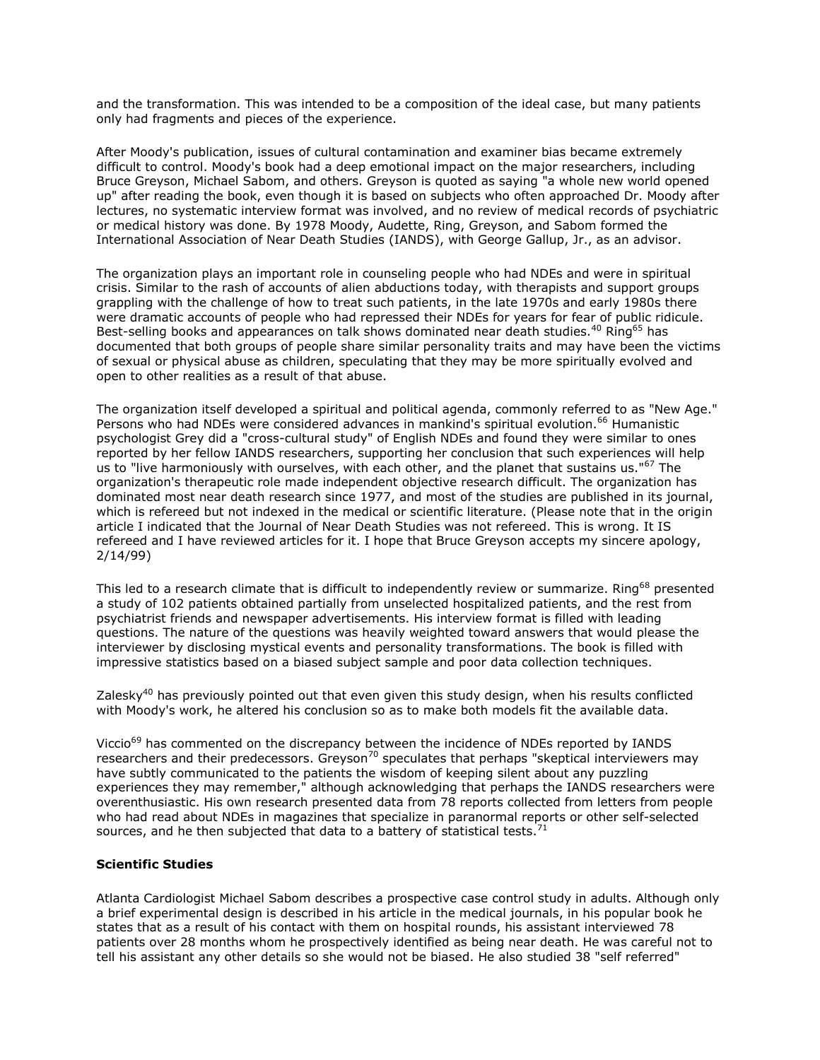and the transformation. This was intended to be a composition of the ideal case, but many patients only had fragments and pieces of the experience.

After Moody's publication, issues of cultural contamination and examiner bias became extremely difficult to control. Moody's book had a deep emotional impact on the major researchers, including Bruce Greyson, Michael Sabom, and others. Greyson is quoted as saying "a whole new world opened up" after reading the book, even though it is based on subjects who often approached Dr. Moody after lectures, no systematic interview format was involved, and no review of medical records of psychiatric or medical history was done. By 1978 Moody, Audette, Ring, Greyson, and Sabom formed the International Association of Near Death Studies (IANDS), with George Gallup, Jr., as an advisor.

The organization plays an important role in counseling people who had NDEs and were in spiritual crisis. Similar to the rash of accounts of alien abductions today, with therapists and support groups grappling with the challenge of how to treat such patients, in the late 1970s and early 1980s there were dramatic accounts of people who had repressed their NDEs for years for fear of public ridicule. Best-selling books and appearances on talk shows dominated near death studies.[40] Ring[65] has documented that both groups of people share similar personality traits and may have been the victims of sexual or physical abuse as children, speculating that they may be more spiritually evolved and open to other realities as a result of that abuse.

The organization itself developed a spiritual and political agenda, commonly referred to as "New Age." Persons who had NDEs were considered advances in mankind's spiritual evolution.[66] Humanistic psychologist Grey did a "cross-cultural study" of English NDEs and found they were similar to ones reported by her fellow IANDS researchers, supporting her conclusion that such experiences will help us to "live harmoniously with ourselves, with each other, and the planet that sustains us."[67] The organization's therapeutic role made independent objective research difficult. The organization has dominated most near death research since 1977, and most of the studies are published in its journal, which is refereed but not indexed in the medical or scientific literature. (Please note that in the origin article I indicated that the Journal of Near Death Studies was not refereed. This is wrong. It IS refereed and I have reviewed articles for it. I hope that Bruce Greyson accepts my sincere apology, 2/14/99)

This led to a research climate that is difficult to independently review or summarize. Ring[68] presented a study of 102 patients obtained partially from unselected hospitalized patients, and the rest from psychiatrist friends and newspaper advertisements. His interview format is filled with leading questions. The nature of the questions was heavily weighted toward answers that would please the interviewer by disclosing mystical events and personality transformations. The book is filled with impressive statistics based on a biased subject sample and poor data collection techniques.

Zalesky[40] has previously pointed out that even given this study design, when his results conflicted with Moody's work, he altered his conclusion so as to make both models fit the available data.

Viccio[69] has commented on the discrepancy between the incidence of NDEs reported by IANDS researchers and their predecessors. Greyson[70] speculates that perhaps "skeptical interviewers may have subtly communicated to the patients the wisdom of keeping silent about any puzzling experiences they may remember," although acknowledging that perhaps the IANDS researchers were overenthusiastic. His own research presented data from 78 reports collected from letters from people who had read about NDEs in magazines that specialize in paranormal reports or other self-selected sources, and he then subjected that data to a battery of statistical tests.[71]

**Scientific Studies**

Atlanta Cardiologist Michael Sabom describes a prospective case control study in adults. Although only a brief experimental design is described in his article in the medical journals, in his popular book he states that as a result of his contact with them on hospital rounds, his assistant interviewed 78 patients over 28 months whom he prospectively identified as being near death. He was careful not to tell his assistant any other details so she would not be biased. He also studied 38 "self referred"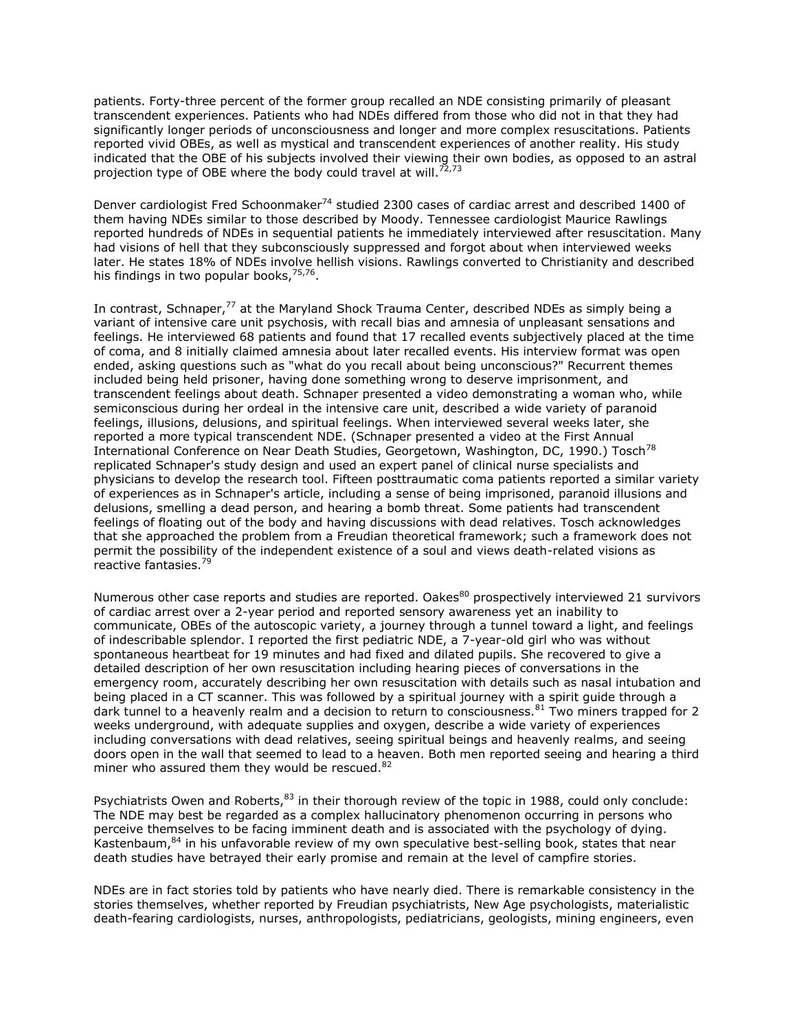patients. Forty-three percent of the former group recalled an NDE consisting primarily of pleasant transcendent experiences. Patients who had NDEs differed from those who did not in that they had significantly longer periods of unconsciousness and longer and more complex resuscitations. Patients reported vivid OBEs, as well as mystical and transcendent experiences of another reality. His study indicated that the OBE of his subjects involved their viewing their own bodies, as opposed to an astral projection type of OBE where the body could travel at will.[72,73]

Denver cardiologist Fred Schoonmaker[74] studied 2300 cases of cardiac arrest and described 1400 of them having NDEs similar to those described by Moody. Tennessee cardiologist Maurice Rawlings reported hundreds of NDEs in sequential patients he immediately interviewed after resuscitation. Many had visions of hell that they subconsciously suppressed and forgot about when interviewed weeks later. He states 18% of NDEs involve hellish visions. Rawlings converted to Christianity and described his findings in two popular books,[75,76].

In contrast, Schnaper,[77] at the Maryland Shock Trauma Center, described NDEs as simply being a variant of intensive care unit psychosis, with recall bias and amnesia of unpleasant sensations and feelings. He interviewed 68 patients and found that 17 recalled events subjectively placed at the time of coma, and 8 initially claimed amnesia about later recalled events. His interview format was open ended, asking questions such as "what do you recall about being unconscious?" Recurrent themes included being held prisoner, having done something wrong to deserve imprisonment, and transcendent feelings about death. Schnaper presented a video demonstrating a woman who, while semiconscious during her ordeal in the intensive care unit, described a wide variety of paranoid feelings, illusions, delusions, and spiritual feelings. When interviewed several weeks later, she reported a more typical transcendent NDE. (Schnaper presented a video at the First Annual International Conference on Near Death Studies, Georgetown, Washington, DC, 1990.) Tosch[78] replicated Schnaper's study design and used an expert panel of clinical nurse specialists and physicians to develop the research tool. Fifteen posttraumatic coma patients reported a similar variety of experiences as in Schnaper's article, including a sense of being imprisoned, paranoid illusions and delusions, smelling a dead person, and hearing a bomb threat. Some patients had transcendent feelings of floating out of the body and having discussions with dead relatives. Tosch acknowledges that she approached the problem from a Freudian theoretical framework; such a framework does not permit the possibility of the independent existence of a soul and views death-related visions as reactive fantasies.[79]

Numerous other case reports and studies are reported. Oakes[80] prospectively interviewed 21 survivors of cardiac arrest over a 2-year period and reported sensory awareness yet an inability to communicate, OBEs of the autoscopic variety, a journey through a tunnel toward a light, and feelings of indescribable splendor. I reported the first pediatric NDE, a 7-year-old girl who was without spontaneous heartbeat for 19 minutes and had fixed and dilated pupils. She recovered to give a detailed description of her own resuscitation including hearing pieces of conversations in the emergency room, accurately describing her own resuscitation with details such as nasal intubation and being placed in a CT scanner. This was followed by a spiritual journey with a spirit guide through a dark tunnel to a heavenly realm and a decision to return to consciousness.[81] Two miners trapped for 2 weeks underground, with adequate supplies and oxygen, describe a wide variety of experiences including conversations with dead relatives, seeing spiritual beings and heavenly realms, and seeing doors open in the wall that seemed to lead to a heaven. Both men reported seeing and hearing a third miner who assured them they would be rescued.[82]

Psychiatrists Owen and Roberts,[83] in their thorough review of the topic in 1988, could only conclude: The NDE may best be regarded as a complex hallucinatory phenomenon occurring in persons who perceive themselves to be facing imminent death and is associated with the psychology of dying. Kastenbaum,[84] in his unfavorable review of my own speculative best-selling book, states that near death studies have betrayed their early promise and remain at the level of campfire stories.

NDEs are in fact stories told by patients who have nearly died. There is remarkable consistency in the stories themselves, whether reported by Freudian psychiatrists, New Age psychologists, materialistic death-fearing cardiologists, nurses, anthropologists, pediatricians, geologists, mining engineers, even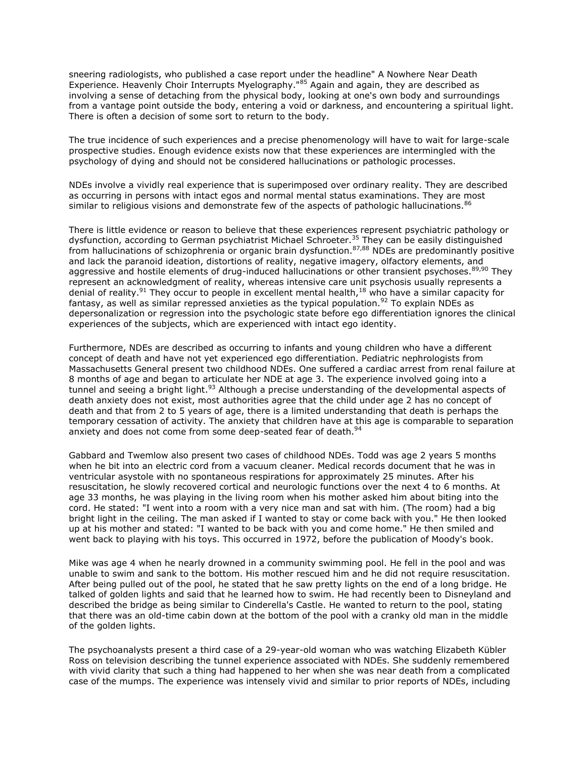sneering radiologists, who published a case report under the headline" A Nowhere Near Death Experience. Heavenly Choir Interrupts Myelography."[85] Again and again, they are described as involving a sense of detaching from the physical body, looking at one's own body and surroundings from a vantage point outside the body, entering a void or darkness, and encountering a spiritual light. There is often a decision of some sort to return to the body.

The true incidence of such experiences and a precise phenomenology will have to wait for large-scale prospective studies. Enough evidence exists now that these experiences are intermingled with the psychology of dying and should not be considered hallucinations or pathologic processes.

NDEs involve a vividly real experience that is superimposed over ordinary reality. They are described as occurring in persons with intact egos and normal mental status examinations. They are most similar to religious visions and demonstrate few of the aspects of pathologic hallucinations.[86]

There is little evidence or reason to believe that these experiences represent psychiatric pathology or dysfunction, according to German psychiatrist Michael Schroeter.[35] They can be easily distinguished from hallucinations of schizophrenia or organic brain dysfunction.[87,88] NDEs are predominantly positive and lack the paranoid ideation, distortions of reality, negative imagery, olfactory elements, and aggressive and hostile elements of drug-induced hallucinations or other transient psychoses.[89,90] They represent an acknowledgment of reality, whereas intensive care unit psychosis usually represents a denial of reality.[91] They occur to people in excellent mental health,[18] who have a similar capacity for fantasy, as well as similar repressed anxieties as the typical population.[92] To explain NDEs as depersonalization or regression into the psychologic state before ego differentiation ignores the clinical experiences of the subjects, which are experienced with intact ego identity.

Furthermore, NDEs are described as occurring to infants and young children who have a different concept of death and have not yet experienced ego differentiation. Pediatric nephrologists from Massachusetts General present two childhood NDEs. One suffered a cardiac arrest from renal failure at 8 months of age and began to articulate her NDE at age 3. The experience involved going into a tunnel and seeing a bright light.[93] Although a precise understanding of the developmental aspects of death anxiety does not exist, most authorities agree that the child under age 2 has no concept of death and that from 2 to 5 years of age, there is a limited understanding that death is perhaps the temporary cessation of activity. The anxiety that children have at this age is comparable to separation anxiety and does not come from some deep-seated fear of death.[94]

Gabbard and Twemlow also present two cases of childhood NDEs. Todd was age 2 years 5 months when he bit into an electric cord from a vacuum cleaner. Medical records document that he was in ventricular asystole with no spontaneous respirations for approximately 25 minutes. After his resuscitation, he slowly recovered cortical and neurologic functions over the next 4 to 6 months. At age 33 months, he was playing in the living room when his mother asked him about biting into the cord. He stated: "I went into a room with a very nice man and sat with him. (The room) had a big bright light in the ceiling. The man asked if I wanted to stay or come back with you." He then looked up at his mother and stated: "I wanted to be back with you and come home." He then smiled and went back to playing with his toys. This occurred in 1972, before the publication of Moody's book.

Mike was age 4 when he nearly drowned in a community swimming pool. He fell in the pool and was unable to swim and sank to the bottom. His mother rescued him and he did not require resuscitation. After being pulled out of the pool, he stated that he saw pretty lights on the end of a long bridge. He talked of golden lights and said that he learned how to swim. He had recently been to Disneyland and described the bridge as being similar to Cinderella's Castle. He wanted to return to the pool, stating that there was an old-time cabin down at the bottom of the pool with a cranky old man in the middle of the golden lights.

The psychoanalysts present a third case of a 29-year-old woman who was watching Elizabeth Kübler Ross on television describing the tunnel experience associated with NDEs. She suddenly remembered with vivid clarity that such a thing had happened to her when she was near death from a complicated case of the mumps. The experience was intensely vivid and similar to prior reports of NDEs, including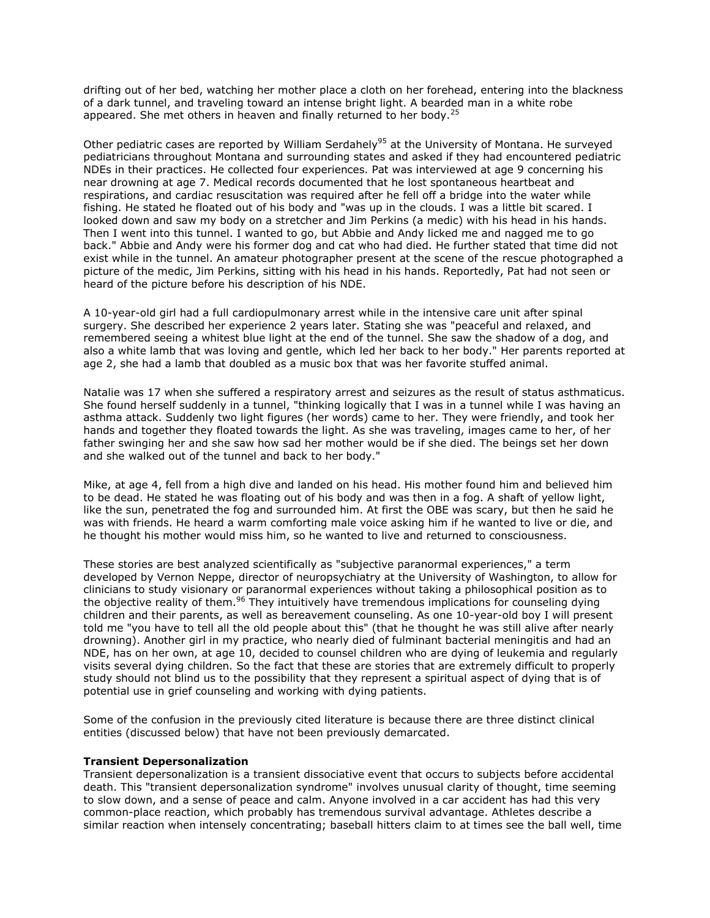drifting out of her bed, watching her mother place a cloth on her forehead, entering into the blackness of a dark tunnel, and traveling toward an intense bright light. A bearded man in a white robe appeared. She met others in heaven and finally returned to her body.[25]

Other pediatric cases are reported by William Serdahely[95] at the University of Montana. He surveyed pediatricians throughout Montana and surrounding states and asked if they had encountered pediatric NDEs in their practices. He collected four experiences. Pat was interviewed at age 9 concerning his near drowning at age 7. Medical records documented that he lost spontaneous heartbeat and respirations, and cardiac resuscitation was required after he fell off a bridge into the water while fishing. He stated he floated out of his body and "was up in the clouds. I was a little bit scared. I looked down and saw my body on a stretcher and Jim Perkins (a medic) with his head in his hands. Then I went into this tunnel. I wanted to go, but Abbie and Andy licked me and nagged me to go back." Abbie and Andy were his former dog and cat who had died. He further stated that time did not exist while in the tunnel. An amateur photographer present at the scene of the rescue photographed a picture of the medic, Jim Perkins, sitting with his head in his hands. Reportedly, Pat had not seen or heard of the picture before his description of his NDE.

A 10-year-old girl had a full cardiopulmonary arrest while in the intensive care unit after spinal surgery. She described her experience 2 years later. Stating she was "peaceful and relaxed, and remembered seeing a whitest blue light at the end of the tunnel. She saw the shadow of a dog, and also a white lamb that was loving and gentle, which led her back to her body." Her parents reported at age 2, she had a lamb that doubled as a music box that was her favorite stuffed animal.

Natalie was 17 when she suffered a respiratory arrest and seizures as the result of status asthmaticus. She found herself suddenly in a tunnel, "thinking logically that I was in a tunnel while I was having an asthma attack. Suddenly two light figures (her words) came to her. They were friendly, and took her hands and together they floated towards the light. As she was traveling, images came to her, of her father swinging her and she saw how sad her mother would be if she died. The beings set her down and she walked out of the tunnel and back to her body."

Mike, at age 4, fell from a high dive and landed on his head. His mother found him and believed him to be dead. He stated he was floating out of his body and was then in a fog. A shaft of yellow light, like the sun, penetrated the fog and surrounded him. At first the OBE was scary, but then he said he was with friends. He heard a warm comforting male voice asking him if he wanted to live or die, and he thought his mother would miss him, so he wanted to live and returned to consciousness.

These stories are best analyzed scientifically as "subjective paranormal experiences," a term developed by Vernon Neppe, director of neuropsychiatry at the University of Washington, to allow for clinicians to study visionary or paranormal experiences without taking a philosophical position as to the objective reality of them.[96] They intuitively have tremendous implications for counseling dying children and their parents, as well as bereavement counseling. As one 10-year-old boy I will present told me "you have to tell all the old people about this" (that he thought he was still alive after nearly drowning). Another girl in my practice, who nearly died of fulminant bacterial meningitis and had an NDE, has on her own, at age 10, decided to counsel children who are dying of leukemia and regularly visits several dying children. So the fact that these are stories that are extremely difficult to properly study should not blind us to the possibility that they represent a spiritual aspect of dying that is of potential use in grief counseling and working with dying patients.

Some of the confusion in the previously cited literature is because there are three distinct clinical entities (discussed below) that have not been previously demarcated.

**Transient Depersonalization**

Transient depersonalization is a transient dissociative event that occurs to subjects before accidental death. This "transient depersonalization syndrome" involves unusual clarity of thought, time seeming to slow down, and a sense of peace and calm. Anyone involved in a car accident has had this very common-place reaction, which probably has tremendous survival advantage. Athletes describe a similar reaction when intensely concentrating; baseball hitters claim to at times see the ball well, time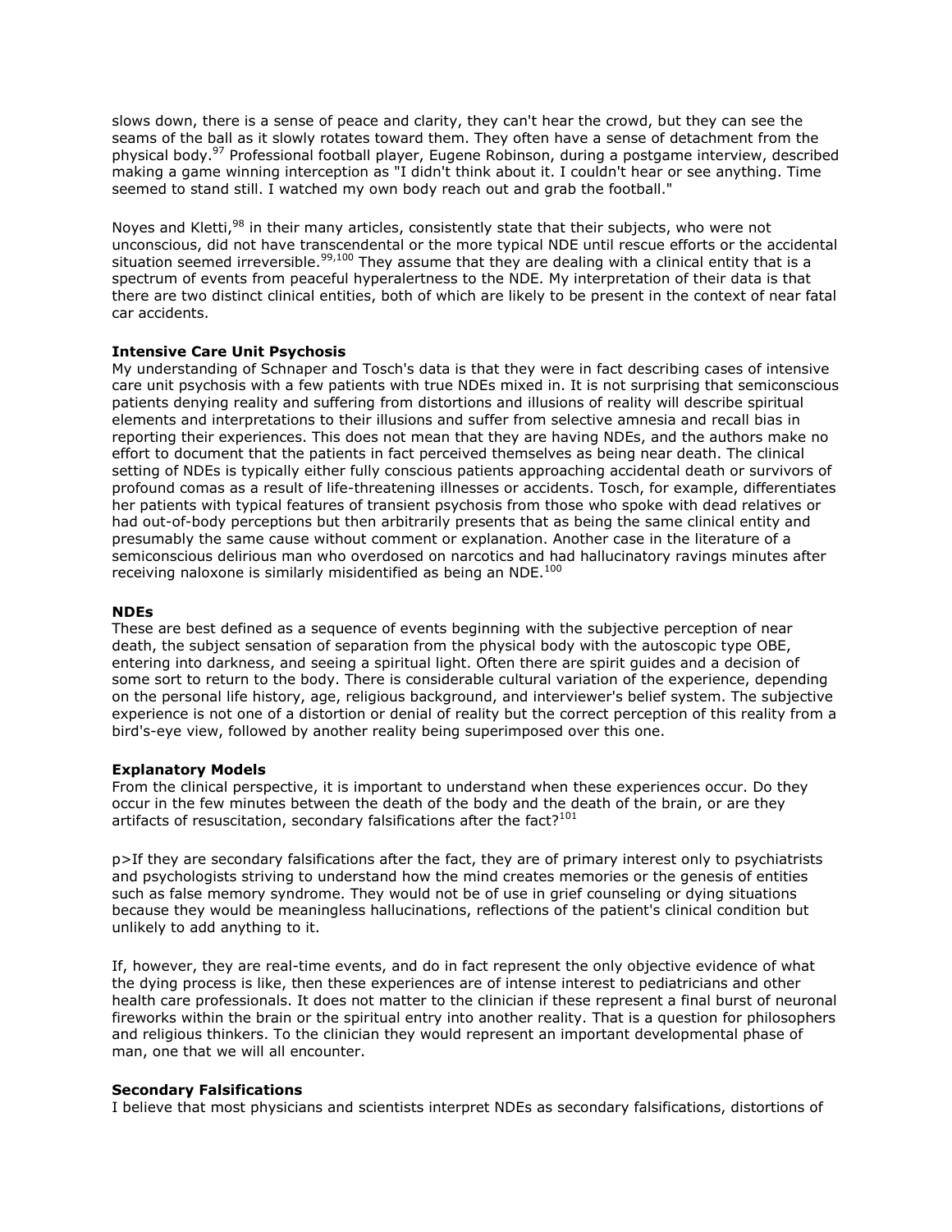slows down, there is a sense of peace and clarity, they can't hear the crowd, but they can see the seams of the ball as it slowly rotates toward them. They often have a sense of detachment from the physical body.[97] Professional football player, Eugene Robinson, during a postgame interview, described making a game winning interception as "I didn't think about it. I couldn't hear or see anything. Time seemed to stand still. I watched my own body reach out and grab the football."

Noyes and Kletti,[98] in their many articles, consistently state that their subjects, who were not unconscious, did not have transcendental or the more typical NDE until rescue efforts or the accidental situation seemed irreversible.[99,100] They assume that they are dealing with a clinical entity that is a spectrum of events from peaceful hyperalertness to the NDE. My interpretation of their data is that there are two distinct clinical entities, both of which are likely to be present in the context of near fatal car accidents.

**Intensive Care Unit Psychosis**

My understanding of Schnaper and Tosch's data is that they were in fact describing cases of intensive care unit psychosis with a few patients with true NDEs mixed in. It is not surprising that semiconscious patients denying reality and suffering from distortions and illusions of reality will describe spiritual elements and interpretations to their illusions and suffer from selective amnesia and recall bias in reporting their experiences. This does not mean that they are having NDEs, and the authors make no effort to document that the patients in fact perceived themselves as being near death. The clinical setting of NDEs is typically either fully conscious patients approaching accidental death or survivors of profound comas as a result of life-threatening illnesses or accidents. Tosch, for example, differentiates her patients with typical features of transient psychosis from those who spoke with dead relatives or had out-of-body perceptions but then arbitrarily presents that as being the same clinical entity and presumably the same cause without comment or explanation. Another case in the literature of a semiconscious delirious man who overdosed on narcotics and had hallucinatory ravings minutes after receiving naloxone is similarly misidentified as being an NDE.[100]

**NDEs**

These are best defined as a sequence of events beginning with the subjective perception of near death, the subject sensation of separation from the physical body with the autoscopic type OBE, entering into darkness, and seeing a spiritual light. Often there are spirit guides and a decision of some sort to return to the body. There is considerable cultural variation of the experience, depending on the personal life history, age, religious background, and interviewer's belief system. The subjective experience is not one of a distortion or denial of reality but the correct perception of this reality from a bird's-eye view, followed by another reality being superimposed over this one.

**Explanatory Models**

From the clinical perspective, it is important to understand when these experiences occur. Do they occur in the few minutes between the death of the body and the death of the brain, or are they artifacts of resuscitation, secondary falsifications after the fact?[101]

p>If they are secondary falsifications after the fact, they are of primary interest only to psychiatrists and psychologists striving to understand how the mind creates memories or the genesis of entities such as false memory syndrome. They would not be of use in grief counseling or dying situations because they would be meaningless hallucinations, reflections of the patient's clinical condition but unlikely to add anything to it.

If, however, they are real-time events, and do in fact represent the only objective evidence of what the dying process is like, then these experiences are of intense interest to pediatricians and other health care professionals. It does not matter to the clinician if these represent a final burst of neuronal fireworks within the brain or the spiritual entry into another reality. That is a question for philosophers and religious thinkers. To the clinician they would represent an important developmental phase of man, one that we will all encounter.

**Secondary Falsifications**

I believe that most physicians and scientists interpret NDEs as secondary falsifications, distortions of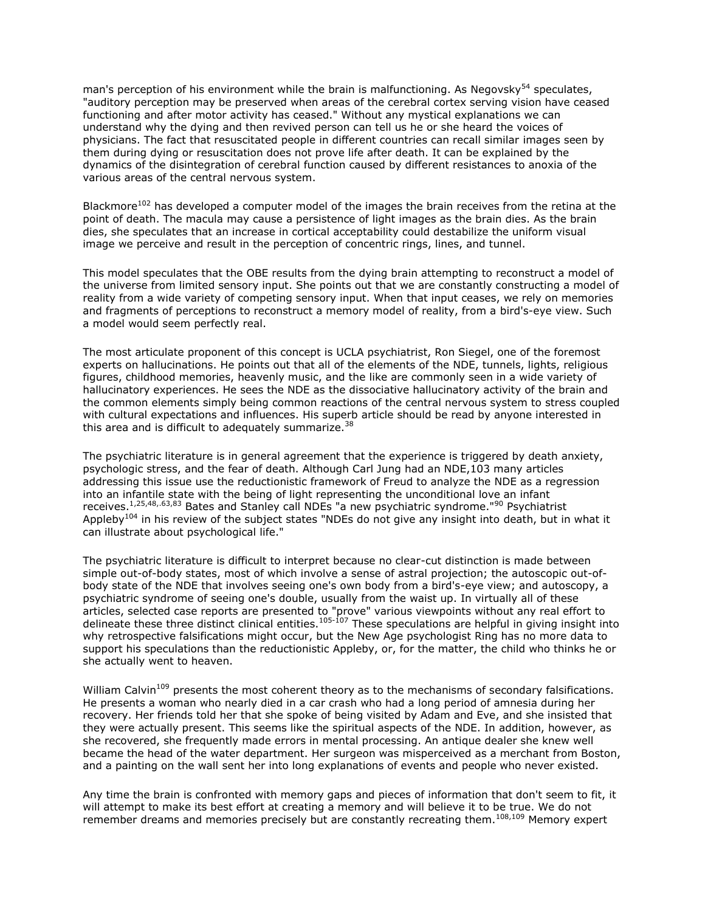man's perception of his environment while the brain is malfunctioning. As Negovsky[54] speculates, "auditory perception may be preserved when areas of the cerebral cortex serving vision have ceased functioning and after motor activity has ceased." Without any mystical explanations we can understand why the dying and then revived person can tell us he or she heard the voices of physicians. The fact that resuscitated people in different countries can recall similar images seen by them during dying or resuscitation does not prove life after death. It can be explained by the dynamics of the disintegration of cerebral function caused by different resistances to anoxia of the various areas of the central nervous system.

Blackmore[102] has developed a computer model of the images the brain receives from the retina at the point of death. The macula may cause a persistence of light images as the brain dies. As the brain dies, she speculates that an increase in cortical acceptability could destabilize the uniform visual image we perceive and result in the perception of concentric rings, lines, and tunnel.

This model speculates that the OBE results from the dying brain attempting to reconstruct a model of the universe from limited sensory input. She points out that we are constantly constructing a model of reality from a wide variety of competing sensory input. When that input ceases, we rely on memories and fragments of perceptions to reconstruct a memory model of reality, from a bird's-eye view. Such a model would seem perfectly real.

The most articulate proponent of this concept is UCLA psychiatrist, Ron Siegel, one of the foremost experts on hallucinations. He points out that all of the elements of the NDE, tunnels, lights, religious figures, childhood memories, heavenly music, and the like are commonly seen in a wide variety of hallucinatory experiences. He sees the NDE as the dissociative hallucinatory activity of the brain and the common elements simply being common reactions of the central nervous system to stress coupled with cultural expectations and influences. His superb article should be read by anyone interested in this area and is difficult to adequately summarize.[38]

The psychiatric literature is in general agreement that the experience is triggered by death anxiety, psychologic stress, and the fear of death. Although Carl Jung had an NDE,103 many articles addressing this issue use the reductionistic framework of Freud to analyze the NDE as a regression into an infantile state with the being of light representing the unconditional love an infant receives.[1,25,48,.63,83] Bates and Stanley call NDEs "a new psychiatric syndrome."[90] Psychiatrist Appleby[104] in his review of the subject states "NDEs do not give any insight into death, but in what it can illustrate about psychological life."

The psychiatric literature is difficult to interpret because no clear-cut distinction is made between simple out-of-body states, most of which involve a sense of astral projection; the autoscopic out-of-body state of the NDE that involves seeing one's own body from a bird's-eye view; and autoscopy, a psychiatric syndrome of seeing one's double, usually from the waist up. In virtually all of these articles, selected case reports are presented to "prove" various viewpoints without any real effort to delineate these three distinct clinical entities.[105-107] These speculations are helpful in giving insight into why retrospective falsifications might occur, but the New Age psychologist Ring has no more data to support his speculations than the reductionistic Appleby, or, for the matter, the child who thinks he or she actually went to heaven.

William Calvin[109] presents the most coherent theory as to the mechanisms of secondary falsifications. He presents a woman who nearly died in a car crash who had a long period of amnesia during her recovery. Her friends told her that she spoke of being visited by Adam and Eve, and she insisted that they were actually present. This seems like the spiritual aspects of the NDE. In addition, however, as she recovered, she frequently made errors in mental processing. An antique dealer she knew well became the head of the water department. Her surgeon was misperceived as a merchant from Boston, and a painting on the wall sent her into long explanations of events and people who never existed.

Any time the brain is confronted with memory gaps and pieces of information that don't seem to fit, it will attempt to make its best effort at creating a memory and will believe it to be true. We do not remember dreams and memories precisely but are constantly recreating them.[108,109] Memory expert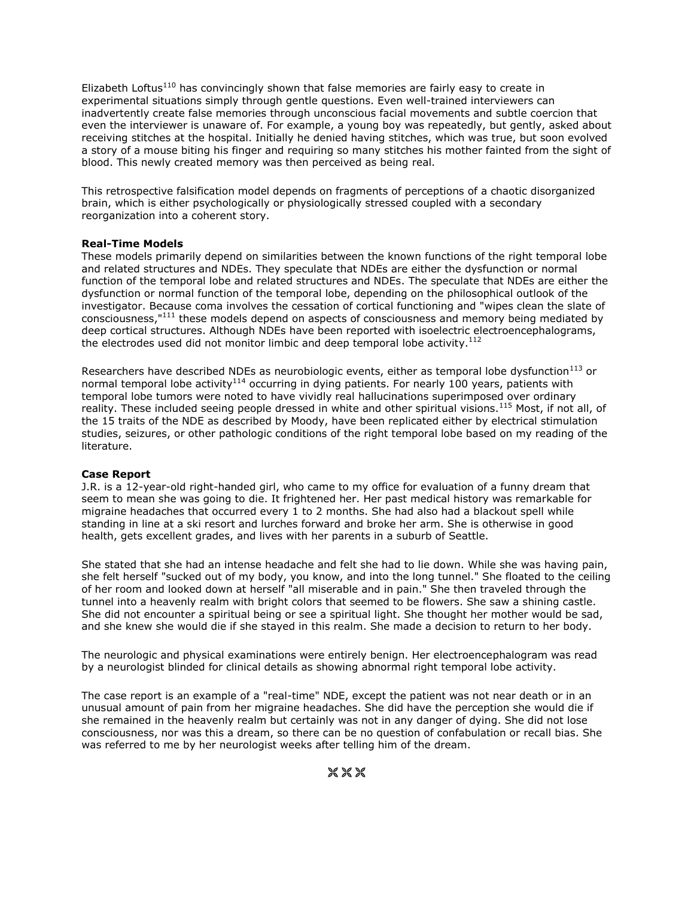Elizabeth Loftus[110] has convincingly shown that false memories are fairly easy to create in experimental situations simply through gentle questions. Even well-trained interviewers can inadvertently create false memories through unconscious facial movements and subtle coercion that even the interviewer is unaware of. For example, a young boy was repeatedly, but gently, asked about receiving stitches at the hospital. Initially he denied having stitches, which was true, but soon evolved a story of a mouse biting his finger and requiring so many stitches his mother fainted from the sight of blood. This newly created memory was then perceived as being real.

This retrospective falsification model depends on fragments of perceptions of a chaotic disorganized brain, which is either psychologically or physiologically stressed coupled with a secondary reorganization into a coherent story.

**Real-Time Models**

These models primarily depend on similarities between the known functions of the right temporal lobe and related structures and NDEs. They speculate that NDEs are either the dysfunction or normal function of the temporal lobe and related structures and NDEs. The speculate that NDEs are either the dysfunction or normal function of the temporal lobe, depending on the philosophical outlook of the investigator. Because coma involves the cessation of cortical functioning and "wipes clean the slate of consciousness,"[111] these models depend on aspects of consciousness and memory being mediated by deep cortical structures. Although NDEs have been reported with isoelectric electroencephalograms, the electrodes used did not monitor limbic and deep temporal lobe activity.[112]

Researchers have described NDEs as neurobiologic events, either as temporal lobe dysfunction[113] or normal temporal lobe activity[114] occurring in dying patients. For nearly 100 years, patients with temporal lobe tumors were noted to have vividly real hallucinations superimposed over ordinary reality. These included seeing people dressed in white and other spiritual visions.[115] Most, if not all, of the 15 traits of the NDE as described by Moody, have been replicated either by electrical stimulation studies, seizures, or other pathologic conditions of the right temporal lobe based on my reading of the literature.

**Case Report**

J.R. is a 12-year-old right-handed girl, who came to my office for evaluation of a funny dream that seem to mean she was going to die. It frightened her. Her past medical history was remarkable for migraine headaches that occurred every 1 to 2 months. She had also had a blackout spell while standing in line at a ski resort and lurches forward and broke her arm. She is otherwise in good health, gets excellent grades, and lives with her parents in a suburb of Seattle.

She stated that she had an intense headache and felt she had to lie down. While she was having pain, she felt herself "sucked out of my body, you know, and into the long tunnel." She floated to the ceiling of her room and looked down at herself "all miserable and in pain." She then traveled through the tunnel into a heavenly realm with bright colors that seemed to be flowers. She saw a shining castle. She did not encounter a spiritual being or see a spiritual light. She thought her mother would be sad, and she knew she would die if she stayed in this realm. She made a decision to return to her body.

The neurologic and physical examinations were entirely benign. Her electroencephalogram was read by a neurologist blinded for clinical details as showing abnormal right temporal lobe activity.

The case report is an example of a "real-time" NDE, except the patient was not near death or in an unusual amount of pain from her migraine headaches. She did have the perception she would die if she remained in the heavenly realm but certainly was not in any danger of dying. She did not lose consciousness, nor was this a dream, so there can be no question of confabulation or recall bias. She was referred to me by her neurologist weeks after telling him of the dream.

⌘⌘⌘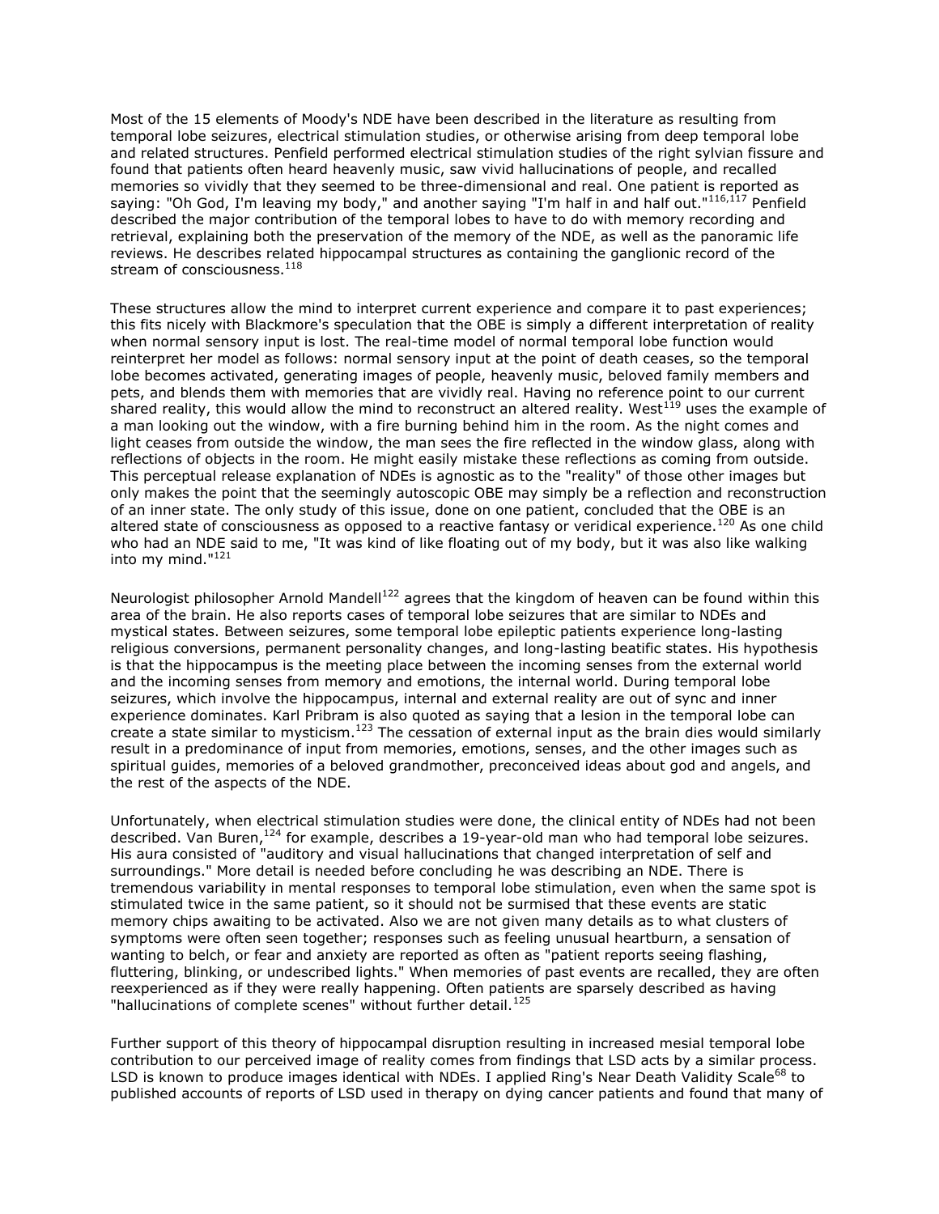Most of the 15 elements of Moody's NDE have been described in the literature as resulting from temporal lobe seizures, electrical stimulation studies, or otherwise arising from deep temporal lobe and related structures. Penfield performed electrical stimulation studies of the right sylvian fissure and found that patients often heard heavenly music, saw vivid hallucinations of people, and recalled memories so vividly that they seemed to be three-dimensional and real. One patient is reported as saying: "Oh God, I'm leaving my body," and another saying "I'm half in and half out."[116,117] Penfield described the major contribution of the temporal lobes to have to do with memory recording and retrieval, explaining both the preservation of the memory of the NDE, as well as the panoramic life reviews. He describes related hippocampal structures as containing the ganglionic record of the stream of consciousness.[118]

These structures allow the mind to interpret current experience and compare it to past experiences; this fits nicely with Blackmore's speculation that the OBE is simply a different interpretation of reality when normal sensory input is lost. The real-time model of normal temporal lobe function would reinterpret her model as follows: normal sensory input at the point of death ceases, so the temporal lobe becomes activated, generating images of people, heavenly music, beloved family members and pets, and blends them with memories that are vividly real. Having no reference point to our current shared reality, this would allow the mind to reconstruct an altered reality. West[119] uses the example of a man looking out the window, with a fire burning behind him in the room. As the night comes and light ceases from outside the window, the man sees the fire reflected in the window glass, along with reflections of objects in the room. He might easily mistake these reflections as coming from outside. This perceptual release explanation of NDEs is agnostic as to the "reality" of those other images but only makes the point that the seemingly autoscopic OBE may simply be a reflection and reconstruction of an inner state. The only study of this issue, done on one patient, concluded that the OBE is an altered state of consciousness as opposed to a reactive fantasy or veridical experience.[120] As one child who had an NDE said to me, "It was kind of like floating out of my body, but it was also like walking into my mind."[121]

Neurologist philosopher Arnold Mandell[122] agrees that the kingdom of heaven can be found within this area of the brain. He also reports cases of temporal lobe seizures that are similar to NDEs and mystical states. Between seizures, some temporal lobe epileptic patients experience long-lasting religious conversions, permanent personality changes, and long-lasting beatific states. His hypothesis is that the hippocampus is the meeting place between the incoming senses from the external world and the incoming senses from memory and emotions, the internal world. During temporal lobe seizures, which involve the hippocampus, internal and external reality are out of sync and inner experience dominates. Karl Pribram is also quoted as saying that a lesion in the temporal lobe can create a state similar to mysticism.[123] The cessation of external input as the brain dies would similarly result in a predominance of input from memories, emotions, senses, and the other images such as spiritual guides, memories of a beloved grandmother, preconceived ideas about god and angels, and the rest of the aspects of the NDE.

Unfortunately, when electrical stimulation studies were done, the clinical entity of NDEs had not been described. Van Buren,[124] for example, describes a 19-year-old man who had temporal lobe seizures. His aura consisted of "auditory and visual hallucinations that changed interpretation of self and surroundings." More detail is needed before concluding he was describing an NDE. There is tremendous variability in mental responses to temporal lobe stimulation, even when the same spot is stimulated twice in the same patient, so it should not be surmised that these events are static memory chips awaiting to be activated. Also we are not given many details as to what clusters of symptoms were often seen together; responses such as feeling unusual heartburn, a sensation of wanting to belch, or fear and anxiety are reported as often as "patient reports seeing flashing, fluttering, blinking, or undescribed lights." When memories of past events are recalled, they are often reexperienced as if they were really happening. Often patients are sparsely described as having "hallucinations of complete scenes" without further detail.[125]

Further support of this theory of hippocampal disruption resulting in increased mesial temporal lobe contribution to our perceived image of reality comes from findings that LSD acts by a similar process. LSD is known to produce images identical with NDEs. I applied Ring's Near Death Validity Scale[68] to published accounts of reports of LSD used in therapy on dying cancer patients and found that many of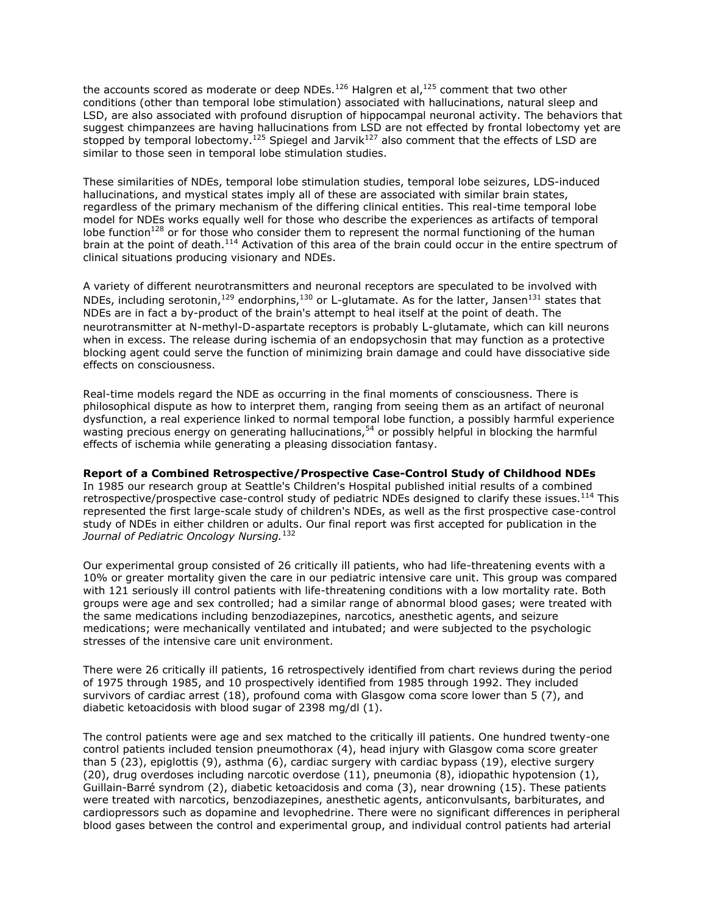the accounts scored as moderate or deep NDEs.[126] Halgren et al,[125] comment that two other conditions (other than temporal lobe stimulation) associated with hallucinations, natural sleep and LSD, are also associated with profound disruption of hippocampal neuronal activity. The behaviors that suggest chimpanzees are having hallucinations from LSD are not effected by frontal lobectomy yet are stopped by temporal lobectomy.[125] Spiegel and Jarvik[127] also comment that the effects of LSD are similar to those seen in temporal lobe stimulation studies.

These similarities of NDEs, temporal lobe stimulation studies, temporal lobe seizures, LDS-induced hallucinations, and mystical states imply all of these are associated with similar brain states, regardless of the primary mechanism of the differing clinical entities. This real-time temporal lobe model for NDEs works equally well for those who describe the experiences as artifacts of temporal lobe function[128] or for those who consider them to represent the normal functioning of the human brain at the point of death.[114] Activation of this area of the brain could occur in the entire spectrum of clinical situations producing visionary and NDEs.

A variety of different neurotransmitters and neuronal receptors are speculated to be involved with NDEs, including serotonin,[129] endorphins,[130] or L-glutamate. As for the latter, Jansen[131] states that NDEs are in fact a by-product of the brain's attempt to heal itself at the point of death. The neurotransmitter at N-methyl-D-aspartate receptors is probably L-glutamate, which can kill neurons when in excess. The release during ischemia of an endopsychosin that may function as a protective blocking agent could serve the function of minimizing brain damage and could have dissociative side effects on consciousness.

Real-time models regard the NDE as occurring in the final moments of consciousness. There is philosophical dispute as how to interpret them, ranging from seeing them as an artifact of neuronal dysfunction, a real experience linked to normal temporal lobe function, a possibly harmful experience wasting precious energy on generating hallucinations,[54] or possibly helpful in blocking the harmful effects of ischemia while generating a pleasing dissociation fantasy.

**Report of a Combined Retrospective/Prospective Case-Control Study of Childhood NDEs**

In 1985 our research group at Seattle's Children's Hospital published initial results of a combined retrospective/prospective case-control study of pediatric NDEs designed to clarify these issues.[114] This represented the first large-scale study of children's NDEs, as well as the first prospective case-control study of NDEs in either children or adults. Our final report was first accepted for publication in the *Journal of Pediatric Oncology Nursing.*[132]

Our experimental group consisted of 26 critically ill patients, who had life-threatening events with a 10% or greater mortality given the care in our pediatric intensive care unit. This group was compared with 121 seriously ill control patients with life-threatening conditions with a low mortality rate. Both groups were age and sex controlled; had a similar range of abnormal blood gases; were treated with the same medications including benzodiazepines, narcotics, anesthetic agents, and seizure medications; were mechanically ventilated and intubated; and were subjected to the psychologic stresses of the intensive care unit environment.

There were 26 critically ill patients, 16 retrospectively identified from chart reviews during the period of 1975 through 1985, and 10 prospectively identified from 1985 through 1992. They included survivors of cardiac arrest (18), profound coma with Glasgow coma score lower than 5 (7), and diabetic ketoacidosis with blood sugar of 2398 mg/dl (1).

The control patients were age and sex matched to the critically ill patients. One hundred twenty-one control patients included tension pneumothorax (4), head injury with Glasgow coma score greater than 5 (23), epiglottis (9), asthma (6), cardiac surgery with cardiac bypass (19), elective surgery (20), drug overdoses including narcotic overdose (11), pneumonia (8), idiopathic hypotension (1), Guillain-Barré syndrom (2), diabetic ketoacidosis and coma (3), near drowning (15). These patients were treated with narcotics, benzodiazepines, anesthetic agents, anticonvulsants, barbiturates, and cardiopressors such as dopamine and levophedrine. There were no significant differences in peripheral blood gases between the control and experimental group, and individual control patients had arterial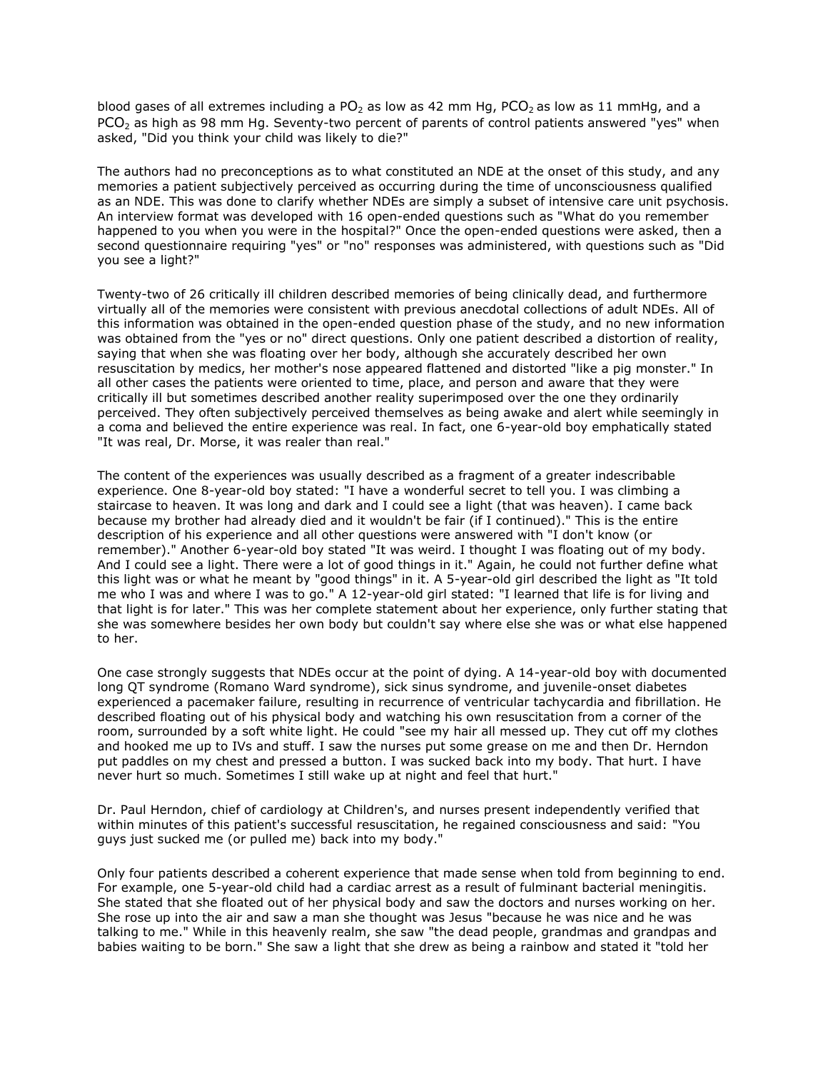blood gases of all extremes including a $PO_2$ as low as 42 mm Hg, $PCO_2$ as low as 11 mmHg, and a $PCO_2$ as high as 98 mm Hg. Seventy-two percent of parents of control patients answered "yes" when asked, "Did you think your child was likely to die?"

The authors had no preconceptions as to what constituted an NDE at the onset of this study, and any memories a patient subjectively perceived as occurring during the time of unconsciousness qualified as an NDE. This was done to clarify whether NDEs are simply a subset of intensive care unit psychosis. An interview format was developed with 16 open-ended questions such as "What do you remember happened to you when you were in the hospital?" Once the open-ended questions were asked, then a second questionnaire requiring "yes" or "no" responses was administered, with questions such as "Did you see a light?"

Twenty-two of 26 critically ill children described memories of being clinically dead, and furthermore virtually all of the memories were consistent with previous anecdotal collections of adult NDEs. All of this information was obtained in the open-ended question phase of the study, and no new information was obtained from the "yes or no" direct questions. Only one patient described a distortion of reality, saying that when she was floating over her body, although she accurately described her own resuscitation by medics, her mother's nose appeared flattened and distorted "like a pig monster." In all other cases the patients were oriented to time, place, and person and aware that they were critically ill but sometimes described another reality superimposed over the one they ordinarily perceived. They often subjectively perceived themselves as being awake and alert while seemingly in a coma and believed the entire experience was real. In fact, one 6-year-old boy emphatically stated "It was real, Dr. Morse, it was realer than real."

The content of the experiences was usually described as a fragment of a greater indescribable experience. One 8-year-old boy stated: "I have a wonderful secret to tell you. I was climbing a staircase to heaven. It was long and dark and I could see a light (that was heaven). I came back because my brother had already died and it wouldn't be fair (if I continued)." This is the entire description of his experience and all other questions were answered with "I don't know (or remember)." Another 6-year-old boy stated "It was weird. I thought I was floating out of my body. And I could see a light. There were a lot of good things in it." Again, he could not further define what this light was or what he meant by "good things" in it. A 5-year-old girl described the light as "It told me who I was and where I was to go." A 12-year-old girl stated: "I learned that life is for living and that light is for later." This was her complete statement about her experience, only further stating that she was somewhere besides her own body but couldn't say where else she was or what else happened to her.

One case strongly suggests that NDEs occur at the point of dying. A 14-year-old boy with documented long QT syndrome (Romano Ward syndrome), sick sinus syndrome, and juvenile-onset diabetes experienced a pacemaker failure, resulting in recurrence of ventricular tachycardia and fibrillation. He described floating out of his physical body and watching his own resuscitation from a corner of the room, surrounded by a soft white light. He could "see my hair all messed up. They cut off my clothes and hooked me up to IVs and stuff. I saw the nurses put some grease on me and then Dr. Herndon put paddles on my chest and pressed a button. I was sucked back into my body. That hurt. I have never hurt so much. Sometimes I still wake up at night and feel that hurt."

Dr. Paul Herndon, chief of cardiology at Children's, and nurses present independently verified that within minutes of this patient's successful resuscitation, he regained consciousness and said: "You guys just sucked me (or pulled me) back into my body."

Only four patients described a coherent experience that made sense when told from beginning to end. For example, one 5-year-old child had a cardiac arrest as a result of fulminant bacterial meningitis. She stated that she floated out of her physical body and saw the doctors and nurses working on her. She rose up into the air and saw a man she thought was Jesus "because he was nice and he was talking to me." While in this heavenly realm, she saw "the dead people, grandmas and grandpas and babies waiting to be born." She saw a light that she drew as being a rainbow and stated it "told her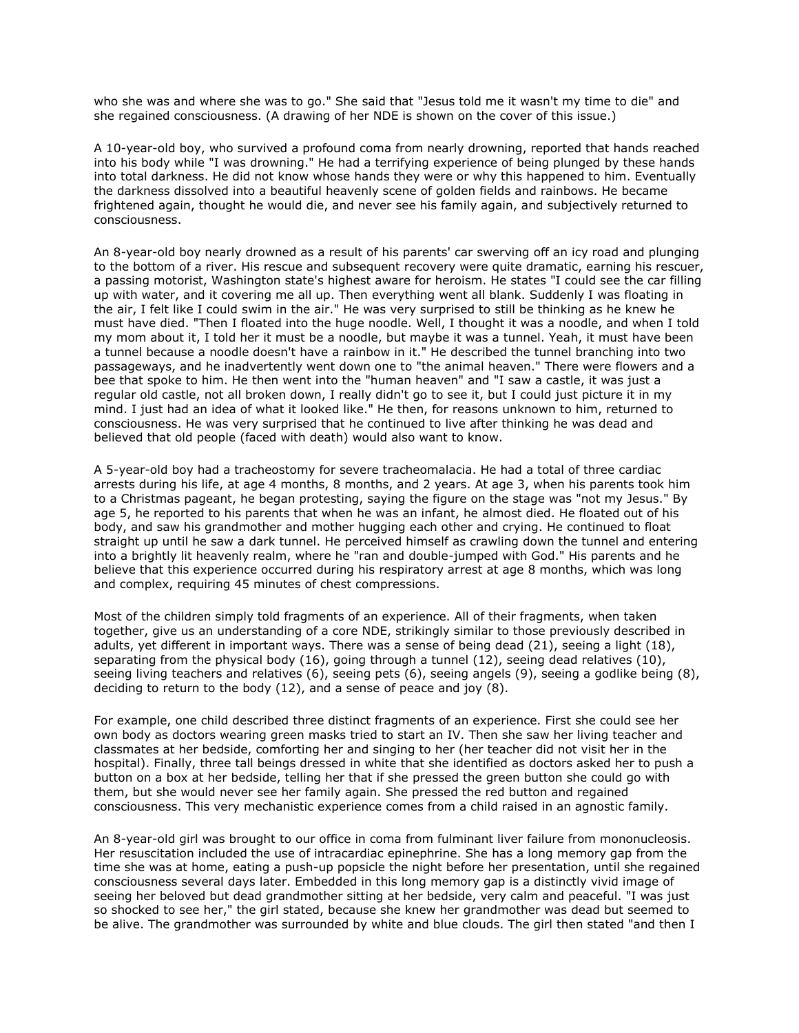who she was and where she was to go." She said that "Jesus told me it wasn't my time to die" and she regained consciousness. (A drawing of her NDE is shown on the cover of this issue.)

A 10-year-old boy, who survived a profound coma from nearly drowning, reported that hands reached into his body while "I was drowning." He had a terrifying experience of being plunged by these hands into total darkness. He did not know whose hands they were or why this happened to him. Eventually the darkness dissolved into a beautiful heavenly scene of golden fields and rainbows. He became frightened again, thought he would die, and never see his family again, and subjectively returned to consciousness.

An 8-year-old boy nearly drowned as a result of his parents' car swerving off an icy road and plunging to the bottom of a river. His rescue and subsequent recovery were quite dramatic, earning his rescuer, a passing motorist, Washington state's highest aware for heroism. He states "I could see the car filling up with water, and it covering me all up. Then everything went all blank. Suddenly I was floating in the air, I felt like I could swim in the air." He was very surprised to still be thinking as he knew he must have died. "Then I floated into the huge noodle. Well, I thought it was a noodle, and when I told my mom about it, I told her it must be a noodle, but maybe it was a tunnel. Yeah, it must have been a tunnel because a noodle doesn't have a rainbow in it." He described the tunnel branching into two passageways, and he inadvertently went down one to "the animal heaven." There were flowers and a bee that spoke to him. He then went into the "human heaven" and "I saw a castle, it was just a regular old castle, not all broken down, I really didn't go to see it, but I could just picture it in my mind. I just had an idea of what it looked like." He then, for reasons unknown to him, returned to consciousness. He was very surprised that he continued to live after thinking he was dead and believed that old people (faced with death) would also want to know.

A 5-year-old boy had a tracheostomy for severe tracheomalacia. He had a total of three cardiac arrests during his life, at age 4 months, 8 months, and 2 years. At age 3, when his parents took him to a Christmas pageant, he began protesting, saying the figure on the stage was "not my Jesus." By age 5, he reported to his parents that when he was an infant, he almost died. He floated out of his body, and saw his grandmother and mother hugging each other and crying. He continued to float straight up until he saw a dark tunnel. He perceived himself as crawling down the tunnel and entering into a brightly lit heavenly realm, where he "ran and double-jumped with God." His parents and he believe that this experience occurred during his respiratory arrest at age 8 months, which was long and complex, requiring 45 minutes of chest compressions.

Most of the children simply told fragments of an experience. All of their fragments, when taken together, give us an understanding of a core NDE, strikingly similar to those previously described in adults, yet different in important ways. There was a sense of being dead (21), seeing a light (18), separating from the physical body (16), going through a tunnel (12), seeing dead relatives (10), seeing living teachers and relatives (6), seeing pets (6), seeing angels (9), seeing a godlike being (8), deciding to return to the body (12), and a sense of peace and joy (8).

For example, one child described three distinct fragments of an experience. First she could see her own body as doctors wearing green masks tried to start an IV. Then she saw her living teacher and classmates at her bedside, comforting her and singing to her (her teacher did not visit her in the hospital). Finally, three tall beings dressed in white that she identified as doctors asked her to push a button on a box at her bedside, telling her that if she pressed the green button she could go with them, but she would never see her family again. She pressed the red button and regained consciousness. This very mechanistic experience comes from a child raised in an agnostic family.

An 8-year-old girl was brought to our office in coma from fulminant liver failure from mononucleosis. Her resuscitation included the use of intracardiac epinephrine. She has a long memory gap from the time she was at home, eating a push-up popsicle the night before her presentation, until she regained consciousness several days later. Embedded in this long memory gap is a distinctly vivid image of seeing her beloved but dead grandmother sitting at her bedside, very calm and peaceful. "I was just so shocked to see her," the girl stated, because she knew her grandmother was dead but seemed to be alive. The grandmother was surrounded by white and blue clouds. The girl then stated "and then I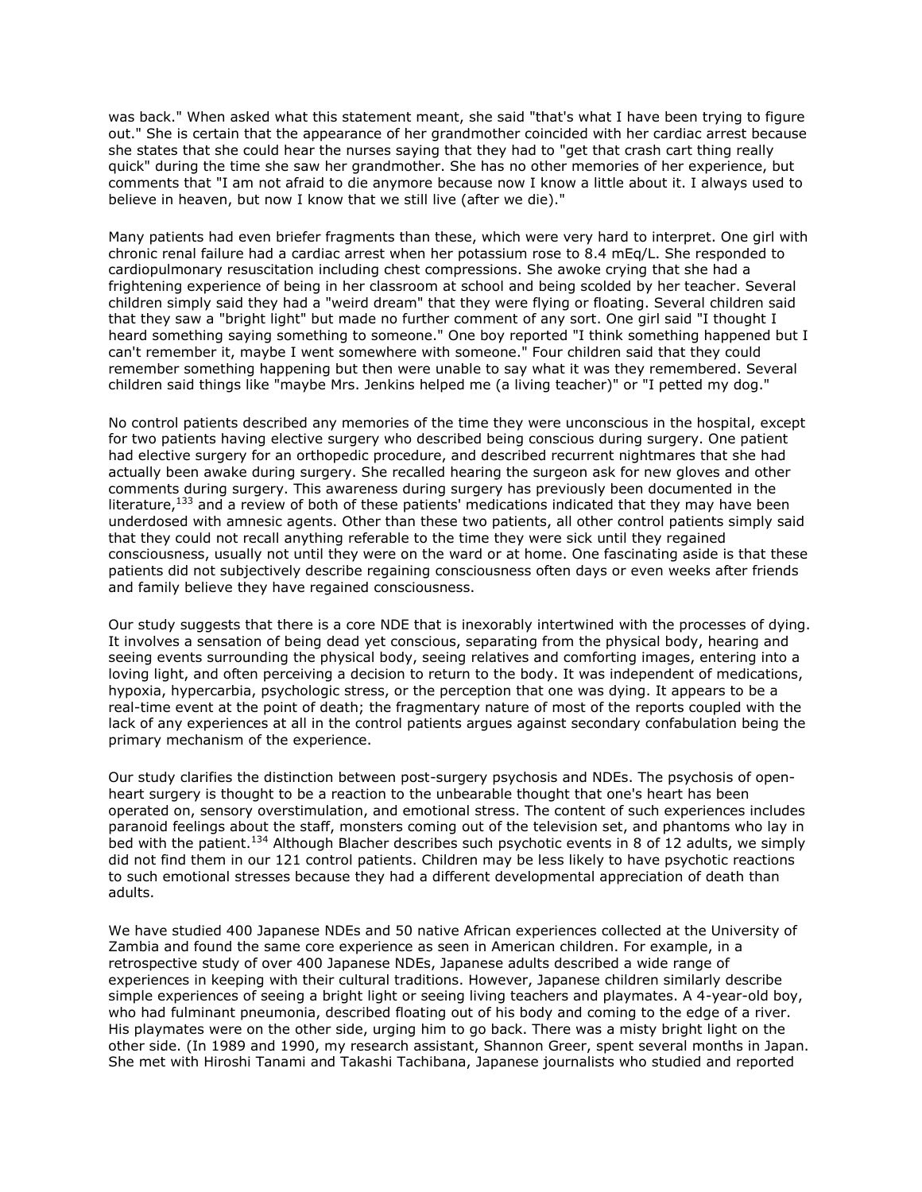was back." When asked what this statement meant, she said "that's what I have been trying to figure out." She is certain that the appearance of her grandmother coincided with her cardiac arrest because she states that she could hear the nurses saying that they had to "get that crash cart thing really quick" during the time she saw her grandmother. She has no other memories of her experience, but comments that "I am not afraid to die anymore because now I know a little about it. I always used to believe in heaven, but now I know that we still live (after we die)."

Many patients had even briefer fragments than these, which were very hard to interpret. One girl with chronic renal failure had a cardiac arrest when her potassium rose to 8.4 mEq/L. She responded to cardiopulmonary resuscitation including chest compressions. She awoke crying that she had a frightening experience of being in her classroom at school and being scolded by her teacher. Several children simply said they had a "weird dream" that they were flying or floating. Several children said that they saw a "bright light" but made no further comment of any sort. One girl said "I thought I heard something saying something to someone." One boy reported "I think something happened but I can't remember it, maybe I went somewhere with someone." Four children said that they could remember something happening but then were unable to say what it was they remembered. Several children said things like "maybe Mrs. Jenkins helped me (a living teacher)" or "I petted my dog."

No control patients described any memories of the time they were unconscious in the hospital, except for two patients having elective surgery who described being conscious during surgery. One patient had elective surgery for an orthopedic procedure, and described recurrent nightmares that she had actually been awake during surgery. She recalled hearing the surgeon ask for new gloves and other comments during surgery. This awareness during surgery has previously been documented in the literature,[133] and a review of both of these patients' medications indicated that they may have been underdosed with amnesic agents. Other than these two patients, all other control patients simply said that they could not recall anything referable to the time they were sick until they regained consciousness, usually not until they were on the ward or at home. One fascinating aside is that these patients did not subjectively describe regaining consciousness often days or even weeks after friends and family believe they have regained consciousness.

Our study suggests that there is a core NDE that is inexorably intertwined with the processes of dying. It involves a sensation of being dead yet conscious, separating from the physical body, hearing and seeing events surrounding the physical body, seeing relatives and comforting images, entering into a loving light, and often perceiving a decision to return to the body. It was independent of medications, hypoxia, hypercarbia, psychologic stress, or the perception that one was dying. It appears to be a real-time event at the point of death; the fragmentary nature of most of the reports coupled with the lack of any experiences at all in the control patients argues against secondary confabulation being the primary mechanism of the experience.

Our study clarifies the distinction between post-surgery psychosis and NDEs. The psychosis of open-heart surgery is thought to be a reaction to the unbearable thought that one's heart has been operated on, sensory overstimulation, and emotional stress. The content of such experiences includes paranoid feelings about the staff, monsters coming out of the television set, and phantoms who lay in bed with the patient.[134] Although Blacher describes such psychotic events in 8 of 12 adults, we simply did not find them in our 121 control patients. Children may be less likely to have psychotic reactions to such emotional stresses because they had a different developmental appreciation of death than adults.

We have studied 400 Japanese NDEs and 50 native African experiences collected at the University of Zambia and found the same core experience as seen in American children. For example, in a retrospective study of over 400 Japanese NDEs, Japanese adults described a wide range of experiences in keeping with their cultural traditions. However, Japanese children similarly describe simple experiences of seeing a bright light or seeing living teachers and playmates. A 4-year-old boy, who had fulminant pneumonia, described floating out of his body and coming to the edge of a river. His playmates were on the other side, urging him to go back. There was a misty bright light on the other side. (In 1989 and 1990, my research assistant, Shannon Greer, spent several months in Japan. She met with Hiroshi Tanami and Takashi Tachibana, Japanese journalists who studied and reported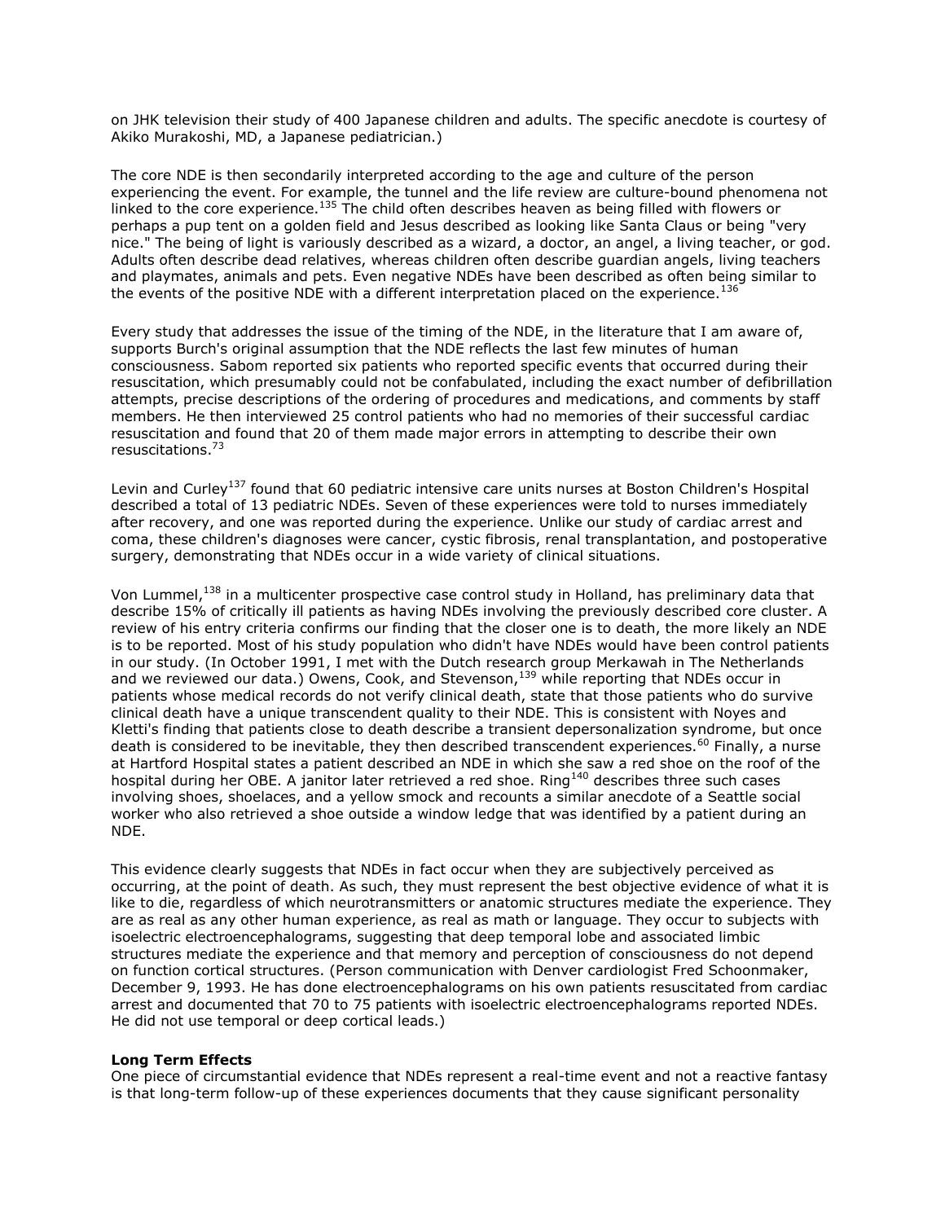on JHK television their study of 400 Japanese children and adults. The specific anecdote is courtesy of Akiko Murakoshi, MD, a Japanese pediatrician.)

The core NDE is then secondarily interpreted according to the age and culture of the person experiencing the event. For example, the tunnel and the life review are culture-bound phenomena not linked to the core experience.[135] The child often describes heaven as being filled with flowers or perhaps a pup tent on a golden field and Jesus described as looking like Santa Claus or being "very nice." The being of light is variously described as a wizard, a doctor, an angel, a living teacher, or god. Adults often describe dead relatives, whereas children often describe guardian angels, living teachers and playmates, animals and pets. Even negative NDEs have been described as often being similar to the events of the positive NDE with a different interpretation placed on the experience.[136]

Every study that addresses the issue of the timing of the NDE, in the literature that I am aware of, supports Burch's original assumption that the NDE reflects the last few minutes of human consciousness. Sabom reported six patients who reported specific events that occurred during their resuscitation, which presumably could not be confabulated, including the exact number of defibrillation attempts, precise descriptions of the ordering of procedures and medications, and comments by staff members. He then interviewed 25 control patients who had no memories of their successful cardiac resuscitation and found that 20 of them made major errors in attempting to describe their own resuscitations.[73]

Levin and Curley[137] found that 60 pediatric intensive care units nurses at Boston Children's Hospital described a total of 13 pediatric NDEs. Seven of these experiences were told to nurses immediately after recovery, and one was reported during the experience. Unlike our study of cardiac arrest and coma, these children's diagnoses were cancer, cystic fibrosis, renal transplantation, and postoperative surgery, demonstrating that NDEs occur in a wide variety of clinical situations.

Von Lummel,[138] in a multicenter prospective case control study in Holland, has preliminary data that describe 15% of critically ill patients as having NDEs involving the previously described core cluster. A review of his entry criteria confirms our finding that the closer one is to death, the more likely an NDE is to be reported. Most of his study population who didn't have NDEs would have been control patients in our study. (In October 1991, I met with the Dutch research group Merkawah in The Netherlands and we reviewed our data.) Owens, Cook, and Stevenson,[139] while reporting that NDEs occur in patients whose medical records do not verify clinical death, state that those patients who do survive clinical death have a unique transcendent quality to their NDE. This is consistent with Noyes and Kletti's finding that patients close to death describe a transient depersonalization syndrome, but once death is considered to be inevitable, they then described transcendent experiences.[60] Finally, a nurse at Hartford Hospital states a patient described an NDE in which she saw a red shoe on the roof of the hospital during her OBE. A janitor later retrieved a red shoe. Ring[140] describes three such cases involving shoes, shoelaces, and a yellow smock and recounts a similar anecdote of a Seattle social worker who also retrieved a shoe outside a window ledge that was identified by a patient during an NDE.

This evidence clearly suggests that NDEs in fact occur when they are subjectively perceived as occurring, at the point of death. As such, they must represent the best objective evidence of what it is like to die, regardless of which neurotransmitters or anatomic structures mediate the experience. They are as real as any other human experience, as real as math or language. They occur to subjects with isoelectric electroencephalograms, suggesting that deep temporal lobe and associated limbic structures mediate the experience and that memory and perception of consciousness do not depend on function cortical structures. (Person communication with Denver cardiologist Fred Schoonmaker, December 9, 1993. He has done electroencephalograms on his own patients resuscitated from cardiac arrest and documented that 70 to 75 patients with isoelectric electroencephalograms reported NDEs. He did not use temporal or deep cortical leads.)

**Long Term Effects**

One piece of circumstantial evidence that NDEs represent a real-time event and not a reactive fantasy is that long-term follow-up of these experiences documents that they cause significant personality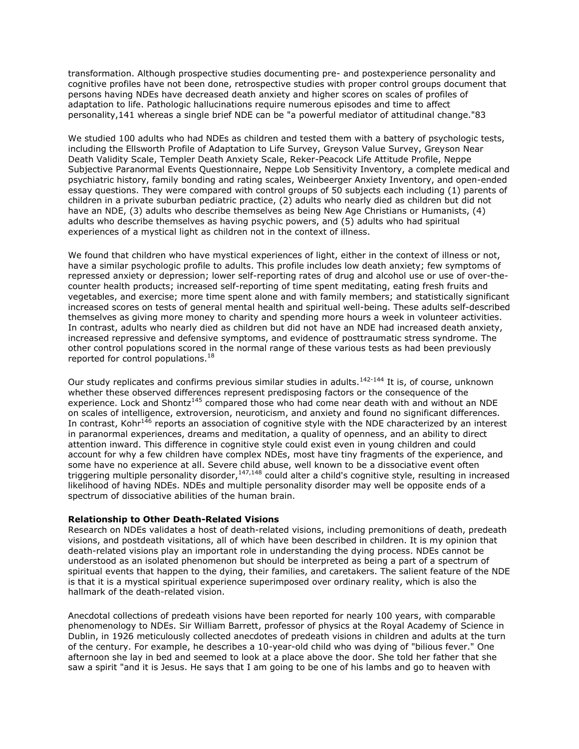transformation. Although prospective studies documenting pre- and postexperience personality and cognitive profiles have not been done, retrospective studies with proper control groups document that persons having NDEs have decreased death anxiety and higher scores on scales of profiles of adaptation to life. Pathologic hallucinations require numerous episodes and time to affect personality,141 whereas a single brief NDE can be "a powerful mediator of attitudinal change."83

We studied 100 adults who had NDEs as children and tested them with a battery of psychologic tests, including the Ellsworth Profile of Adaptation to Life Survey, Greyson Value Survey, Greyson Near Death Validity Scale, Templer Death Anxiety Scale, Reker-Peacock Life Attitude Profile, Neppe Subjective Paranormal Events Questionnaire, Neppe Lob Sensitivity Inventory, a complete medical and psychiatric history, family bonding and rating scales, Weinbeerger Anxiety Inventory, and open-ended essay questions. They were compared with control groups of 50 subjects each including (1) parents of children in a private suburban pediatric practice, (2) adults who nearly died as children but did not have an NDE, (3) adults who describe themselves as being New Age Christians or Humanists, (4) adults who describe themselves as having psychic powers, and (5) adults who had spiritual experiences of a mystical light as children not in the context of illness.

We found that children who have mystical experiences of light, either in the context of illness or not, have a similar psychologic profile to adults. This profile includes low death anxiety; few symptoms of repressed anxiety or depression; lower self-reporting rates of drug and alcohol use or use of over-the-counter health products; increased self-reporting of time spent meditating, eating fresh fruits and vegetables, and exercise; more time spent alone and with family members; and statistically significant increased scores on tests of general mental health and spiritual well-being. These adults self-described themselves as giving more money to charity and spending more hours a week in volunteer activities. In contrast, adults who nearly died as children but did not have an NDE had increased death anxiety, increased repressive and defensive symptoms, and evidence of posttraumatic stress syndrome. The other control populations scored in the normal range of these various tests as had been previously reported for control populations.[18]

Our study replicates and confirms previous similar studies in adults.[142-144] It is, of course, unknown whether these observed differences represent predisposing factors or the consequence of the experience. Lock and Shontz[145] compared those who had come near death with and without an NDE on scales of intelligence, extroversion, neuroticism, and anxiety and found no significant differences. In contrast, Kohr[146] reports an association of cognitive style with the NDE characterized by an interest in paranormal experiences, dreams and meditation, a quality of openness, and an ability to direct attention inward. This difference in cognitive style could exist even in young children and could account for why a few children have complex NDEs, most have tiny fragments of the experience, and some have no experience at all. Severe child abuse, well known to be a dissociative event often triggering multiple personality disorder,[147,148] could alter a child's cognitive style, resulting in increased likelihood of having NDEs. NDEs and multiple personality disorder may well be opposite ends of a spectrum of dissociative abilities of the human brain.

**Relationship to Other Death-Related Visions**

Research on NDEs validates a host of death-related visions, including premonitions of death, predeath visions, and postdeath visitations, all of which have been described in children. It is my opinion that death-related visions play an important role in understanding the dying process. NDEs cannot be understood as an isolated phenomenon but should be interpreted as being a part of a spectrum of spiritual events that happen to the dying, their families, and caretakers. The salient feature of the NDE is that it is a mystical spiritual experience superimposed over ordinary reality, which is also the hallmark of the death-related vision.

Anecdotal collections of predeath visions have been reported for nearly 100 years, with comparable phenomenology to NDEs. Sir William Barrett, professor of physics at the Royal Academy of Science in Dublin, in 1926 meticulously collected anecdotes of predeath visions in children and adults at the turn of the century. For example, he describes a 10-year-old child who was dying of "bilious fever." One afternoon she lay in bed and seemed to look at a place above the door. She told her father that she saw a spirit "and it is Jesus. He says that I am going to be one of his lambs and go to heaven with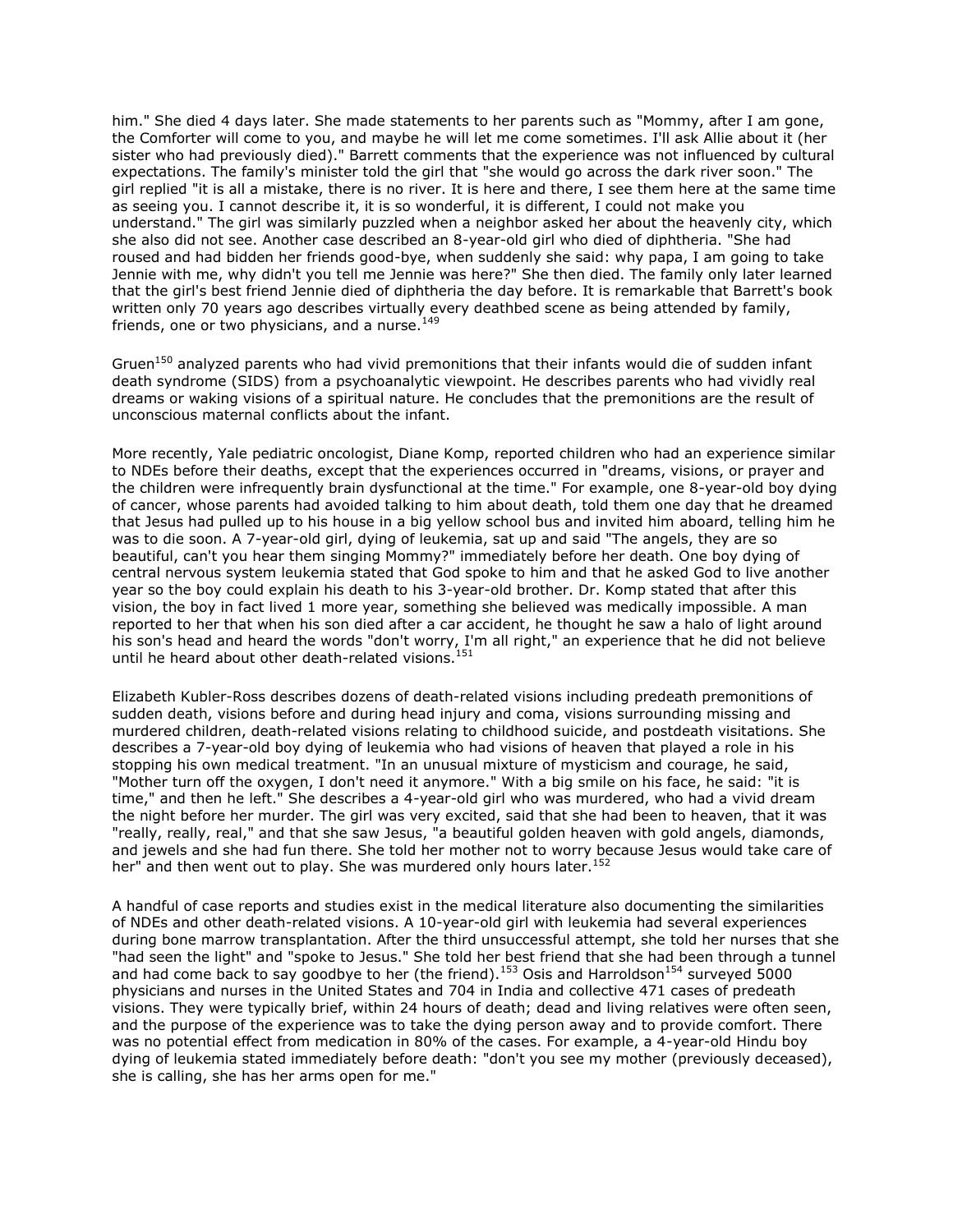him." She died 4 days later. She made statements to her parents such as "Mommy, after I am gone, the Comforter will come to you, and maybe he will let me come sometimes. I'll ask Allie about it (her sister who had previously died)." Barrett comments that the experience was not influenced by cultural expectations. The family's minister told the girl that "she would go across the dark river soon." The girl replied "it is all a mistake, there is no river. It is here and there, I see them here at the same time as seeing you. I cannot describe it, it is so wonderful, it is different, I could not make you understand." The girl was similarly puzzled when a neighbor asked her about the heavenly city, which she also did not see. Another case described an 8-year-old girl who died of diphtheria. "She had roused and had bidden her friends good-bye, when suddenly she said: why papa, I am going to take Jennie with me, why didn't you tell me Jennie was here?" She then died. The family only later learned that the girl's best friend Jennie died of diphtheria the day before. It is remarkable that Barrett's book written only 70 years ago describes virtually every deathbed scene as being attended by family, friends, one or two physicians, and a nurse.[149]

Gruen[150] analyzed parents who had vivid premonitions that their infants would die of sudden infant death syndrome (SIDS) from a psychoanalytic viewpoint. He describes parents who had vividly real dreams or waking visions of a spiritual nature. He concludes that the premonitions are the result of unconscious maternal conflicts about the infant.

More recently, Yale pediatric oncologist, Diane Komp, reported children who had an experience similar to NDEs before their deaths, except that the experiences occurred in "dreams, visions, or prayer and the children were infrequently brain dysfunctional at the time." For example, one 8-year-old boy dying of cancer, whose parents had avoided talking to him about death, told them one day that he dreamed that Jesus had pulled up to his house in a big yellow school bus and invited him aboard, telling him he was to die soon. A 7-year-old girl, dying of leukemia, sat up and said "The angels, they are so beautiful, can't you hear them singing Mommy?" immediately before her death. One boy dying of central nervous system leukemia stated that God spoke to him and that he asked God to live another year so the boy could explain his death to his 3-year-old brother. Dr. Komp stated that after this vision, the boy in fact lived 1 more year, something she believed was medically impossible. A man reported to her that when his son died after a car accident, he thought he saw a halo of light around his son's head and heard the words "don't worry, I'm all right," an experience that he did not believe until he heard about other death-related visions.[151]

Elizabeth Kubler-Ross describes dozens of death-related visions including predeath premonitions of sudden death, visions before and during head injury and coma, visions surrounding missing and murdered children, death-related visions relating to childhood suicide, and postdeath visitations. She describes a 7-year-old boy dying of leukemia who had visions of heaven that played a role in his stopping his own medical treatment. "In an unusual mixture of mysticism and courage, he said, "Mother turn off the oxygen, I don't need it anymore." With a big smile on his face, he said: "it is time," and then he left." She describes a 4-year-old girl who was murdered, who had a vivid dream the night before her murder. The girl was very excited, said that she had been to heaven, that it was "really, really, real," and that she saw Jesus, "a beautiful golden heaven with gold angels, diamonds, and jewels and she had fun there. She told her mother not to worry because Jesus would take care of her" and then went out to play. She was murdered only hours later.[152]

A handful of case reports and studies exist in the medical literature also documenting the similarities of NDEs and other death-related visions. A 10-year-old girl with leukemia had several experiences during bone marrow transplantation. After the third unsuccessful attempt, she told her nurses that she "had seen the light" and "spoke to Jesus." She told her best friend that she had been through a tunnel and had come back to say goodbye to her (the friend).[153] Osis and Harroldson[154] surveyed 5000 physicians and nurses in the United States and 704 in India and collective 471 cases of predeath visions. They were typically brief, within 24 hours of death; dead and living relatives were often seen, and the purpose of the experience was to take the dying person away and to provide comfort. There was no potential effect from medication in 80% of the cases. For example, a 4-year-old Hindu boy dying of leukemia stated immediately before death: "don't you see my mother (previously deceased), she is calling, she has her arms open for me."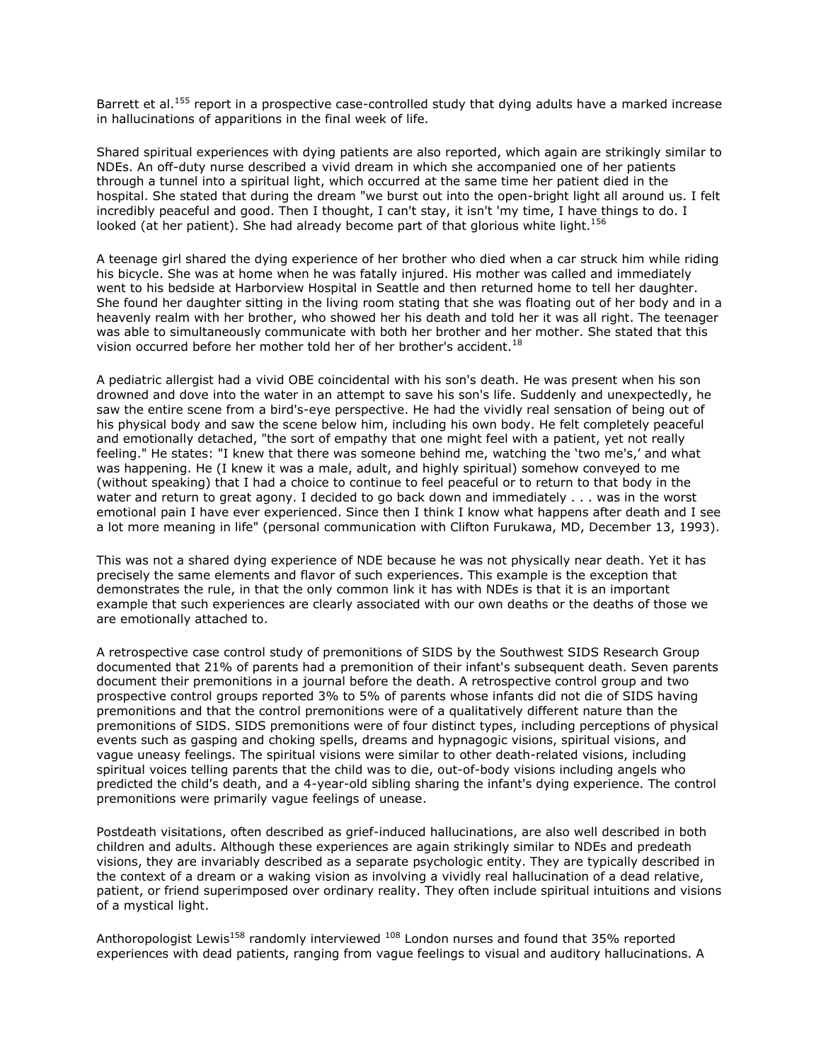Barrett et al.[155] report in a prospective case-controlled study that dying adults have a marked increase in hallucinations of apparitions in the final week of life.

Shared spiritual experiences with dying patients are also reported, which again are strikingly similar to NDEs. An off-duty nurse described a vivid dream in which she accompanied one of her patients through a tunnel into a spiritual light, which occurred at the same time her patient died in the hospital. She stated that during the dream "we burst out into the open-bright light all around us. I felt incredibly peaceful and good. Then I thought, I can't stay, it isn't 'my time, I have things to do. I looked (at her patient). She had already become part of that glorious white light.[156]

A teenage girl shared the dying experience of her brother who died when a car struck him while riding his bicycle. She was at home when he was fatally injured. His mother was called and immediately went to his bedside at Harborview Hospital in Seattle and then returned home to tell her daughter. She found her daughter sitting in the living room stating that she was floating out of her body and in a heavenly realm with her brother, who showed her his death and told her it was all right. The teenager was able to simultaneously communicate with both her brother and her mother. She stated that this vision occurred before her mother told her of her brother's accident.[18]

A pediatric allergist had a vivid OBE coincidental with his son's death. He was present when his son drowned and dove into the water in an attempt to save his son's life. Suddenly and unexpectedly, he saw the entire scene from a bird's-eye perspective. He had the vividly real sensation of being out of his physical body and saw the scene below him, including his own body. He felt completely peaceful and emotionally detached, "the sort of empathy that one might feel with a patient, yet not really feeling." He states: "I knew that there was someone behind me, watching the 'two me's,' and what was happening. He (I knew it was a male, adult, and highly spiritual) somehow conveyed to me (without speaking) that I had a choice to continue to feel peaceful or to return to that body in the water and return to great agony. I decided to go back down and immediately . . . was in the worst emotional pain I have ever experienced. Since then I think I know what happens after death and I see a lot more meaning in life" (personal communication with Clifton Furukawa, MD, December 13, 1993).

This was not a shared dying experience of NDE because he was not physically near death. Yet it has precisely the same elements and flavor of such experiences. This example is the exception that demonstrates the rule, in that the only common link it has with NDEs is that it is an important example that such experiences are clearly associated with our own deaths or the deaths of those we are emotionally attached to.

A retrospective case control study of premonitions of SIDS by the Southwest SIDS Research Group documented that 21% of parents had a premonition of their infant's subsequent death. Seven parents document their premonitions in a journal before the death. A retrospective control group and two prospective control groups reported 3% to 5% of parents whose infants did not die of SIDS having premonitions and that the control premonitions were of a qualitatively different nature than the premonitions of SIDS. SIDS premonitions were of four distinct types, including perceptions of physical events such as gasping and choking spells, dreams and hypnagogic visions, spiritual visions, and vague uneasy feelings. The spiritual visions were similar to other death-related visions, including spiritual voices telling parents that the child was to die, out-of-body visions including angels who predicted the child's death, and a 4-year-old sibling sharing the infant's dying experience. The control premonitions were primarily vague feelings of unease.

Postdeath visitations, often described as grief-induced hallucinations, are also well described in both children and adults. Although these experiences are again strikingly similar to NDEs and predeath visions, they are invariably described as a separate psychologic entity. They are typically described in the context of a dream or a waking vision as involving a vividly real hallucination of a dead relative, patient, or friend superimposed over ordinary reality. They often include spiritual intuitions and visions of a mystical light.

Anthoropologist Lewis[158] randomly interviewed [108] London nurses and found that 35% reported experiences with dead patients, ranging from vague feelings to visual and auditory hallucinations. A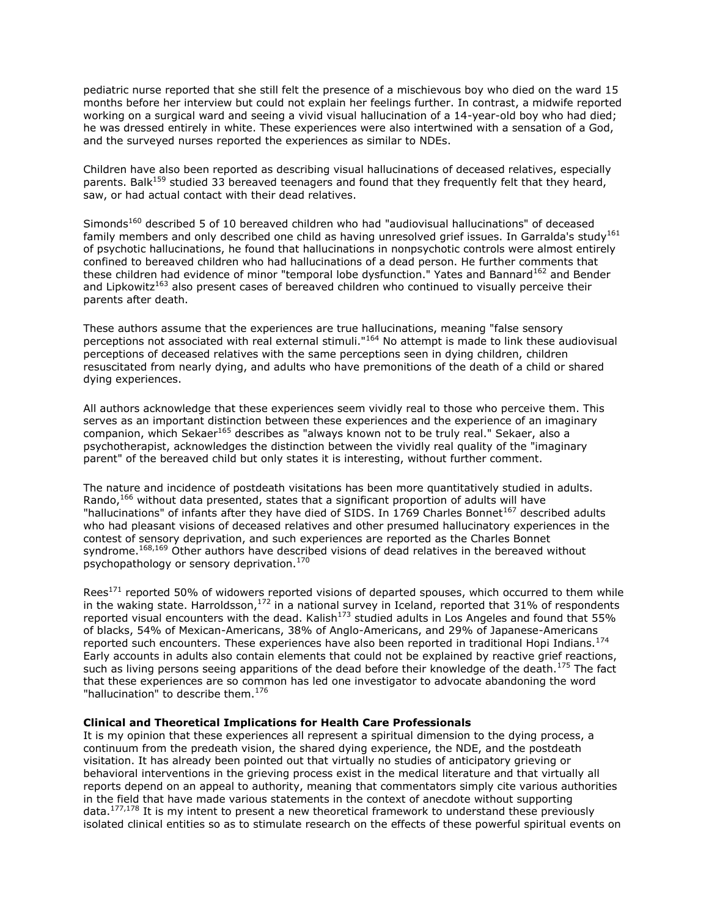pediatric nurse reported that she still felt the presence of a mischievous boy who died on the ward 15 months before her interview but could not explain her feelings further. In contrast, a midwife reported working on a surgical ward and seeing a vivid visual hallucination of a 14-year-old boy who had died; he was dressed entirely in white. These experiences were also intertwined with a sensation of a God, and the surveyed nurses reported the experiences as similar to NDEs.

Children have also been reported as describing visual hallucinations of deceased relatives, especially parents. Balk[159] studied 33 bereaved teenagers and found that they frequently felt that they heard, saw, or had actual contact with their dead relatives.

Simonds[160] described 5 of 10 bereaved children who had "audiovisual hallucinations" of deceased family members and only described one child as having unresolved grief issues. In Garralda's study[161] of psychotic hallucinations, he found that hallucinations in nonpsychotic controls were almost entirely confined to bereaved children who had hallucinations of a dead person. He further comments that these children had evidence of minor "temporal lobe dysfunction." Yates and Bannard[162] and Bender and Lipkowitz[163] also present cases of bereaved children who continued to visually perceive their parents after death.

These authors assume that the experiences are true hallucinations, meaning "false sensory perceptions not associated with real external stimuli."[164] No attempt is made to link these audiovisual perceptions of deceased relatives with the same perceptions seen in dying children, children resuscitated from nearly dying, and adults who have premonitions of the death of a child or shared dying experiences.

All authors acknowledge that these experiences seem vividly real to those who perceive them. This serves as an important distinction between these experiences and the experience of an imaginary companion, which Sekaer[165] describes as "always known not to be truly real." Sekaer, also a psychotherapist, acknowledges the distinction between the vividly real quality of the "imaginary parent" of the bereaved child but only states it is interesting, without further comment.

The nature and incidence of postdeath visitations has been more quantitatively studied in adults. Rando,[166] without data presented, states that a significant proportion of adults will have "hallucinations" of infants after they have died of SIDS. In 1769 Charles Bonnet[167] described adults who had pleasant visions of deceased relatives and other presumed hallucinatory experiences in the contest of sensory deprivation, and such experiences are reported as the Charles Bonnet syndrome.[168,169] Other authors have described visions of dead relatives in the bereaved without psychopathology or sensory deprivation.[170]

Rees[171] reported 50% of widowers reported visions of departed spouses, which occurred to them while in the waking state. Harroldsson,[172] in a national survey in Iceland, reported that 31% of respondents reported visual encounters with the dead. Kalish[173] studied adults in Los Angeles and found that 55% of blacks, 54% of Mexican-Americans, 38% of Anglo-Americans, and 29% of Japanese-Americans reported such encounters. These experiences have also been reported in traditional Hopi Indians.[174] Early accounts in adults also contain elements that could not be explained by reactive grief reactions, such as living persons seeing apparitions of the dead before their knowledge of the death.[175] The fact that these experiences are so common has led one investigator to advocate abandoning the word "hallucination" to describe them.[176]

**Clinical and Theoretical Implications for Health Care Professionals**

It is my opinion that these experiences all represent a spiritual dimension to the dying process, a continuum from the predeath vision, the shared dying experience, the NDE, and the postdeath visitation. It has already been pointed out that virtually no studies of anticipatory grieving or behavioral interventions in the grieving process exist in the medical literature and that virtually all reports depend on an appeal to authority, meaning that commentators simply cite various authorities in the field that have made various statements in the context of anecdote without supporting data.[177,178] It is my intent to present a new theoretical framework to understand these previously isolated clinical entities so as to stimulate research on the effects of these powerful spiritual events on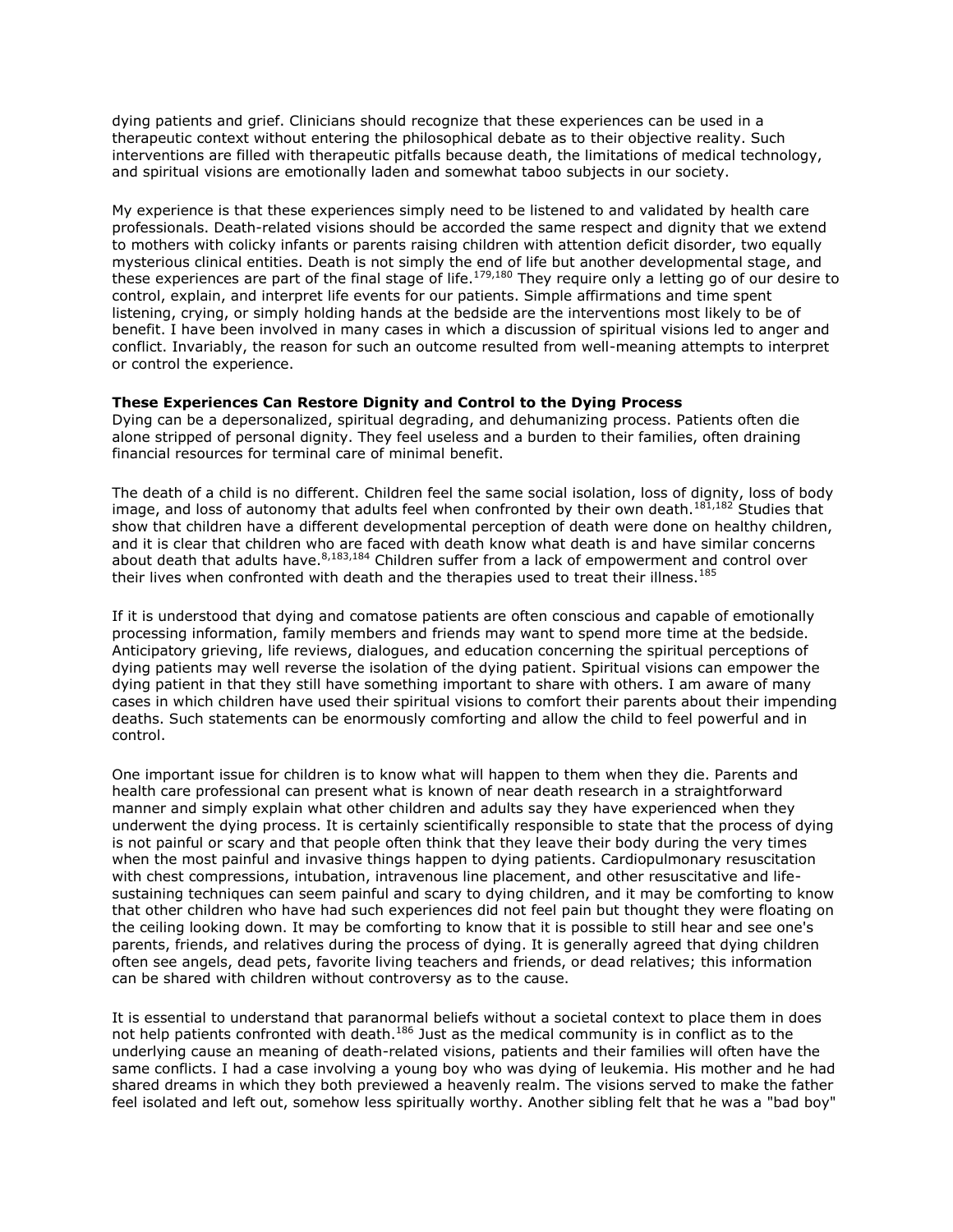dying patients and grief. Clinicians should recognize that these experiences can be used in a therapeutic context without entering the philosophical debate as to their objective reality. Such interventions are filled with therapeutic pitfalls because death, the limitations of medical technology, and spiritual visions are emotionally laden and somewhat taboo subjects in our society.

My experience is that these experiences simply need to be listened to and validated by health care professionals. Death-related visions should be accorded the same respect and dignity that we extend to mothers with colicky infants or parents raising children with attention deficit disorder, two equally mysterious clinical entities. Death is not simply the end of life but another developmental stage, and these experiences are part of the final stage of life.[179,180] They require only a letting go of our desire to control, explain, and interpret life events for our patients. Simple affirmations and time spent listening, crying, or simply holding hands at the bedside are the interventions most likely to be of benefit. I have been involved in many cases in which a discussion of spiritual visions led to anger and conflict. Invariably, the reason for such an outcome resulted from well-meaning attempts to interpret or control the experience.

**These Experiences Can Restore Dignity and Control to the Dying Process**

Dying can be a depersonalized, spiritual degrading, and dehumanizing process. Patients often die alone stripped of personal dignity. They feel useless and a burden to their families, often draining financial resources for terminal care of minimal benefit.

The death of a child is no different. Children feel the same social isolation, loss of dignity, loss of body image, and loss of autonomy that adults feel when confronted by their own death.[181,182] Studies that show that children have a different developmental perception of death were done on healthy children, and it is clear that children who are faced with death know what death is and have similar concerns about death that adults have.[8,183,184] Children suffer from a lack of empowerment and control over their lives when confronted with death and the therapies used to treat their illness.[185]

If it is understood that dying and comatose patients are often conscious and capable of emotionally processing information, family members and friends may want to spend more time at the bedside. Anticipatory grieving, life reviews, dialogues, and education concerning the spiritual perceptions of dying patients may well reverse the isolation of the dying patient. Spiritual visions can empower the dying patient in that they still have something important to share with others. I am aware of many cases in which children have used their spiritual visions to comfort their parents about their impending deaths. Such statements can be enormously comforting and allow the child to feel powerful and in control.

One important issue for children is to know what will happen to them when they die. Parents and health care professional can present what is known of near death research in a straightforward manner and simply explain what other children and adults say they have experienced when they underwent the dying process. It is certainly scientifically responsible to state that the process of dying is not painful or scary and that people often think that they leave their body during the very times when the most painful and invasive things happen to dying patients. Cardiopulmonary resuscitation with chest compressions, intubation, intravenous line placement, and other resuscitative and life-sustaining techniques can seem painful and scary to dying children, and it may be comforting to know that other children who have had such experiences did not feel pain but thought they were floating on the ceiling looking down. It may be comforting to know that it is possible to still hear and see one's parents, friends, and relatives during the process of dying. It is generally agreed that dying children often see angels, dead pets, favorite living teachers and friends, or dead relatives; this information can be shared with children without controversy as to the cause.

It is essential to understand that paranormal beliefs without a societal context to place them in does not help patients confronted with death.[186] Just as the medical community is in conflict as to the underlying cause an meaning of death-related visions, patients and their families will often have the same conflicts. I had a case involving a young boy who was dying of leukemia. His mother and he had shared dreams in which they both previewed a heavenly realm. The visions served to make the father feel isolated and left out, somehow less spiritually worthy. Another sibling felt that he was a "bad boy"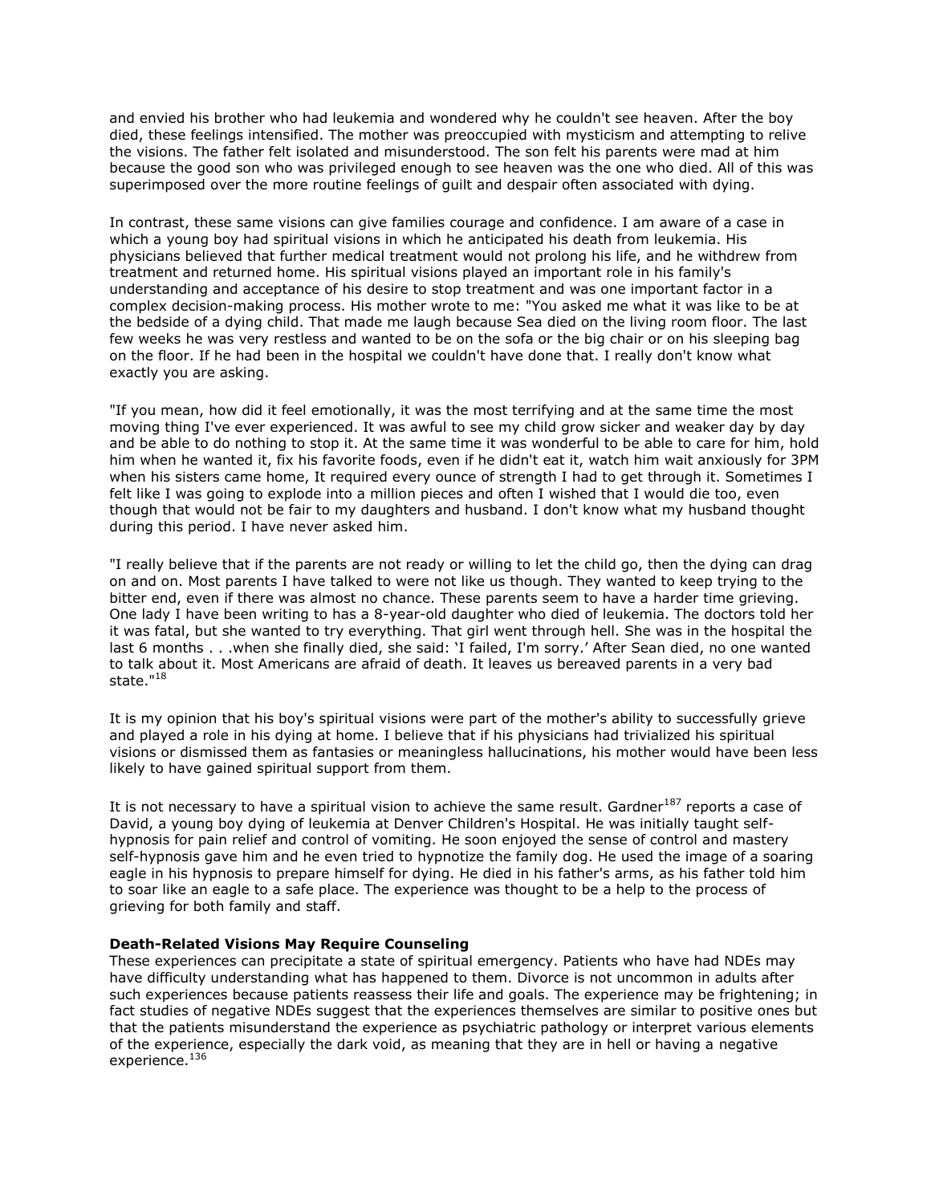and envied his brother who had leukemia and wondered why he couldn't see heaven. After the boy died, these feelings intensified. The mother was preoccupied with mysticism and attempting to relive the visions. The father felt isolated and misunderstood. The son felt his parents were mad at him because the good son who was privileged enough to see heaven was the one who died. All of this was superimposed over the more routine feelings of guilt and despair often associated with dying.

In contrast, these same visions can give families courage and confidence. I am aware of a case in which a young boy had spiritual visions in which he anticipated his death from leukemia. His physicians believed that further medical treatment would not prolong his life, and he withdrew from treatment and returned home. His spiritual visions played an important role in his family's understanding and acceptance of his desire to stop treatment and was one important factor in a complex decision-making process. His mother wrote to me: "You asked me what it was like to be at the bedside of a dying child. That made me laugh because Sea died on the living room floor. The last few weeks he was very restless and wanted to be on the sofa or the big chair or on his sleeping bag on the floor. If he had been in the hospital we couldn't have done that. I really don't know what exactly you are asking.

"If you mean, how did it feel emotionally, it was the most terrifying and at the same time the most moving thing I've ever experienced. It was awful to see my child grow sicker and weaker day by day and be able to do nothing to stop it. At the same time it was wonderful to be able to care for him, hold him when he wanted it, fix his favorite foods, even if he didn't eat it, watch him wait anxiously for 3PM when his sisters came home, It required every ounce of strength I had to get through it. Sometimes I felt like I was going to explode into a million pieces and often I wished that I would die too, even though that would not be fair to my daughters and husband. I don't know what my husband thought during this period. I have never asked him.

"I really believe that if the parents are not ready or willing to let the child go, then the dying can drag on and on. Most parents I have talked to were not like us though. They wanted to keep trying to the bitter end, even if there was almost no chance. These parents seem to have a harder time grieving. One lady I have been writing to has a 8-year-old daughter who died of leukemia. The doctors told her it was fatal, but she wanted to try everything. That girl went through hell. She was in the hospital the last 6 months . . .when she finally died, she said: 'I failed, I'm sorry.' After Sean died, no one wanted to talk about it. Most Americans are afraid of death. It leaves us bereaved parents in a very bad state."[18]

It is my opinion that his boy's spiritual visions were part of the mother's ability to successfully grieve and played a role in his dying at home. I believe that if his physicians had trivialized his spiritual visions or dismissed them as fantasies or meaningless hallucinations, his mother would have been less likely to have gained spiritual support from them.

It is not necessary to have a spiritual vision to achieve the same result. Gardner[187] reports a case of David, a young boy dying of leukemia at Denver Children's Hospital. He was initially taught self-hypnosis for pain relief and control of vomiting. He soon enjoyed the sense of control and mastery self-hypnosis gave him and he even tried to hypnotize the family dog. He used the image of a soaring eagle in his hypnosis to prepare himself for dying. He died in his father's arms, as his father told him to soar like an eagle to a safe place. The experience was thought to be a help to the process of grieving for both family and staff.

**Death-Related Visions May Require Counseling**

These experiences can precipitate a state of spiritual emergency. Patients who have had NDEs may have difficulty understanding what has happened to them. Divorce is not uncommon in adults after such experiences because patients reassess their life and goals. The experience may be frightening; in fact studies of negative NDEs suggest that the experiences themselves are similar to positive ones but that the patients misunderstand the experience as psychiatric pathology or interpret various elements of the experience, especially the dark void, as meaning that they are in hell or having a negative experience.[136]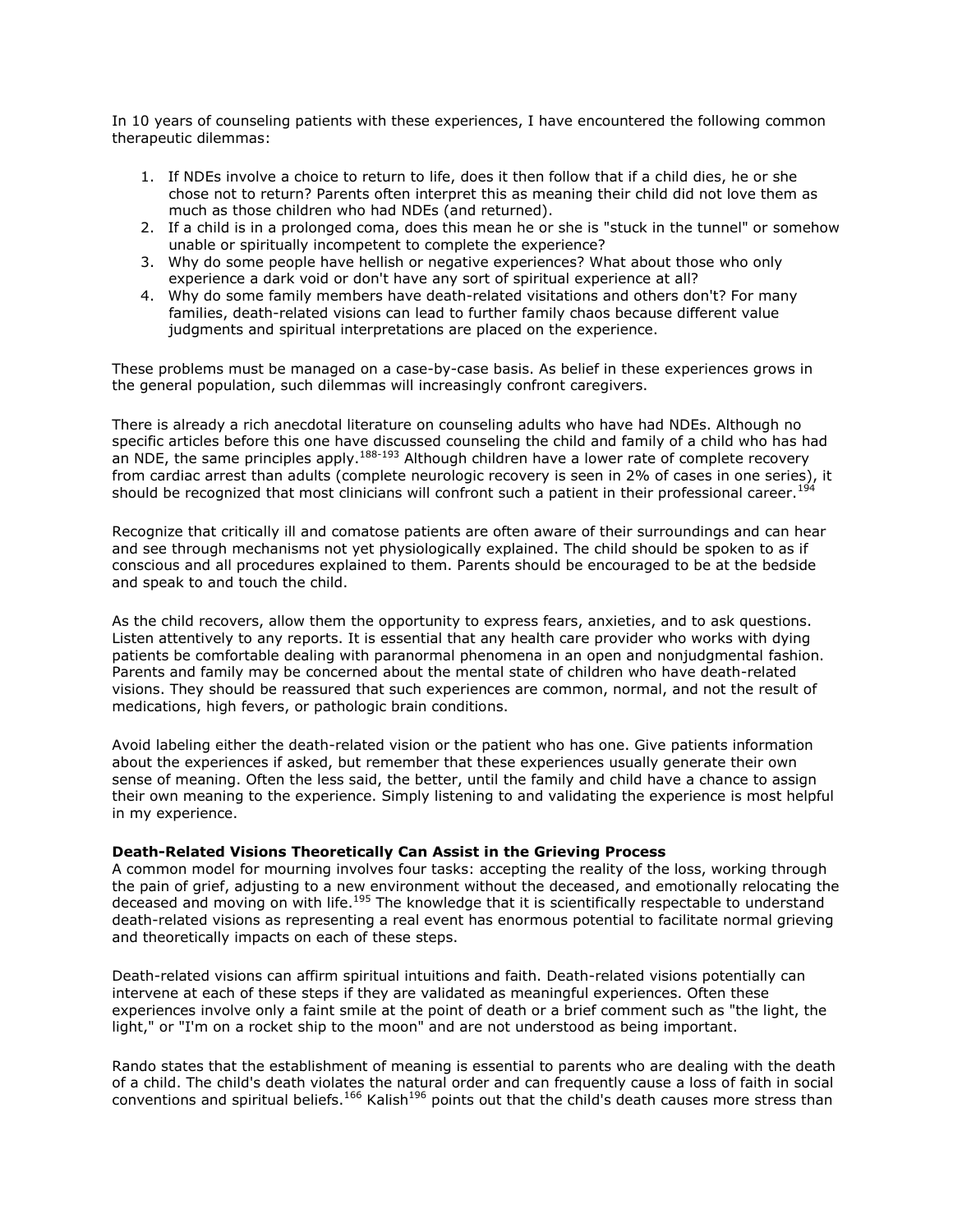In 10 years of counseling patients with these experiences, I have encountered the following common therapeutic dilemmas:

1. If NDEs involve a choice to return to life, does it then follow that if a child dies, he or she chose not to return? Parents often interpret this as meaning their child did not love them as much as those children who had NDEs (and returned).
2. If a child is in a prolonged coma, does this mean he or she is "stuck in the tunnel" or somehow unable or spiritually incompetent to complete the experience?
3. Why do some people have hellish or negative experiences? What about those who only experience a dark void or don't have any sort of spiritual experience at all?
4. Why do some family members have death-related visitations and others don't? For many families, death-related visions can lead to further family chaos because different value judgments and spiritual interpretations are placed on the experience.

These problems must be managed on a case-by-case basis. As belief in these experiences grows in the general population, such dilemmas will increasingly confront caregivers.

There is already a rich anecdotal literature on counseling adults who have had NDEs. Although no specific articles before this one have discussed counseling the child and family of a child who has had an NDE, the same principles apply.[188-193] Although children have a lower rate of complete recovery from cardiac arrest than adults (complete neurologic recovery is seen in 2% of cases in one series), it should be recognized that most clinicians will confront such a patient in their professional career.[194]

Recognize that critically ill and comatose patients are often aware of their surroundings and can hear and see through mechanisms not yet physiologically explained. The child should be spoken to as if conscious and all procedures explained to them. Parents should be encouraged to be at the bedside and speak to and touch the child.

As the child recovers, allow them the opportunity to express fears, anxieties, and to ask questions. Listen attentively to any reports. It is essential that any health care provider who works with dying patients be comfortable dealing with paranormal phenomena in an open and nonjudgmental fashion. Parents and family may be concerned about the mental state of children who have death-related visions. They should be reassured that such experiences are common, normal, and not the result of medications, high fevers, or pathologic brain conditions.

Avoid labeling either the death-related vision or the patient who has one. Give patients information about the experiences if asked, but remember that these experiences usually generate their own sense of meaning. Often the less said, the better, until the family and child have a chance to assign their own meaning to the experience. Simply listening to and validating the experience is most helpful in my experience.

**Death-Related Visions Theoretically Can Assist in the Grieving Process**

A common model for mourning involves four tasks: accepting the reality of the loss, working through the pain of grief, adjusting to a new environment without the deceased, and emotionally relocating the deceased and moving on with life.[195] The knowledge that it is scientifically respectable to understand death-related visions as representing a real event has enormous potential to facilitate normal grieving and theoretically impacts on each of these steps.

Death-related visions can affirm spiritual intuitions and faith. Death-related visions potentially can intervene at each of these steps if they are validated as meaningful experiences. Often these experiences involve only a faint smile at the point of death or a brief comment such as "the light, the light," or "I'm on a rocket ship to the moon" and are not understood as being important.

Rando states that the establishment of meaning is essential to parents who are dealing with the death of a child. The child's death violates the natural order and can frequently cause a loss of faith in social conventions and spiritual beliefs.[166] Kalish[196] points out that the child's death causes more stress than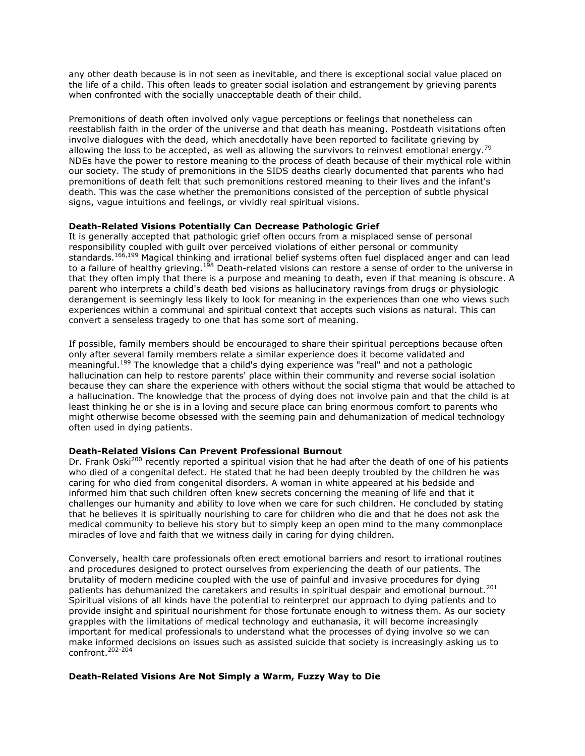any other death because is in not seen as inevitable, and there is exceptional social value placed on the life of a child. This often leads to greater social isolation and estrangement by grieving parents when confronted with the socially unacceptable death of their child.

Premonitions of death often involved only vague perceptions or feelings that nonetheless can reestablish faith in the order of the universe and that death has meaning. Postdeath visitations often involve dialogues with the dead, which anecdotally have been reported to facilitate grieving by allowing the loss to be accepted, as well as allowing the survivors to reinvest emotional energy.[79] NDEs have the power to restore meaning to the process of death because of their mythical role within our society. The study of premonitions in the SIDS deaths clearly documented that parents who had premonitions of death felt that such premonitions restored meaning to their lives and the infant's death. This was the case whether the premonitions consisted of the perception of subtle physical signs, vague intuitions and feelings, or vividly real spiritual visions.

**Death-Related Visions Potentially Can Decrease Pathologic Grief**

It is generally accepted that pathologic grief often occurs from a misplaced sense of personal responsibility coupled with guilt over perceived violations of either personal or community standards.[166,199] Magical thinking and irrational belief systems often fuel displaced anger and can lead to a failure of healthy grieving.[198] Death-related visions can restore a sense of order to the universe in that they often imply that there is a purpose and meaning to death, even if that meaning is obscure. A parent who interprets a child's death bed visions as hallucinatory ravings from drugs or physiologic derangement is seemingly less likely to look for meaning in the experiences than one who views such experiences within a communal and spiritual context that accepts such visions as natural. This can convert a senseless tragedy to one that has some sort of meaning.

If possible, family members should be encouraged to share their spiritual perceptions because often only after several family members relate a similar experience does it become validated and meaningful.[199] The knowledge that a child's dying experience was "real" and not a pathologic hallucination can help to restore parents' place within their community and reverse social isolation because they can share the experience with others without the social stigma that would be attached to a hallucination. The knowledge that the process of dying does not involve pain and that the child is at least thinking he or she is in a loving and secure place can bring enormous comfort to parents who might otherwise become obsessed with the seeming pain and dehumanization of medical technology often used in dying patients.

**Death-Related Visions Can Prevent Professional Burnout**

Dr. Frank Oski[200] recently reported a spiritual vision that he had after the death of one of his patients who died of a congenital defect. He stated that he had been deeply troubled by the children he was caring for who died from congenital disorders. A woman in white appeared at his bedside and informed him that such children often knew secrets concerning the meaning of life and that it challenges our humanity and ability to love when we care for such children. He concluded by stating that he believes it is spiritually nourishing to care for children who die and that he does not ask the medical community to believe his story but to simply keep an open mind to the many commonplace miracles of love and faith that we witness daily in caring for dying children.

Conversely, health care professionals often erect emotional barriers and resort to irrational routines and procedures designed to protect ourselves from experiencing the death of our patients. The brutality of modern medicine coupled with the use of painful and invasive procedures for dying patients has dehumanized the caretakers and results in spiritual despair and emotional burnout.[201] Spiritual visions of all kinds have the potential to reinterpret our approach to dying patients and to provide insight and spiritual nourishment for those fortunate enough to witness them. As our society grapples with the limitations of medical technology and euthanasia, it will become increasingly important for medical professionals to understand what the processes of dying involve so we can make informed decisions on issues such as assisted suicide that society is increasingly asking us to confront.[202-204]

**Death-Related Visions Are Not Simply a Warm, Fuzzy Way to Die**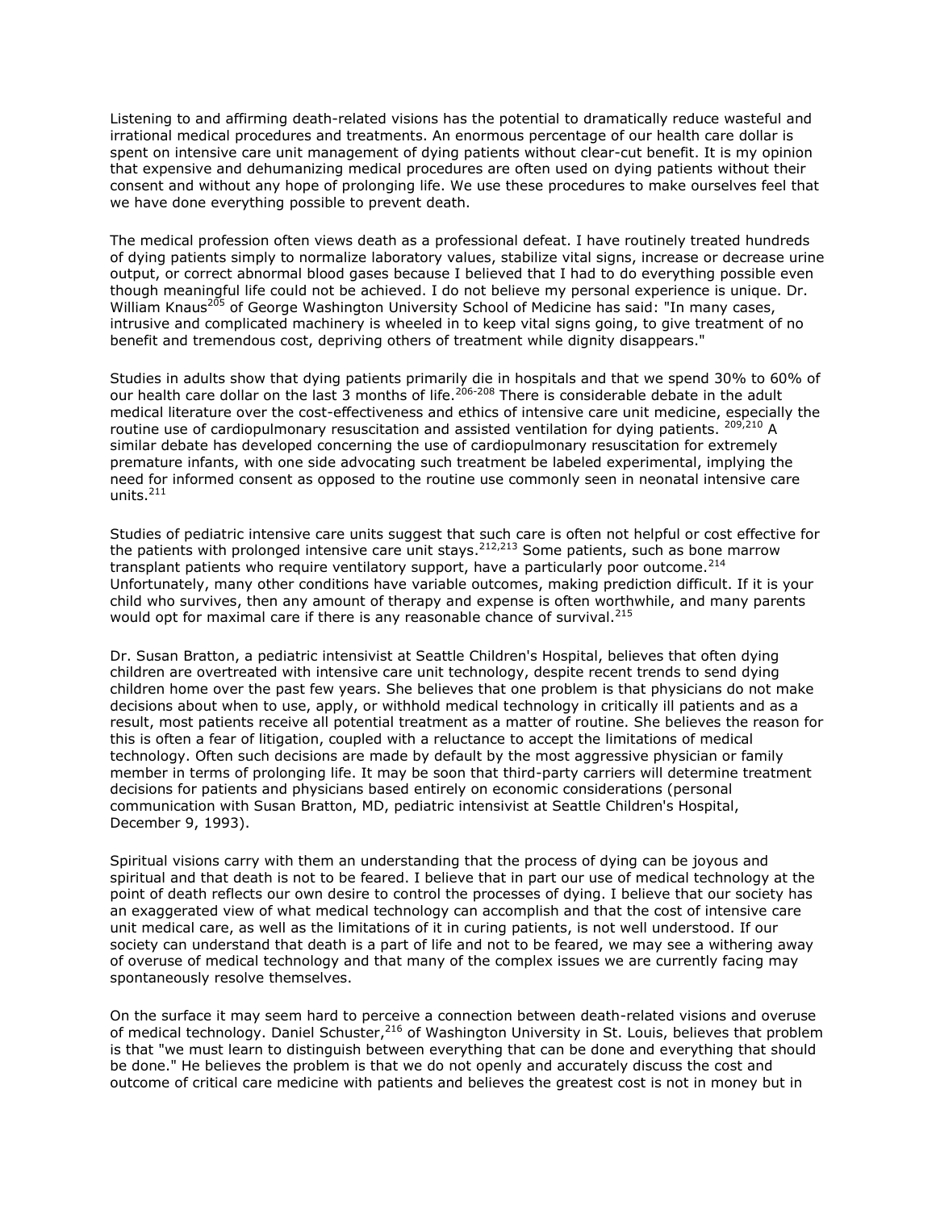Listening to and affirming death-related visions has the potential to dramatically reduce wasteful and irrational medical procedures and treatments. An enormous percentage of our health care dollar is spent on intensive care unit management of dying patients without clear-cut benefit. It is my opinion that expensive and dehumanizing medical procedures are often used on dying patients without their consent and without any hope of prolonging life. We use these procedures to make ourselves feel that we have done everything possible to prevent death.

The medical profession often views death as a professional defeat. I have routinely treated hundreds of dying patients simply to normalize laboratory values, stabilize vital signs, increase or decrease urine output, or correct abnormal blood gases because I believed that I had to do everything possible even though meaningful life could not be achieved. I do not believe my personal experience is unique. Dr. William Knaus[205] of George Washington University School of Medicine has said: "In many cases, intrusive and complicated machinery is wheeled in to keep vital signs going, to give treatment of no benefit and tremendous cost, depriving others of treatment while dignity disappears."

Studies in adults show that dying patients primarily die in hospitals and that we spend 30% to 60% of our health care dollar on the last 3 months of life.[206-208] There is considerable debate in the adult medical literature over the cost-effectiveness and ethics of intensive care unit medicine, especially the routine use of cardiopulmonary resuscitation and assisted ventilation for dying patients. [209,210] A similar debate has developed concerning the use of cardiopulmonary resuscitation for extremely premature infants, with one side advocating such treatment be labeled experimental, implying the need for informed consent as opposed to the routine use commonly seen in neonatal intensive care units.[211]

Studies of pediatric intensive care units suggest that such care is often not helpful or cost effective for the patients with prolonged intensive care unit stays.[212,213] Some patients, such as bone marrow transplant patients who require ventilatory support, have a particularly poor outcome.[214] Unfortunately, many other conditions have variable outcomes, making prediction difficult. If it is your child who survives, then any amount of therapy and expense is often worthwhile, and many parents would opt for maximal care if there is any reasonable chance of survival.[215]

Dr. Susan Bratton, a pediatric intensivist at Seattle Children's Hospital, believes that often dying children are overtreated with intensive care unit technology, despite recent trends to send dying children home over the past few years. She believes that one problem is that physicians do not make decisions about when to use, apply, or withhold medical technology in critically ill patients and as a result, most patients receive all potential treatment as a matter of routine. She believes the reason for this is often a fear of litigation, coupled with a reluctance to accept the limitations of medical technology. Often such decisions are made by default by the most aggressive physician or family member in terms of prolonging life. It may be soon that third-party carriers will determine treatment decisions for patients and physicians based entirely on economic considerations (personal communication with Susan Bratton, MD, pediatric intensivist at Seattle Children's Hospital, December 9, 1993).

Spiritual visions carry with them an understanding that the process of dying can be joyous and spiritual and that death is not to be feared. I believe that in part our use of medical technology at the point of death reflects our own desire to control the processes of dying. I believe that our society has an exaggerated view of what medical technology can accomplish and that the cost of intensive care unit medical care, as well as the limitations of it in curing patients, is not well understood. If our society can understand that death is a part of life and not to be feared, we may see a withering away of overuse of medical technology and that many of the complex issues we are currently facing may spontaneously resolve themselves.

On the surface it may seem hard to perceive a connection between death-related visions and overuse of medical technology. Daniel Schuster,[216] of Washington University in St. Louis, believes that problem is that "we must learn to distinguish between everything that can be done and everything that should be done." He believes the problem is that we do not openly and accurately discuss the cost and outcome of critical care medicine with patients and believes the greatest cost is not in money but in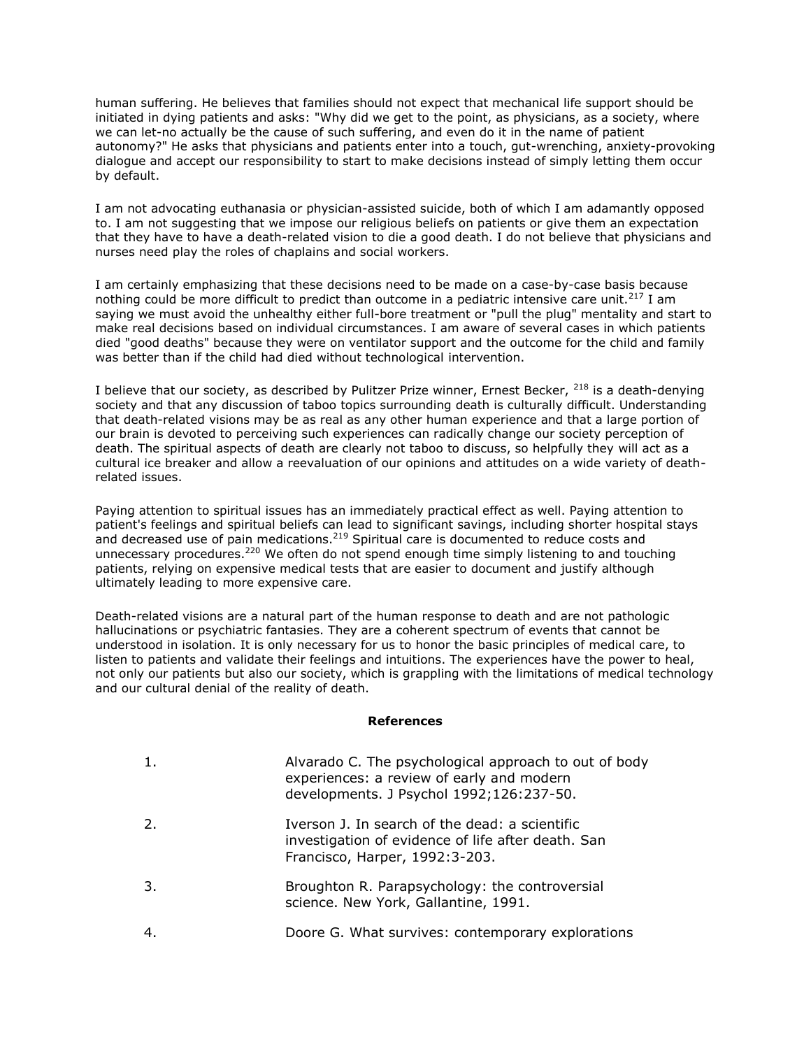human suffering. He believes that families should not expect that mechanical life support should be initiated in dying patients and asks: "Why did we get to the point, as physicians, as a society, where we can let-no actually be the cause of such suffering, and even do it in the name of patient autonomy?" He asks that physicians and patients enter into a touch, gut-wrenching, anxiety-provoking dialogue and accept our responsibility to start to make decisions instead of simply letting them occur by default.

I am not advocating euthanasia or physician-assisted suicide, both of which I am adamantly opposed to. I am not suggesting that we impose our religious beliefs on patients or give them an expectation that they have to have a death-related vision to die a good death. I do not believe that physicians and nurses need play the roles of chaplains and social workers.

I am certainly emphasizing that these decisions need to be made on a case-by-case basis because nothing could be more difficult to predict than outcome in a pediatric intensive care unit.[217] I am saying we must avoid the unhealthy either full-bore treatment or "pull the plug" mentality and start to make real decisions based on individual circumstances. I am aware of several cases in which patients died "good deaths" because they were on ventilator support and the outcome for the child and family was better than if the child had died without technological intervention.

I believe that our society, as described by Pulitzer Prize winner, Ernest Becker, [218] is a death-denying society and that any discussion of taboo topics surrounding death is culturally difficult. Understanding that death-related visions may be as real as any other human experience and that a large portion of our brain is devoted to perceiving such experiences can radically change our society perception of death. The spiritual aspects of death are clearly not taboo to discuss, so helpfully they will act as a cultural ice breaker and allow a reevaluation of our opinions and attitudes on a wide variety of death-related issues.

Paying attention to spiritual issues has an immediately practical effect as well. Paying attention to patient's feelings and spiritual beliefs can lead to significant savings, including shorter hospital stays and decreased use of pain medications.[219] Spiritual care is documented to reduce costs and unnecessary procedures.[220] We often do not spend enough time simply listening to and touching patients, relying on expensive medical tests that are easier to document and justify although ultimately leading to more expensive care.

Death-related visions are a natural part of the human response to death and are not pathologic hallucinations or psychiatric fantasies. They are a coherent spectrum of events that cannot be understood in isolation. It is only necessary for us to honor the basic principles of medical care, to listen to patients and validate their feelings and intuitions. The experiences have the power to heal, not only our patients but also our society, which is grappling with the limitations of medical technology and our cultural denial of the reality of death.

**References**

1. Alvarado C. The psychological approach to out of body experiences: a review of early and modern developments. J Psychol 1992;126:237-50.
2. Iverson J. In search of the dead: a scientific investigation of evidence of life after death. San Francisco, Harper, 1992:3-203.
3. Broughton R. Parapsychology: the controversial science. New York, Gallantine, 1991.
4. Doore G. What survives: contemporary explorations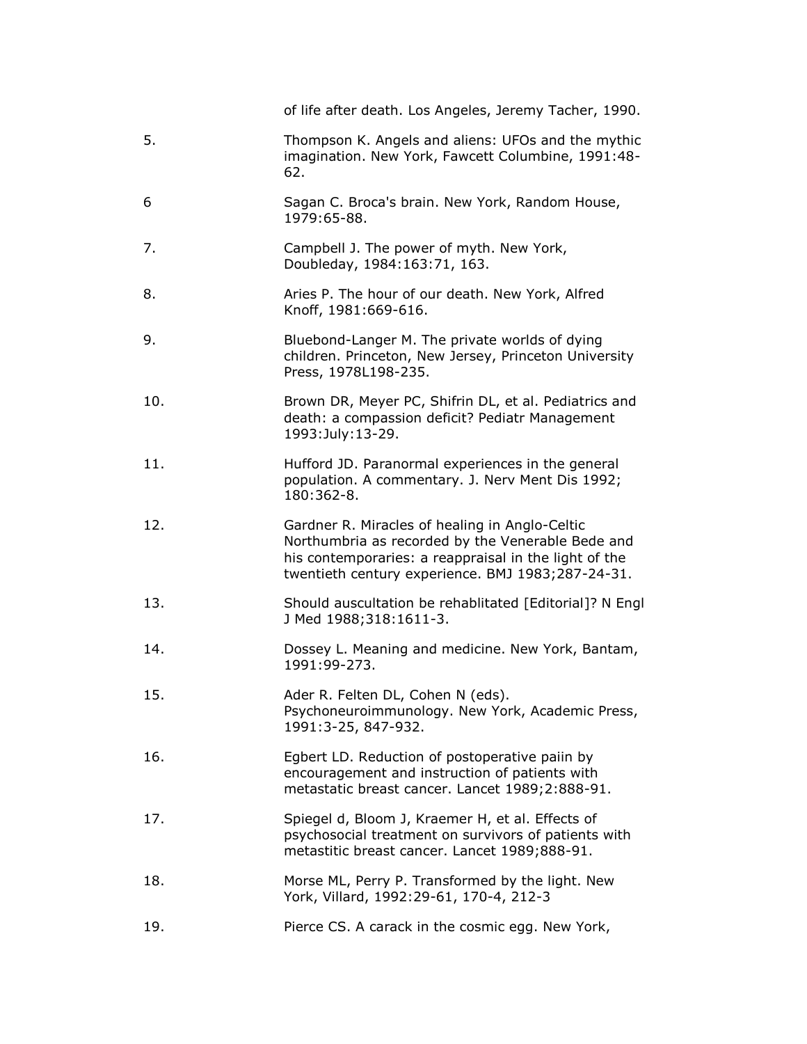of life after death. Los Angeles, Jeremy Tacher, 1990.

5. Thompson K. Angels and aliens: UFOs and the mythic imagination. New York, Fawcett Columbine, 1991:48-62.

6 Sagan C. Broca's brain. New York, Random House, 1979:65-88.

7. Campbell J. The power of myth. New York, Doubleday, 1984:163:71, 163.

8. Aries P. The hour of our death. New York, Alfred Knoff, 1981:669-616.

9. Bluebond-Langer M. The private worlds of dying children. Princeton, New Jersey, Princeton University Press, 1978L198-235.

10. Brown DR, Meyer PC, Shifrin DL, et al. Pediatrics and death: a compassion deficit? Pediatr Management 1993:July:13-29.

11. Hufford JD. Paranormal experiences in the general population. A commentary. J. Nerv Ment Dis 1992; 180:362-8.

12. Gardner R. Miracles of healing in Anglo-Celtic Northumbria as recorded by the Venerable Bede and his contemporaries: a reappraisal in the light of the twentieth century experience. BMJ 1983;287-24-31.

13. Should auscultation be rehablitated [Editorial]? N Engl J Med 1988;318:1611-3.

14. Dossey L. Meaning and medicine. New York, Bantam, 1991:99-273.

15. Ader R. Felten DL, Cohen N (eds). Psychoneuroimmunology. New York, Academic Press, 1991:3-25, 847-932.

16. Egbert LD. Reduction of postoperative paiin by encouragement and instruction of patients with metastatic breast cancer. Lancet 1989;2:888-91.

17. Spiegel d, Bloom J, Kraemer H, et al. Effects of psychosocial treatment on survivors of patients with metastitic breast cancer. Lancet 1989;888-91.

18. Morse ML, Perry P. Transformed by the light. New York, Villard, 1992:29-61, 170-4, 212-3

19. Pierce CS. A carack in the cosmic egg. New York,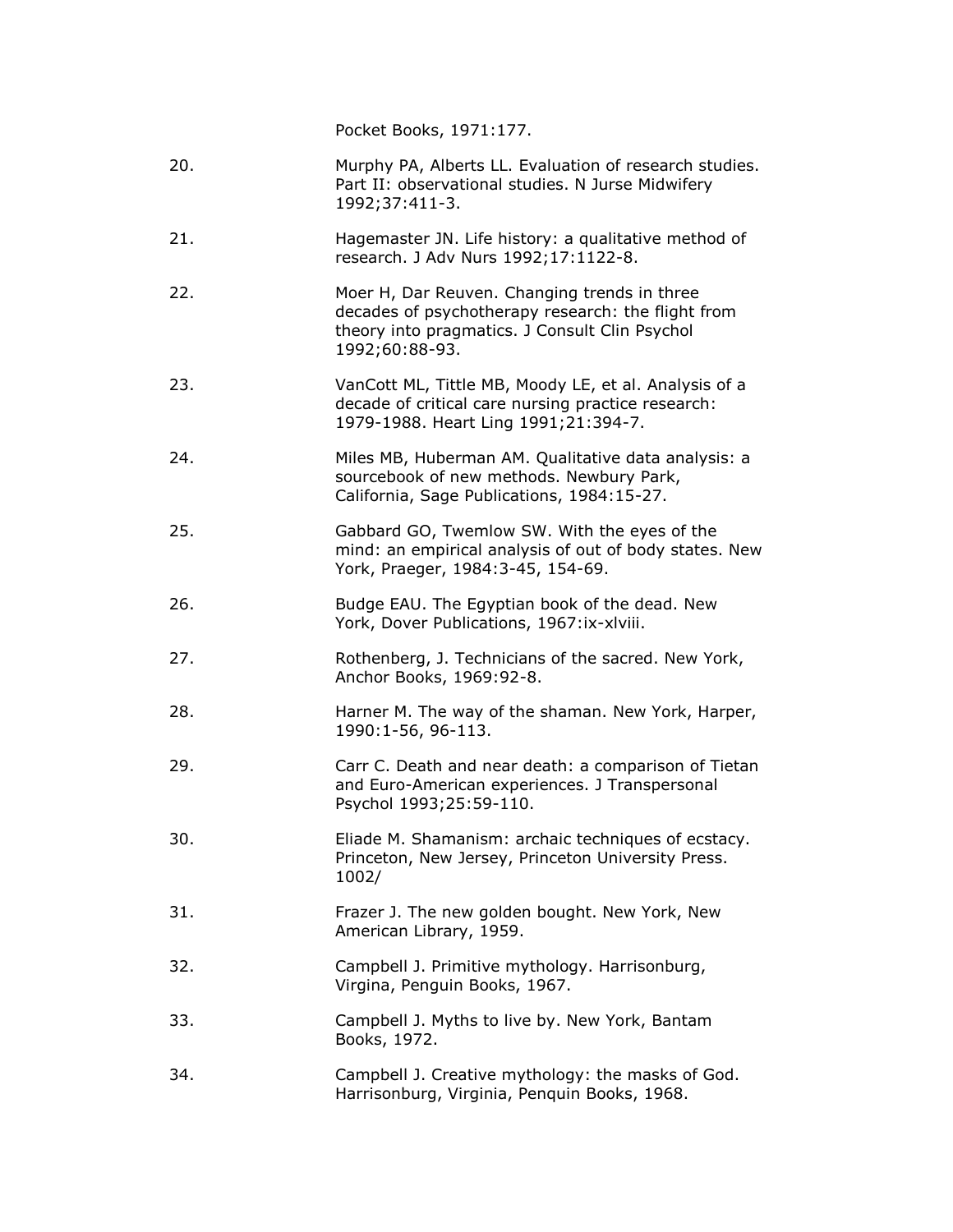Pocket Books, 1971:177.

20. Murphy PA, Alberts LL. Evaluation of research studies. Part II: observational studies. N Jurse Midwifery 1992;37:411-3.

21. Hagemaster JN. Life history: a qualitative method of research. J Adv Nurs 1992;17:1122-8.

22. Moer H, Dar Reuven. Changing trends in three decades of psychotherapy research: the flight from theory into pragmatics. J Consult Clin Psychol 1992;60:88-93.

23. VanCott ML, Tittle MB, Moody LE, et al. Analysis of a decade of critical care nursing practice research: 1979-1988. Heart Ling 1991;21:394-7.

24. Miles MB, Huberman AM. Qualitative data analysis: a sourcebook of new methods. Newbury Park, California, Sage Publications, 1984:15-27.

25. Gabbard GO, Twemlow SW. With the eyes of the mind: an empirical analysis of out of body states. New York, Praeger, 1984:3-45, 154-69.

26. Budge EAU. The Egyptian book of the dead. New York, Dover Publications, 1967:ix-xlviii.

27. Rothenberg, J. Technicians of the sacred. New York, Anchor Books, 1969:92-8.

28. Harner M. The way of the shaman. New York, Harper, 1990:1-56, 96-113.

29. Carr C. Death and near death: a comparison of Tietan and Euro-American experiences. J Transpersonal Psychol 1993;25:59-110.

30. Eliade M. Shamanism: archaic techniques of ecstacy. Princeton, New Jersey, Princeton University Press. 1002/

31. Frazer J. The new golden bought. New York, New American Library, 1959.

32. Campbell J. Primitive mythology. Harrisonburg, Virgina, Penguin Books, 1967.

33. Campbell J. Myths to live by. New York, Bantam Books, 1972.

34. Campbell J. Creative mythology: the masks of God. Harrisonburg, Virginia, Penquin Books, 1968.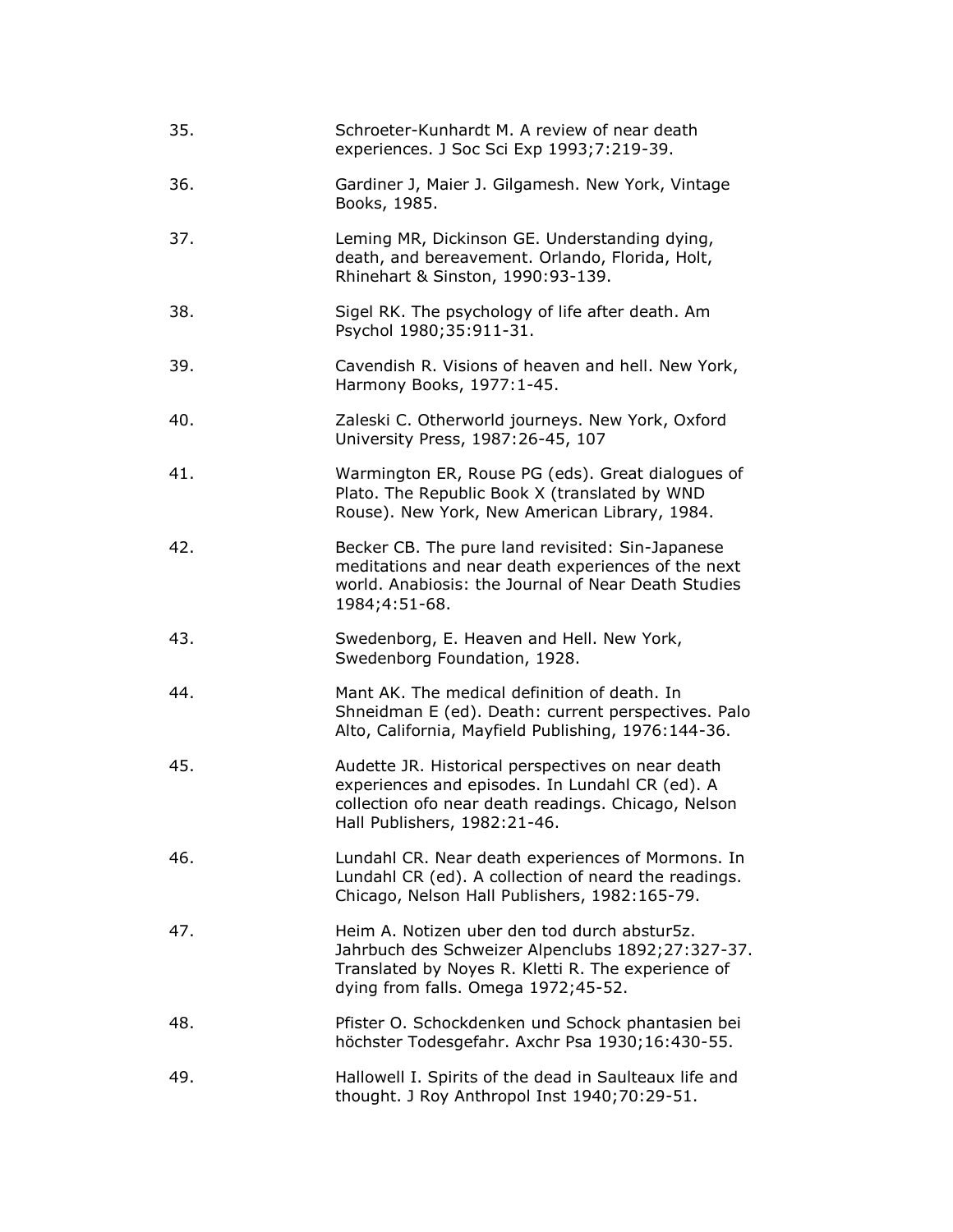35. Schroeter-Kunhardt M. A review of near death experiences. J Soc Sci Exp 1993;7:219-39.

36. Gardiner J, Maier J. Gilgamesh. New York, Vintage Books, 1985.

37. Leming MR, Dickinson GE. Understanding dying, death, and bereavement. Orlando, Florida, Holt, Rhinehart & Sinston, 1990:93-139.

38. Sigel RK. The psychology of life after death. Am Psychol 1980;35:911-31.

39. Cavendish R. Visions of heaven and hell. New York, Harmony Books, 1977:1-45.

40. Zaleski C. Otherworld journeys. New York, Oxford University Press, 1987:26-45, 107

41. Warmington ER, Rouse PG (eds). Great dialogues of Plato. The Republic Book X (translated by WND Rouse). New York, New American Library, 1984.

42. Becker CB. The pure land revisited: Sin-Japanese meditations and near death experiences of the next world. Anabiosis: the Journal of Near Death Studies 1984;4:51-68.

43. Swedenborg, E. Heaven and Hell. New York, Swedenborg Foundation, 1928.

44. Mant AK. The medical definition of death. In Shneidman E (ed). Death: current perspectives. Palo Alto, California, Mayfield Publishing, 1976:144-36.

45. Audette JR. Historical perspectives on near death experiences and episodes. In Lundahl CR (ed). A collection ofo near death readings. Chicago, Nelson Hall Publishers, 1982:21-46.

46. Lundahl CR. Near death experiences of Mormons. In Lundahl CR (ed). A collection of neard the readings. Chicago, Nelson Hall Publishers, 1982:165-79.

47. Heim A. Notizen uber den tod durch abstur5z. Jahrbuch des Schweizer Alpenclubs 1892;27:327-37. Translated by Noyes R. Kletti R. The experience of dying from falls. Omega 1972;45-52.

48. Pfister O. Schockdenken und Schock phantasien bei höchster Todesgefahr. Axchr Psa 1930;16:430-55.

49. Hallowell I. Spirits of the dead in Saulteaux life and thought. J Roy Anthropol Inst 1940;70:29-51.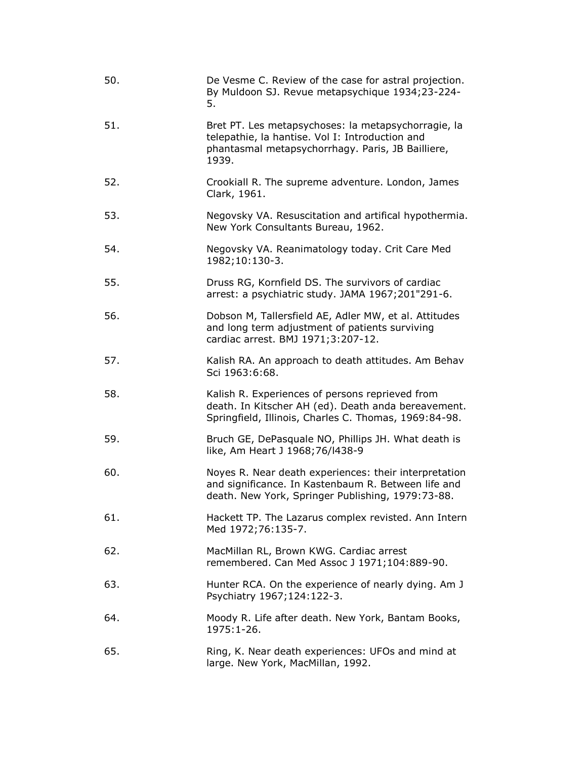50. De Vesme C. Review of the case for astral projection. By Muldoon SJ. Revue metapsychique 1934;23-224-5.

51. Bret PT. Les metapsychoses: la metapsychorragie, la telepathie, la hantise. Vol I: Introduction and phantasmal metapsychorrhagy. Paris, JB Bailliere, 1939.

52. Crookiall R. The supreme adventure. London, James Clark, 1961.

53. Negovsky VA. Resuscitation and artifical hypothermia. New York Consultants Bureau, 1962.

54. Negovsky VA. Reanimatology today. Crit Care Med 1982;10:130-3.

55. Druss RG, Kornfield DS. The survivors of cardiac arrest: a psychiatric study. JAMA 1967;201"291-6.

56. Dobson M, Tallersfield AE, Adler MW, et al. Attitudes and long term adjustment of patients surviving cardiac arrest. BMJ 1971;3:207-12.

57. Kalish RA. An approach to death attitudes. Am Behav Sci 1963:6:68.

58. Kalish R. Experiences of persons reprieved from death. In Kitscher AH (ed). Death anda bereavement. Springfield, Illinois, Charles C. Thomas, 1969:84-98.

59. Bruch GE, DePasquale NO, Phillips JH. What death is like, Am Heart J 1968;76/l438-9

60. Noyes R. Near death experiences: their interpretation and significance. In Kastenbaum R. Between life and death. New York, Springer Publishing, 1979:73-88.

61. Hackett TP. The Lazarus complex revisted. Ann Intern Med 1972;76:135-7.

62. MacMillan RL, Brown KWG. Cardiac arrest remembered. Can Med Assoc J 1971;104:889-90.

63. Hunter RCA. On the experience of nearly dying. Am J Psychiatry 1967;124:122-3.

64. Moody R. Life after death. New York, Bantam Books, 1975:1-26.

65. Ring, K. Near death experiences: UFOs and mind at large. New York, MacMillan, 1992.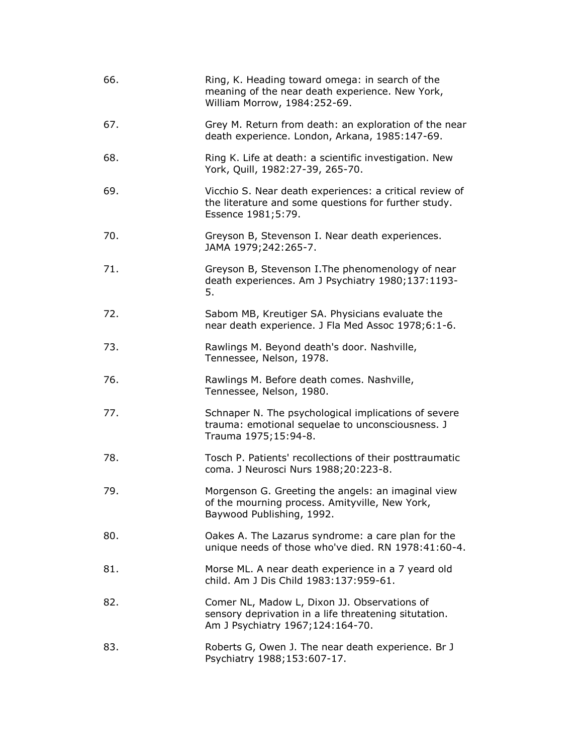66. Ring, K. Heading toward omega: in search of the meaning of the near death experience. New York, William Morrow, 1984:252-69.

67. Grey M. Return from death: an exploration of the near death experience. London, Arkana, 1985:147-69.

68. Ring K. Life at death: a scientific investigation. New York, Quill, 1982:27-39, 265-70.

69. Vicchio S. Near death experiences: a critical review of the literature and some questions for further study. Essence 1981;5:79.

70. Greyson B, Stevenson I. Near death experiences. JAMA 1979;242:265-7.

71. Greyson B, Stevenson I.The phenomenology of near death experiences. Am J Psychiatry 1980;137:1193-5.

72. Sabom MB, Kreutiger SA. Physicians evaluate the near death experience. J Fla Med Assoc 1978;6:1-6.

73. Rawlings M. Beyond death's door. Nashville, Tennessee, Nelson, 1978.

76. Rawlings M. Before death comes. Nashville, Tennessee, Nelson, 1980.

77. Schnaper N. The psychological implications of severe trauma: emotional sequelae to unconsciousness. J Trauma 1975;15:94-8.

78. Tosch P. Patients' recollections of their posttraumatic coma. J Neurosci Nurs 1988;20:223-8.

79. Morgenson G. Greeting the angels: an imaginal view of the mourning process. Amityville, New York, Baywood Publishing, 1992.

80. Oakes A. The Lazarus syndrome: a care plan for the unique needs of those who've died. RN 1978:41:60-4.

81. Morse ML. A near death experience in a 7 yeard old child. Am J Dis Child 1983:137:959-61.

82. Comer NL, Madow L, Dixon JJ. Observations of sensory deprivation in a life threatening situtation. Am J Psychiatry 1967;124:164-70.

83. Roberts G, Owen J. The near death experience. Br J Psychiatry 1988;153:607-17.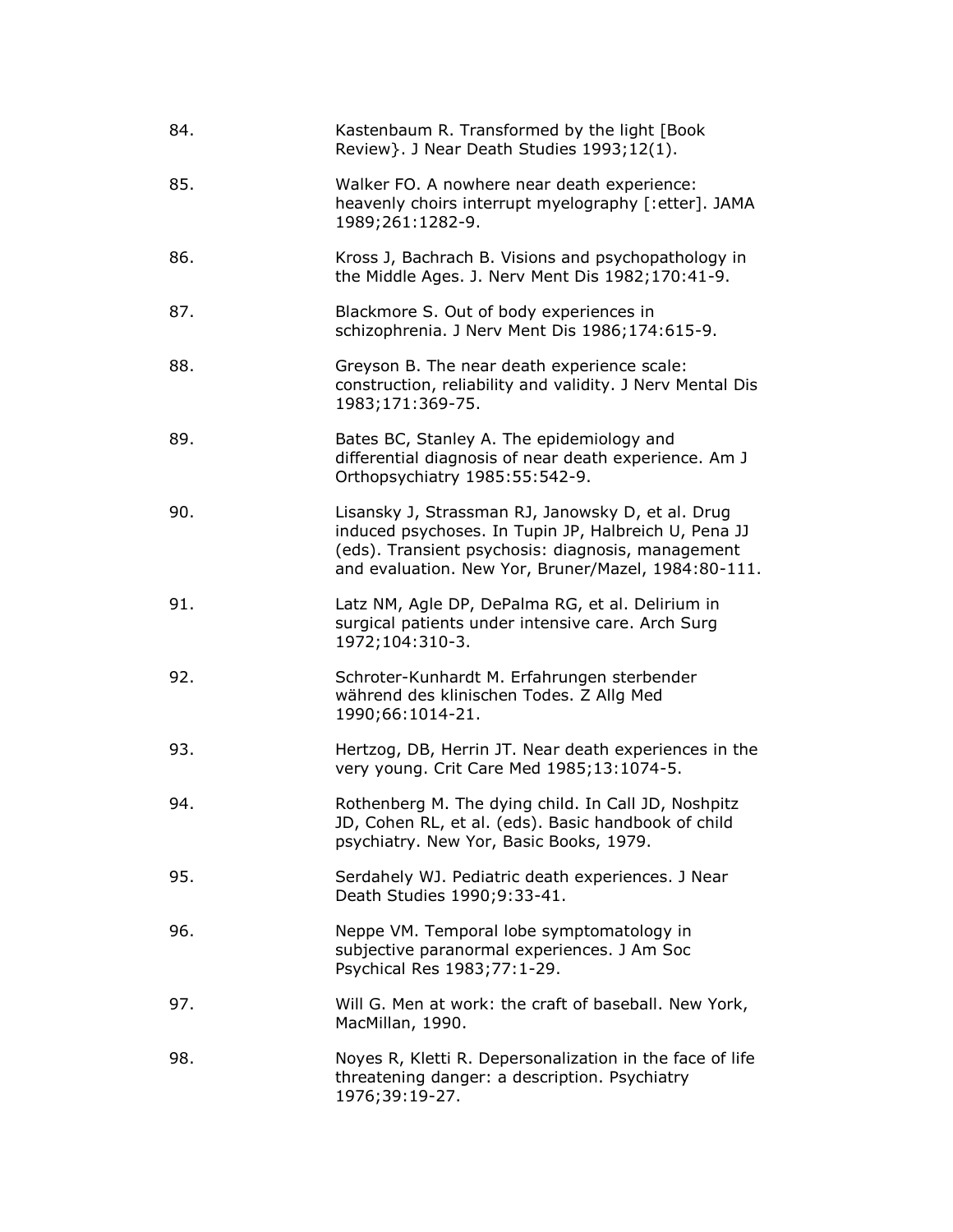84. Kastenbaum R. Transformed by the light [Book Review}. J Near Death Studies 1993;12(1).

85. Walker FO. A nowhere near death experience: heavenly choirs interrupt myelography [:etter]. JAMA 1989;261:1282-9.

86. Kross J, Bachrach B. Visions and psychopathology in the Middle Ages. J. Nerv Ment Dis 1982;170:41-9.

87. Blackmore S. Out of body experiences in schizophrenia. J Nerv Ment Dis 1986;174:615-9.

88. Greyson B. The near death experience scale: construction, reliability and validity. J Nerv Mental Dis 1983;171:369-75.

89. Bates BC, Stanley A. The epidemiology and differential diagnosis of near death experience. Am J Orthopsychiatry 1985:55:542-9.

90. Lisansky J, Strassman RJ, Janowsky D, et al. Drug induced psychoses. In Tupin JP, Halbreich U, Pena JJ (eds). Transient psychosis: diagnosis, management and evaluation. New Yor, Bruner/Mazel, 1984:80-111.

91. Latz NM, Agle DP, DePalma RG, et al. Delirium in surgical patients under intensive care. Arch Surg 1972;104:310-3.

92. Schroter-Kunhardt M. Erfahrungen sterbender während des klinischen Todes. Z Allg Med 1990;66:1014-21.

93. Hertzog, DB, Herrin JT. Near death experiences in the very young. Crit Care Med 1985;13:1074-5.

94. Rothenberg M. The dying child. In Call JD, Noshpitz JD, Cohen RL, et al. (eds). Basic handbook of child psychiatry. New Yor, Basic Books, 1979.

95. Serdahely WJ. Pediatric death experiences. J Near Death Studies 1990;9:33-41.

96. Neppe VM. Temporal lobe symptomatology in subjective paranormal experiences. J Am Soc Psychical Res 1983;77:1-29.

97. Will G. Men at work: the craft of baseball. New York, MacMillan, 1990.

98. Noyes R, Kletti R. Depersonalization in the face of life threatening danger: a description. Psychiatry 1976;39:19-27.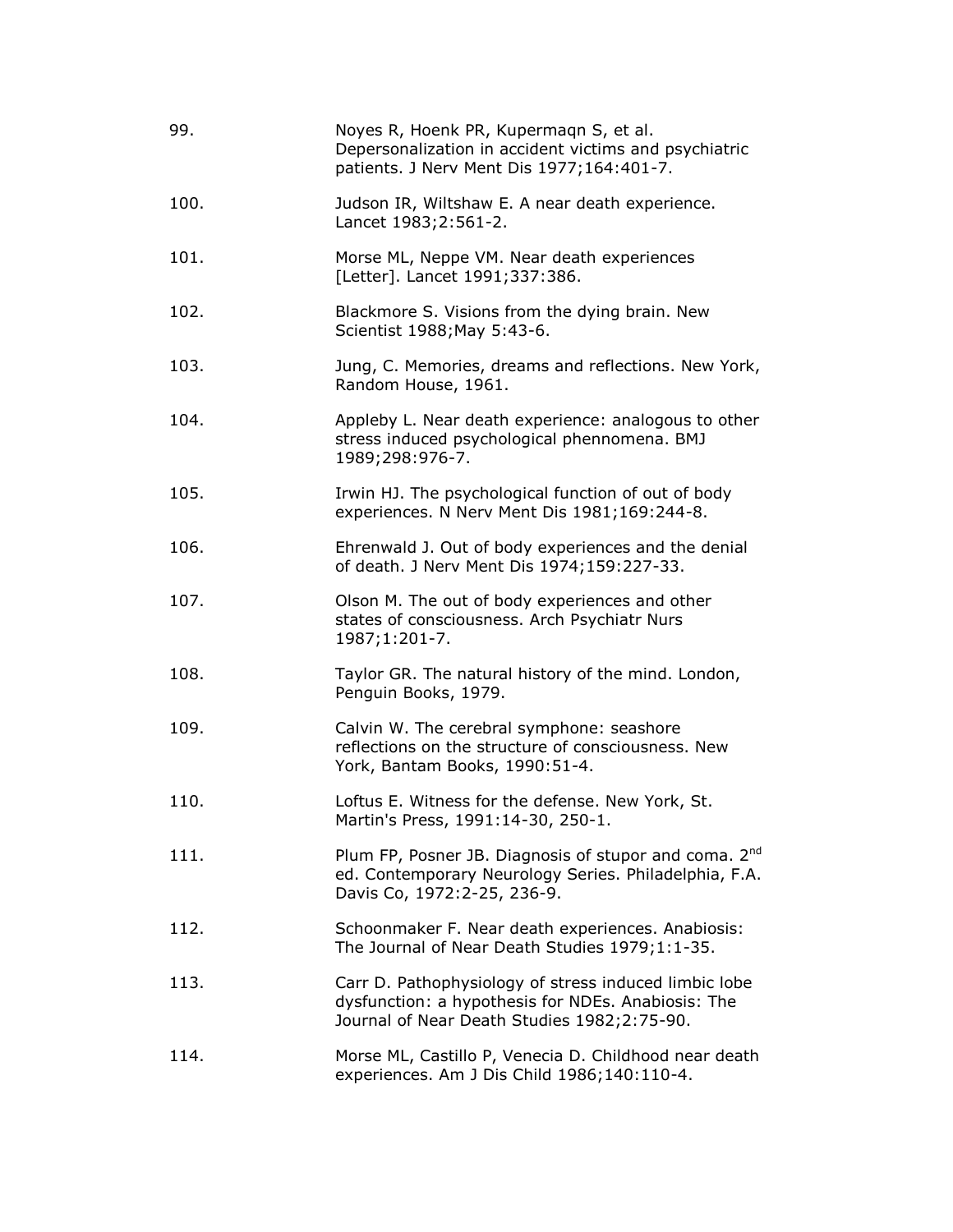99. Noyes R, Hoenk PR, Kupermaqn S, et al. Depersonalization in accident victims and psychiatric patients. J Nerv Ment Dis 1977;164:401-7.

100. Judson IR, Wiltshaw E. A near death experience. Lancet 1983;2:561-2.

101. Morse ML, Neppe VM. Near death experiences [Letter]. Lancet 1991;337:386.

102. Blackmore S. Visions from the dying brain. New Scientist 1988;May 5:43-6.

103. Jung, C. Memories, dreams and reflections. New York, Random House, 1961.

104. Appleby L. Near death experience: analogous to other stress induced psychological phennomena. BMJ 1989;298:976-7.

105. Irwin HJ. The psychological function of out of body experiences. N Nerv Ment Dis 1981;169:244-8.

106. Ehrenwald J. Out of body experiences and the denial of death. J Nerv Ment Dis 1974;159:227-33.

107. Olson M. The out of body experiences and other states of consciousness. Arch Psychiatr Nurs 1987;1:201-7.

108. Taylor GR. The natural history of the mind. London, Penguin Books, 1979.

109. Calvin W. The cerebral symphone: seashore reflections on the structure of consciousness. New York, Bantam Books, 1990:51-4.

110. Loftus E. Witness for the defense. New York, St. Martin's Press, 1991:14-30, 250-1.

111. Plum FP, Posner JB. Diagnosis of stupor and coma. 2nd ed. Contemporary Neurology Series. Philadelphia, F.A. Davis Co, 1972:2-25, 236-9.

112. Schoonmaker F. Near death experiences. Anabiosis: The Journal of Near Death Studies 1979;1:1-35.

113. Carr D. Pathophysiology of stress induced limbic lobe dysfunction: a hypothesis for NDEs. Anabiosis: The Journal of Near Death Studies 1982;2:75-90.

114. Morse ML, Castillo P, Venecia D. Childhood near death experiences. Am J Dis Child 1986;140:110-4.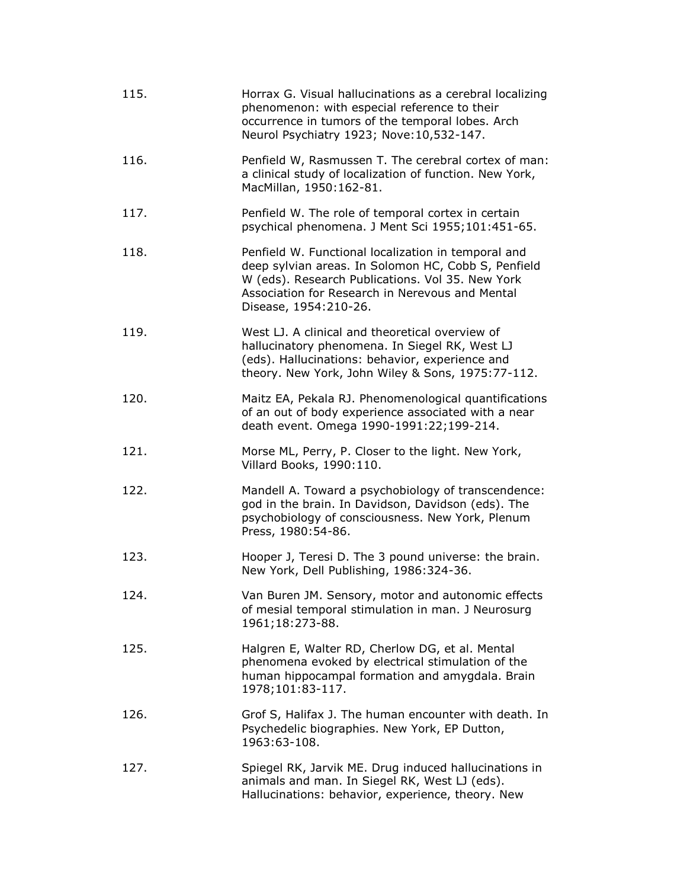115. Horrax G. Visual hallucinations as a cerebral localizing phenomenon: with especial reference to their occurrence in tumors of the temporal lobes. Arch Neurol Psychiatry 1923; Nove:10,532-147.

116. Penfield W, Rasmussen T. The cerebral cortex of man: a clinical study of localization of function. New York, MacMillan, 1950:162-81.

117. Penfield W. The role of temporal cortex in certain psychical phenomena. J Ment Sci 1955;101:451-65.

118. Penfield W. Functional localization in temporal and deep sylvian areas. In Solomon HC, Cobb S, Penfield W (eds). Research Publications. Vol 35. New York Association for Research in Nerevous and Mental Disease, 1954:210-26.

119. West LJ. A clinical and theoretical overview of hallucinatory phenomena. In Siegel RK, West LJ (eds). Hallucinations: behavior, experience and theory. New York, John Wiley & Sons, 1975:77-112.

120. Maitz EA, Pekala RJ. Phenomenological quantifications of an out of body experience associated with a near death event. Omega 1990-1991:22;199-214.

121. Morse ML, Perry, P. Closer to the light. New York, Villard Books, 1990:110.

122. Mandell A. Toward a psychobiology of transcendence: god in the brain. In Davidson, Davidson (eds). The psychobiology of consciousness. New York, Plenum Press, 1980:54-86.

123. Hooper J, Teresi D. The 3 pound universe: the brain. New York, Dell Publishing, 1986:324-36.

124. Van Buren JM. Sensory, motor and autonomic effects of mesial temporal stimulation in man. J Neurosurg 1961;18:273-88.

125. Halgren E, Walter RD, Cherlow DG, et al. Mental phenomena evoked by electrical stimulation of the human hippocampal formation and amygdala. Brain 1978;101:83-117.

126. Grof S, Halifax J. The human encounter with death. In Psychedelic biographies. New York, EP Dutton, 1963:63-108.

127. Spiegel RK, Jarvik ME. Drug induced hallucinations in animals and man. In Siegel RK, West LJ (eds). Hallucinations: behavior, experience, theory. New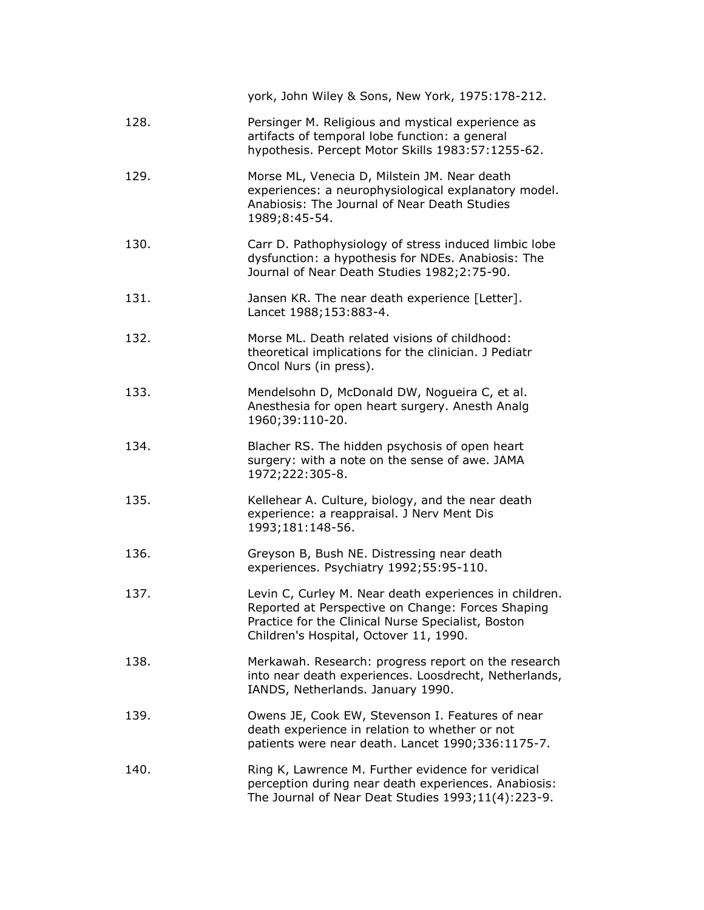york, John Wiley & Sons, New York, 1975:178-212.

128. Persinger M. Religious and mystical experience as artifacts of temporal lobe function: a general hypothesis. Percept Motor Skills 1983:57:1255-62.

129. Morse ML, Venecia D, Milstein JM. Near death experiences: a neurophysiological explanatory model. Anabiosis: The Journal of Near Death Studies 1989;8:45-54.

130. Carr D. Pathophysiology of stress induced limbic lobe dysfunction: a hypothesis for NDEs. Anabiosis: The Journal of Near Death Studies 1982;2:75-90.

131. Jansen KR. The near death experience [Letter]. Lancet 1988;153:883-4.

132. Morse ML. Death related visions of childhood: theoretical implications for the clinician. J Pediatr Oncol Nurs (in press).

133. Mendelsohn D, McDonald DW, Nogueira C, et al. Anesthesia for open heart surgery. Anesth Analg 1960;39:110-20.

134. Blacher RS. The hidden psychosis of open heart surgery: with a note on the sense of awe. JAMA 1972;222:305-8.

135. Kellehear A. Culture, biology, and the near death experience: a reappraisal. J Nerv Ment Dis 1993;181:148-56.

136. Greyson B, Bush NE. Distressing near death experiences. Psychiatry 1992;55:95-110.

137. Levin C, Curley M. Near death experiences in children. Reported at Perspective on Change: Forces Shaping Practice for the Clinical Nurse Specialist, Boston Children's Hospital, Octover 11, 1990.

138. Merkawah. Research: progress report on the research into near death experiences. Loosdrecht, Netherlands, IANDS, Netherlands. January 1990.

139. Owens JE, Cook EW, Stevenson I. Features of near death experience in relation to whether or not patients were near death. Lancet 1990;336:1175-7.

140. Ring K, Lawrence M. Further evidence for veridical perception during near death experiences. Anabiosis: The Journal of Near Deat Studies 1993;11(4):223-9.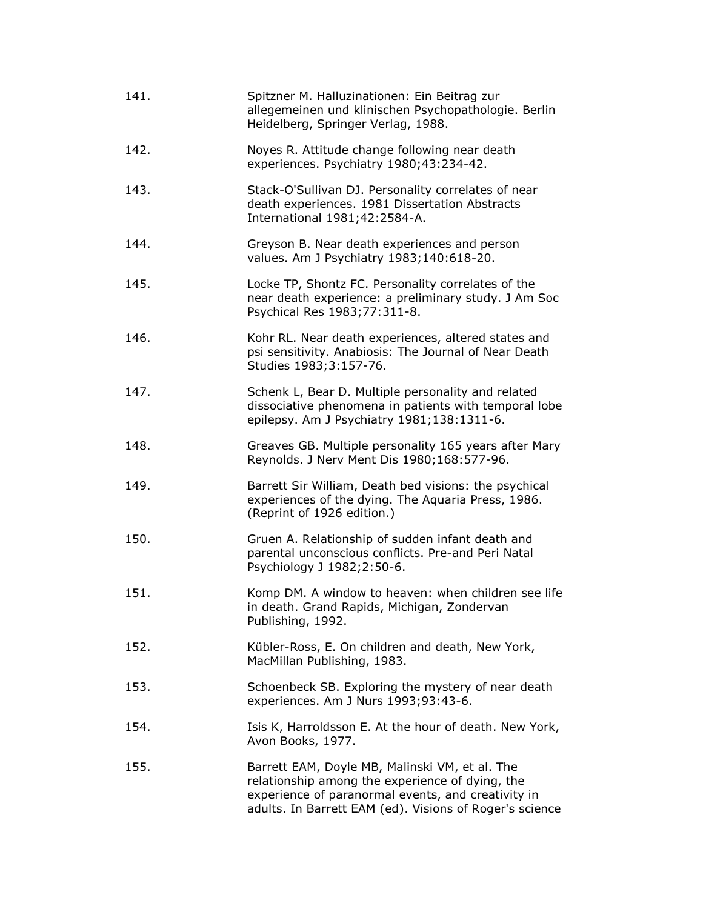141. Spitzner M. Halluzinationen: Ein Beitrag zur allegemeinen und klinischen Psychopathologie. Berlin Heidelberg, Springer Verlag, 1988.

142. Noyes R. Attitude change following near death experiences. Psychiatry 1980;43:234-42.

143. Stack-O'Sullivan DJ. Personality correlates of near death experiences. 1981 Dissertation Abstracts International 1981;42:2584-A.

144. Greyson B. Near death experiences and person values. Am J Psychiatry 1983;140:618-20.

145. Locke TP, Shontz FC. Personality correlates of the near death experience: a preliminary study. J Am Soc Psychical Res 1983;77:311-8.

146. Kohr RL. Near death experiences, altered states and psi sensitivity. Anabiosis: The Journal of Near Death Studies 1983;3:157-76.

147. Schenk L, Bear D. Multiple personality and related dissociative phenomena in patients with temporal lobe epilepsy. Am J Psychiatry 1981;138:1311-6.

148. Greaves GB. Multiple personality 165 years after Mary Reynolds. J Nerv Ment Dis 1980;168:577-96.

149. Barrett Sir William, Death bed visions: the psychical experiences of the dying. The Aquaria Press, 1986. (Reprint of 1926 edition.)

150. Gruen A. Relationship of sudden infant death and parental unconscious conflicts. Pre-and Peri Natal Psychiology J 1982;2:50-6.

151. Komp DM. A window to heaven: when children see life in death. Grand Rapids, Michigan, Zondervan Publishing, 1992.

152. Kübler-Ross, E. On children and death, New York, MacMillan Publishing, 1983.

153. Schoenbeck SB. Exploring the mystery of near death experiences. Am J Nurs 1993;93:43-6.

154. Isis K, Harroldsson E. At the hour of death. New York, Avon Books, 1977.

155. Barrett EAM, Doyle MB, Malinski VM, et al. The relationship among the experience of dying, the experience of paranormal events, and creativity in adults. In Barrett EAM (ed). Visions of Roger's science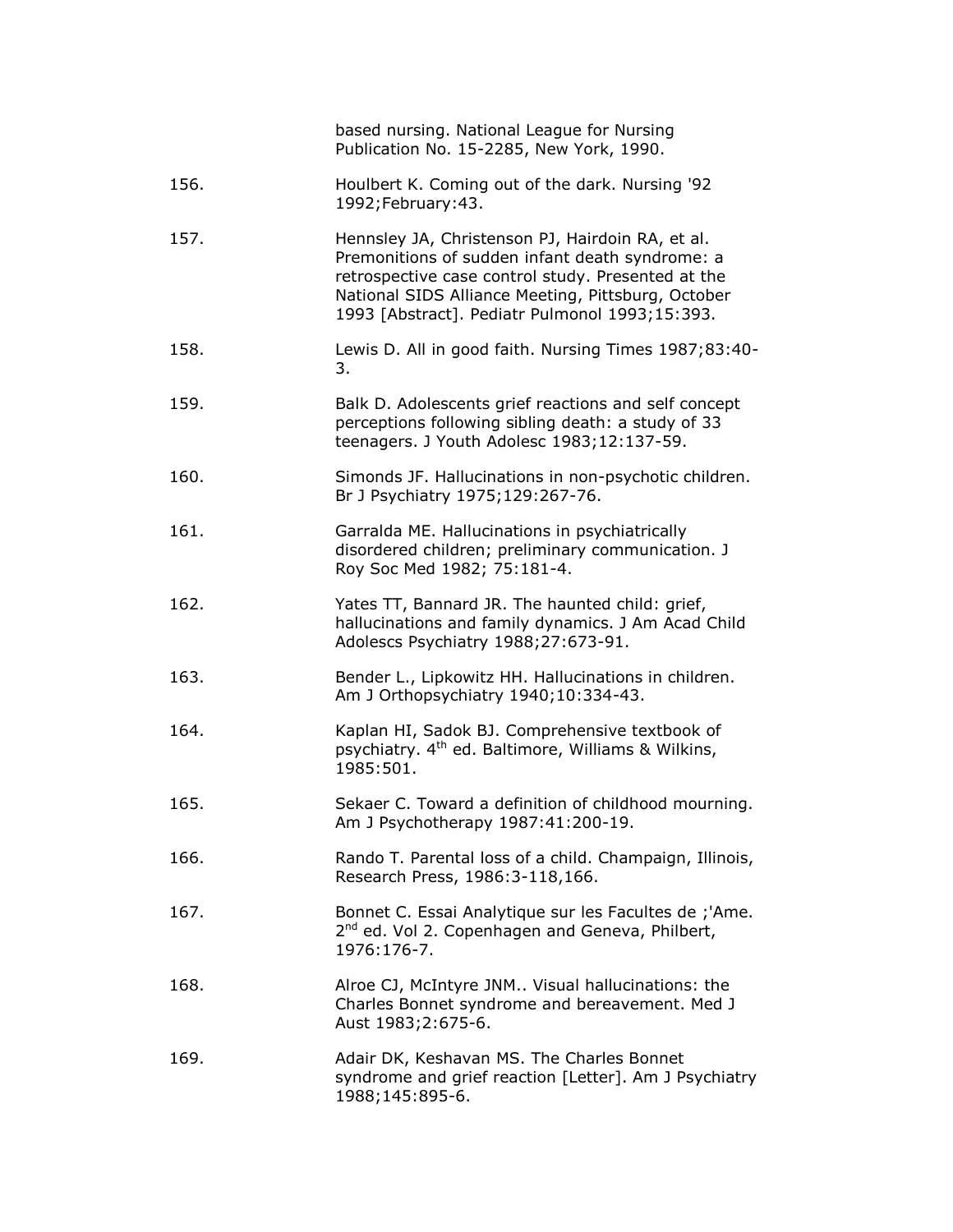based nursing. National League for Nursing Publication No. 15-2285, New York, 1990.

156. Houlbert K. Coming out of the dark. Nursing '92 1992;February:43.

157. Hennsley JA, Christenson PJ, Hairdoin RA, et al. Premonitions of sudden infant death syndrome: a retrospective case control study. Presented at the National SIDS Alliance Meeting, Pittsburg, October 1993 [Abstract]. Pediatr Pulmonol 1993;15:393.

158. Lewis D. All in good faith. Nursing Times 1987;83:40-3.

159. Balk D. Adolescents grief reactions and self concept perceptions following sibling death: a study of 33 teenagers. J Youth Adolesc 1983;12:137-59.

160. Simonds JF. Hallucinations in non-psychotic children. Br J Psychiatry 1975;129:267-76.

161. Garralda ME. Hallucinations in psychiatrically disordered children; preliminary communication. J Roy Soc Med 1982; 75:181-4.

162. Yates TT, Bannard JR. The haunted child: grief, hallucinations and family dynamics. J Am Acad Child Adolescs Psychiatry 1988;27:673-91.

163. Bender L., Lipkowitz HH. Hallucinations in children. Am J Orthopsychiatry 1940;10:334-43.

164. Kaplan HI, Sadok BJ. Comprehensive textbook of psychiatry. 4th ed. Baltimore, Williams & Wilkins, 1985:501.

165. Sekaer C. Toward a definition of childhood mourning. Am J Psychotherapy 1987:41:200-19.

166. Rando T. Parental loss of a child. Champaign, Illinois, Research Press, 1986:3-118,166.

167. Bonnet C. Essai Analytique sur les Facultes de ;'Ame. 2nd ed. Vol 2. Copenhagen and Geneva, Philbert, 1976:176-7.

168. Alroe CJ, McIntyre JNM.. Visual hallucinations: the Charles Bonnet syndrome and bereavement. Med J Aust 1983;2:675-6.

169. Adair DK, Keshavan MS. The Charles Bonnet syndrome and grief reaction [Letter]. Am J Psychiatry 1988;145:895-6.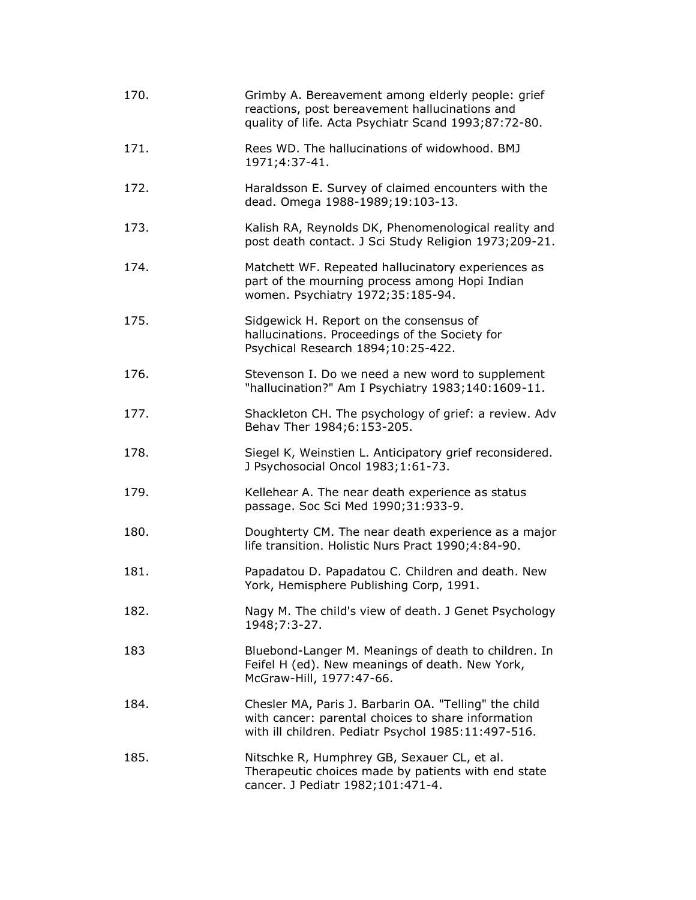170. Grimby A. Bereavement among elderly people: grief reactions, post bereavement hallucinations and quality of life. Acta Psychiatr Scand 1993;87:72-80.

171. Rees WD. The hallucinations of widowhood. BMJ 1971;4:37-41.

172. Haraldsson E. Survey of claimed encounters with the dead. Omega 1988-1989;19:103-13.

173. Kalish RA, Reynolds DK, Phenomenological reality and post death contact. J Sci Study Religion 1973;209-21.

174. Matchett WF. Repeated hallucinatory experiences as part of the mourning process among Hopi Indian women. Psychiatry 1972;35:185-94.

175. Sidgewick H. Report on the consensus of hallucinations. Proceedings of the Society for Psychical Research 1894;10:25-422.

176. Stevenson I. Do we need a new word to supplement "hallucination?" Am I Psychiatry 1983;140:1609-11.

177. Shackleton CH. The psychology of grief: a review. Adv Behav Ther 1984;6:153-205.

178. Siegel K, Weinstien L. Anticipatory grief reconsidered. J Psychosocial Oncol 1983;1:61-73.

179. Kellehear A. The near death experience as status passage. Soc Sci Med 1990;31:933-9.

180. Doughterty CM. The near death experience as a major life transition. Holistic Nurs Pract 1990;4:84-90.

181. Papadatou D. Papadatou C. Children and death. New York, Hemisphere Publishing Corp, 1991.

182. Nagy M. The child's view of death. J Genet Psychology 1948;7:3-27.

183 Bluebond-Langer M. Meanings of death to children. In Feifel H (ed). New meanings of death. New York, McGraw-Hill, 1977:47-66.

184. Chesler MA, Paris J. Barbarin OA. "Telling" the child with cancer: parental choices to share information with ill children. Pediatr Psychol 1985:11:497-516.

185. Nitschke R, Humphrey GB, Sexauer CL, et al. Therapeutic choices made by patients with end state cancer. J Pediatr 1982;101:471-4.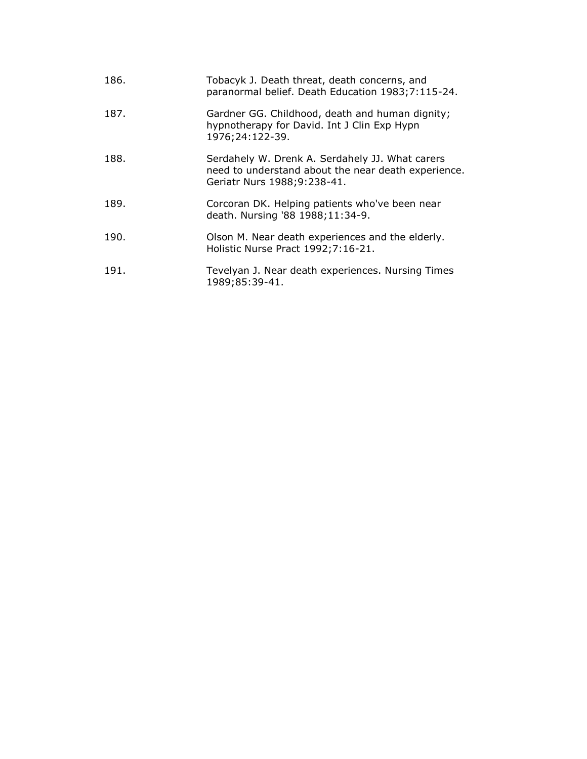186. Tobacyk J. Death threat, death concerns, and paranormal belief. Death Education 1983;7:115-24.

187. Gardner GG. Childhood, death and human dignity; hypnotherapy for David. Int J Clin Exp Hypn 1976;24:122-39.

188. Serdahely W. Drenk A. Serdahely JJ. What carers need to understand about the near death experience. Geriatr Nurs 1988;9:238-41.

189. Corcoran DK. Helping patients who've been near death. Nursing '88 1988;11:34-9.

190. Olson M. Near death experiences and the elderly. Holistic Nurse Pract 1992;7:16-21.

191. Tevelyan J. Near death experiences. Nursing Times 1989;85:39-41.